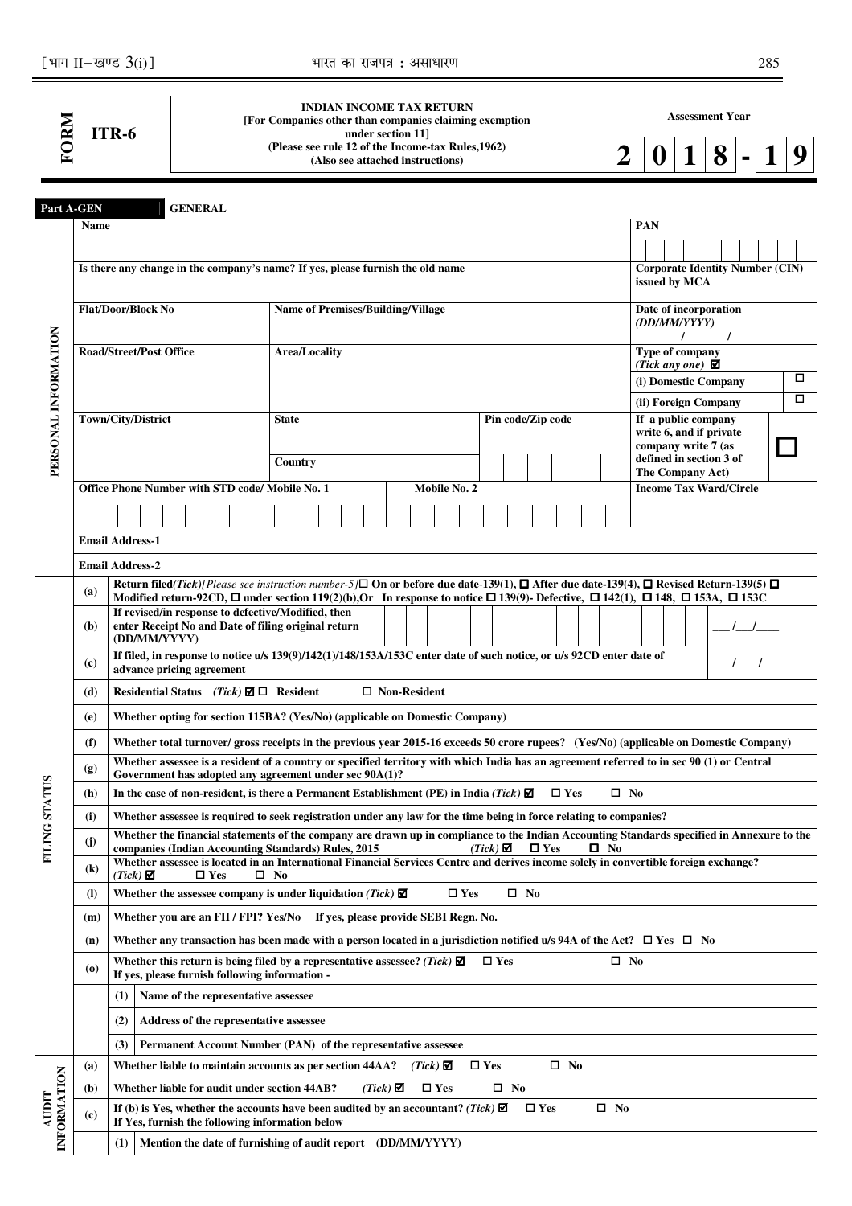# FORM ITR-6

**INDIAN INCOME TAX RETURN**
**[For Companies other than companies claiming exemption under section 11]**
**(Please see rule 12 of the Income-tax Rules,1962)**
**(Also see attached instructions)**

**Assessment Year** 2 0 1 8 - 1 9

## Part A-GEN GENERAL

### PERSONAL INFORMATION

| | | | |
|---|---|---|---|
| **Name** | | | **PAN** |
| **Is there any change in the company's name? If yes, please furnish the old name** | | | **Corporate Identity Number (CIN) issued by MCA** |
| **Flat/Door/Block No** | **Name of Premises/Building/Village** | | **Date of incorporation** *(DD/MM/YYYY)* / / |
| **Road/Street/Post Office** | **Area/Locality** | | **Type of company** *(Tick any one)* ☑ (i) Domestic Company ☐ (ii) Foreign Company ☐ |
| **Town/City/District** | **State** / **Country** | **Pin code/Zip code** | **If a public company write 6, and if private company write 7 (as defined in section 3 of The Company Act)** ☐ |
| **Office Phone Number with STD code/ Mobile No. 1** | | **Mobile No. 2** | **Income Tax Ward/Circle** |
| **Email Address-1** | | | |
| **Email Address-2** | | | |

### FILING STATUS

| | |
|---|---|
| (a) | **Return filed***(Tick)[Please see instruction number-5]* ☐ On or before due date-139(1), ☐ After due date-139(4), ☐ Revised Return-139(5) ☐ Modified return-92CD, ☐ under section 119(2)(b),Or In response to notice ☐ 139(9)- Defective, ☐ 142(1), ☐ 148, ☐ 153A, ☐ 153C |
| (b) | **If revised/in response to defective/Modified, then enter Receipt No and Date of filing original return (DD/MM/YYYY)** ___/___/____ |
| (c) | **If filed, in response to notice u/s 139(9)/142(1)/148/153A/153C enter date of such notice, or u/s 92CD enter date of advance pricing agreement** / / |
| (d) | **Residential Status** *(Tick)* ☑ ☐ **Resident** ☐ **Non-Resident** |
| (e) | **Whether opting for section 115BA? (Yes/No) (applicable on Domestic Company)** |
| (f) | **Whether total turnover/ gross receipts in the previous year 2015-16 exceeds 50 crore rupees? (Yes/No) (applicable on Domestic Company)** |
| (g) | **Whether assessee is a resident of a country or specified territory with which India has an agreement referred to in sec 90 (1) or Central Government has adopted any agreement under sec 90A(1)?** |
| (h) | **In the case of non-resident, is there a Permanent Establishment (PE) in India** *(Tick)* ☑ ☐ **Yes** ☐ **No** |
| (i) | **Whether assessee is required to seek registration under any law for the time being in force relating to companies?** |
| (j) | **Whether the financial statements of the company are drawn up in compliance to the Indian Accounting Standards specified in Annexure to the companies (Indian Accounting Standards) Rules, 2015** *(Tick)* ☑ ☐ **Yes** ☐ **No** |
| (k) | **Whether assessee is located in an International Financial Services Centre and derives income solely in convertible foreign exchange?** *(Tick)* ☑ ☐ **Yes** ☐ **No** |
| (l) | **Whether the assessee company is under liquidation** *(Tick)* ☑ ☐ **Yes** ☐ **No** |
| (m) | **Whether you are an FII / FPI? Yes/No If yes, please provide SEBI Regn. No.** |
| (n) | **Whether any transaction has been made with a person located in a jurisdiction notified u/s 94A of the Act?** ☐ **Yes** ☐ **No** |
| (o) | **Whether this return is being filed by a representative assessee?** *(Tick)* ☑ ☐ **Yes** ☐ **No** **If yes, please furnish following information -** |
| | (1) **Name of the representative assessee** |
| | (2) **Address of the representative assessee** |
| | (3) **Permanent Account Number (PAN) of the representative assessee** |

### AUDIT INFORMATION

| | |
|---|---|
| (a) | **Whether liable to maintain accounts as per section 44AA?** *(Tick)* ☑ ☐ **Yes** ☐ **No** |
| (b) | **Whether liable for audit under section 44AB?** *(Tick)* ☑ ☐ **Yes** ☐ **No** |
| (c) | **If (b) is Yes, whether the accounts have been audited by an accountant?** *(Tick)* ☑ ☐ **Yes** ☐ **No** **If Yes, furnish the following information below** |
| | (1) **Mention the date of furnishing of audit report (DD/MM/YYYY)** |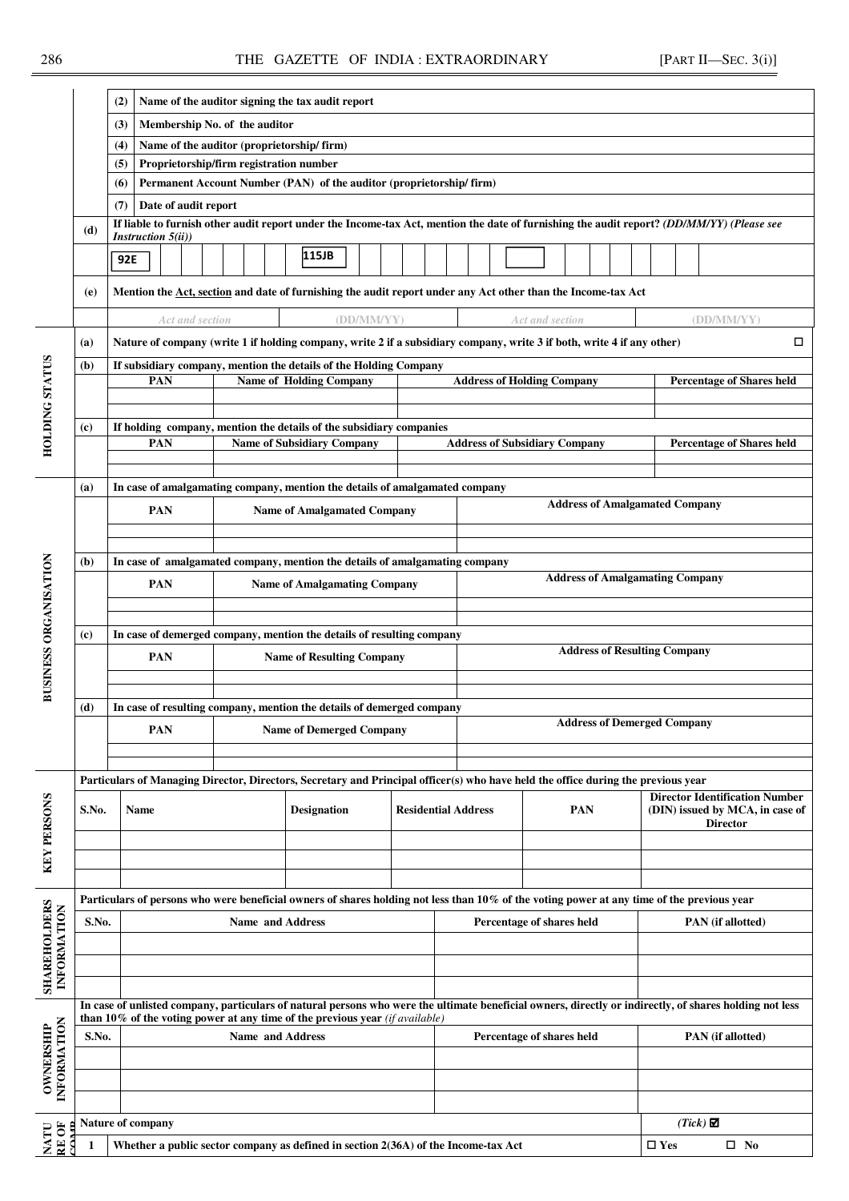| | | | |
|---|---|---|---|
| | (2) | Name of the auditor signing the tax audit report | |
| | (3) | Membership No. of the auditor | |
| | (4) | Name of the auditor (proprietorship/ firm) | |
| | (5) | Proprietorship/firm registration number | |
| | (6) | Permanent Account Number (PAN) of the auditor (proprietorship/ firm) | |
| | (7) | Date of audit report | |
| (d) | | If liable to furnish other audit report under the Income-tax Act, mention the date of furnishing the audit report? *(DD/MM/YY) (Please see Instruction 5(ii))* | |
| | | 92E | 115JB |
| (e) | | Mention the Act, section and date of furnishing the audit report under any Act other than the Income-tax Act | |

| *Act and section* | *(DD/MM/YY)* | *Act and section* | *(DD/MM/YY)* |
|---|---|---|---|
| | | | |

**HOLDING STATUS**

(a) Nature of company (write 1 if holding company, write 2 if a subsidiary company, write 3 if both, write 4 if any other) ☐

(b) If subsidiary company, mention the details of the Holding Company

| PAN | Name of Holding Company | Address of Holding Company | Percentage of Shares held |
|---|---|---|---|
| | | | |
| | | | |

(c) If holding company, mention the details of the subsidiary companies

| PAN | Name of Subsidiary Company | Address of Subsidiary Company | Percentage of Shares held |
|---|---|---|---|
| | | | |
| | | | |

**BUSINESS ORGANISATION**

(a) In case of amalgamating company, mention the details of amalgamated company

| PAN | Name of Amalgamated Company | Address of Amalgamated Company |
|---|---|---|
| | | |
| | | |

(b) In case of amalgamated company, mention the details of amalgamating company

| PAN | Name of Amalgamating Company | Address of Amalgamating Company |
|---|---|---|
| | | |
| | | |

(c) In case of demerged company, mention the details of resulting company

| PAN | Name of Resulting Company | Address of Resulting Company |
|---|---|---|
| | | |
| | | |

(d) In case of resulting company, mention the details of demerged company

| PAN | Name of Demerged Company | Address of Demerged Company |
|---|---|---|
| | | |
| | | |

**KEY PERSONS**

Particulars of Managing Director, Directors, Secretary and Principal officer(s) who have held the office during the previous year

| S.No. | Name | Designation | Residential Address | PAN | Director Identification Number (DIN) issued by MCA, in case of Director |
|---|---|---|---|---|---|
| | | | | | |
| | | | | | |
| | | | | | |

**SHAREHOLDERS INFORMATION**

Particulars of persons who were beneficial owners of shares holding not less than 10% of the voting power at any time of the previous year

| S.No. | Name and Address | Percentage of shares held | PAN (if allotted) |
|---|---|---|---|
| | | | |
| | | | |
| | | | |

**OWNERSHIP INFORMATION**

In case of unlisted company, particulars of natural persons who were the ultimate beneficial owners, directly or indirectly, of shares holding not less than 10% of the voting power at any time of the previous year *(if available)*

| S.No. | Name and Address | Percentage of shares held | PAN (if allotted) |
|---|---|---|---|
| | | | |
| | | | |
| | | | |

**NATURE OF COMPANY**

| | Nature of company | *(Tick)* ☑ |
|---|---|---|
| 1 | Whether a public sector company as defined in section 2(36A) of the Income-tax Act | ☐ Yes ☐ No |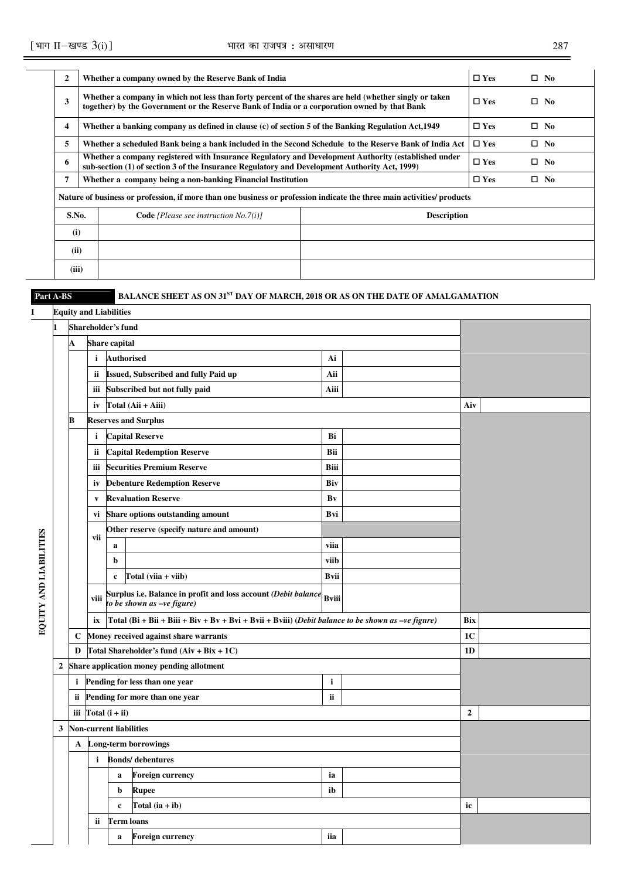| | | | |
|---|---|---|---|
| 2 | Whether a company owned by the Reserve Bank of India | ☐ Yes | ☐ No |
| 3 | Whether a company in which not less than forty percent of the shares are held (whether singly or taken together) by the Government or the Reserve Bank of India or a corporation owned by that Bank | ☐ Yes | ☐ No |
| 4 | Whether a banking company as defined in clause (c) of section 5 of the Banking Regulation Act,1949 | ☐ Yes | ☐ No |
| 5 | Whether a scheduled Bank being a bank included in the Second Schedule to the Reserve Bank of India Act | ☐ Yes | ☐ No |
| 6 | Whether a company registered with Insurance Regulatory and Development Authority (established under sub-section (1) of section 3 of the Insurance Regulatory and Development Authority Act, 1999) | ☐ Yes | ☐ No |
| 7 | Whether a company being a non-banking Financial Institution | ☐ Yes | ☐ No |

**Nature of business or profession, if more than one business or profession indicate the three main activities/ products**

| S.No. | Code *[Please see instruction No.7(i)]* | Description |
|---|---|---|
| (i) | | |
| (ii) | | |
| (iii) | | |

**Part A-BS — BALANCE SHEET AS ON 31ST DAY OF MARCH, 2018 OR AS ON THE DATE OF AMALGAMATION**

**EQUITY AND LIABILITIES**

| | | | | | | | |
|---|---|---|---|---|---|---|---|
| **I** | **Equity and Liabilities** | | | | | | |
| **1** | **Shareholder's fund** | | | | | | |
| | **A** | **Share capital** | | | | | |
| | | i | **Authorised** | Ai | | | |
| | | ii | **Issued, Subscribed and fully Paid up** | Aii | | | |
| | | iii | **Subscribed but not fully paid** | Aiii | | | |
| | | iv | **Total (Aii + Aiii)** | | | Aiv | |
| | **B** | **Reserves and Surplus** | | | | | |
| | | i | **Capital Reserve** | Bi | | | |
| | | ii | **Capital Redemption Reserve** | Bii | | | |
| | | iii | **Securities Premium Reserve** | Biii | | | |
| | | iv | **Debenture Redemption Reserve** | Biv | | | |
| | | v | **Revaluation Reserve** | Bv | | | |
| | | vi | **Share options outstanding amount** | Bvi | | | |
| | | vii | **Other reserve (specify nature and amount)** | | | | |
| | | | a | viia | | | |
| | | | b | viib | | | |
| | | | c **Total (viia + viib)** | Bvii | | | |
| | | viii | **Surplus i.e. Balance in profit and loss account** *(Debit balance to be shown as –ve figure)* | Bviii | | | |
| | | ix | **Total (Bi + Bii + Biii + Biv + Bv + Bvi + Bvii + Bviii)** *(Debit balance to be shown as –ve figure)* | | | Bix | |
| | **C** | **Money received against share warrants** | | | | 1C | |
| | **D** | **Total Shareholder's fund (Aiv + Bix + 1C)** | | | | 1D | |
| **2** | **Share application money pending allotment** | | | | | | |
| | i | **Pending for less than one year** | | i | | | |
| | ii | **Pending for more than one year** | | ii | | | |
| | iii | **Total (i + ii)** | | | | 2 | |
| **3** | **Non-current liabilities** | | | | | | |
| | **A** | **Long-term borrowings** | | | | | |
| | | i | **Bonds/ debentures** | | | | |
| | | | a **Foreign currency** | ia | | | |
| | | | b **Rupee** | ib | | | |
| | | | c **Total (ia + ib)** | | | ic | |
| | | ii | **Term loans** | | | | |
| | | | a **Foreign currency** | iia | | | |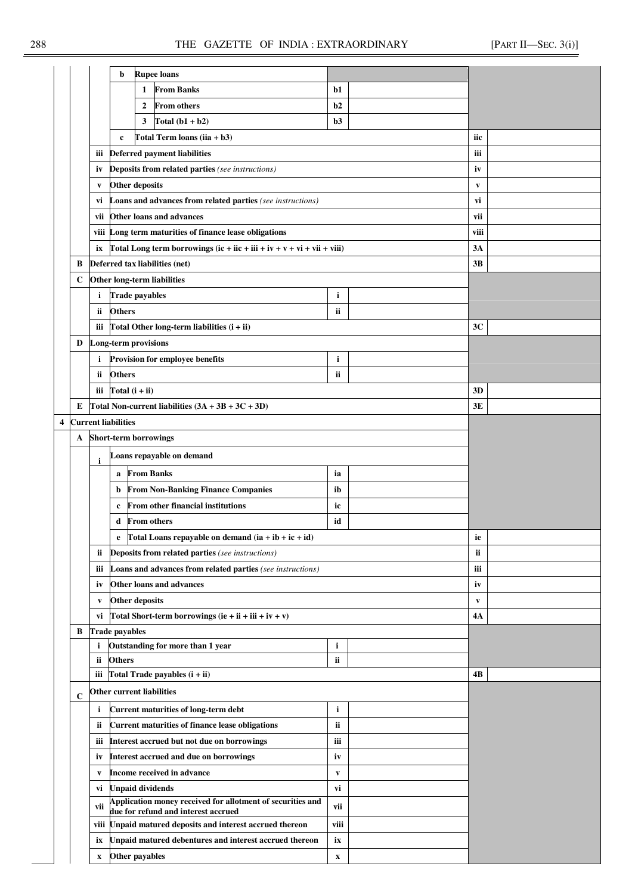| | | | | | | |
|---|---|---|---|---|---|---|
| | | b | **Rupee loans** | | | |
| | | | 1 **From Banks** | b1 | | |
| | | | 2 **From others** | b2 | | |
| | | | 3 **Total (b1 + b2)** | b3 | | |
| | | c | **Total Term loans (iia + b3)** | | iic | |
| | iii | **Deferred payment liabilities** | | | iii | |
| | iv | **Deposits from related parties** *(see instructions)* | | | iv | |
| | v | **Other deposits** | | | v | |
| | vi | **Loans and advances from related parties** *(see instructions)* | | | vi | |
| | vii | **Other loans and advances** | | | vii | |
| | viii | **Long term maturities of finance lease obligations** | | | viii | |
| | ix | **Total Long term borrowings (ic + iic + iii + iv + v + vi + vii + viii)** | | | 3A | |
| **B** | **Deferred tax liabilities (net)** | | | | 3B | |
| **C** | **Other long-term liabilities** | | | | | |
| | i | **Trade payables** | | i | | |
| | ii | **Others** | | ii | | |
| | iii | **Total Other long-term liabilities (i + ii)** | | | 3C | |
| **D** | **Long-term provisions** | | | | | |
| | i | **Provision for employee benefits** | | i | | |
| | ii | **Others** | | ii | | |
| | iii | **Total (i + ii)** | | | 3D | |
| **E** | **Total Non-current liabilities (3A + 3B + 3C + 3D)** | | | | 3E | |
| **4** | **Current liabilities** | | | | | |
| **A** | **Short-term borrowings** | | | | | |
| | i | **Loans repayable on demand** | | | | |
| | | a | **From Banks** | ia | | |
| | | b | **From Non-Banking Finance Companies** | ib | | |
| | | c | **From other financial institutions** | ic | | |
| | | d | **From others** | id | | |
| | | e | **Total Loans repayable on demand (ia + ib + ic + id)** | | ie | |
| | ii | **Deposits from related parties** *(see instructions)* | | | ii | |
| | iii | **Loans and advances from related parties** *(see instructions)* | | | iii | |
| | iv | **Other loans and advances** | | | iv | |
| | v | **Other deposits** | | | v | |
| | vi | **Total Short-term borrowings (ie + ii + iii + iv + v)** | | | 4A | |
| **B** | **Trade payables** | | | | | |
| | i | **Outstanding for more than 1 year** | | i | | |
| | ii | **Others** | | ii | | |
| | iii | **Total Trade payables (i + ii)** | | | 4B | |
| **C** | **Other current liabilities** | | | | | |
| | i | **Current maturities of long-term debt** | | i | | |
| | ii | **Current maturities of finance lease obligations** | | ii | | |
| | iii | **Interest accrued but not due on borrowings** | | iii | | |
| | iv | **Interest accrued and due on borrowings** | | iv | | |
| | v | **Income received in advance** | | v | | |
| | vi | **Unpaid dividends** | | vi | | |
| | vii | **Application money received for allotment of securities and due for refund and interest accrued** | | vii | | |
| | viii | **Unpaid matured deposits and interest accrued thereon** | | viii | | |
| | ix | **Unpaid matured debentures and interest accrued thereon** | | ix | | |
| | x | **Other payables** | | x | | |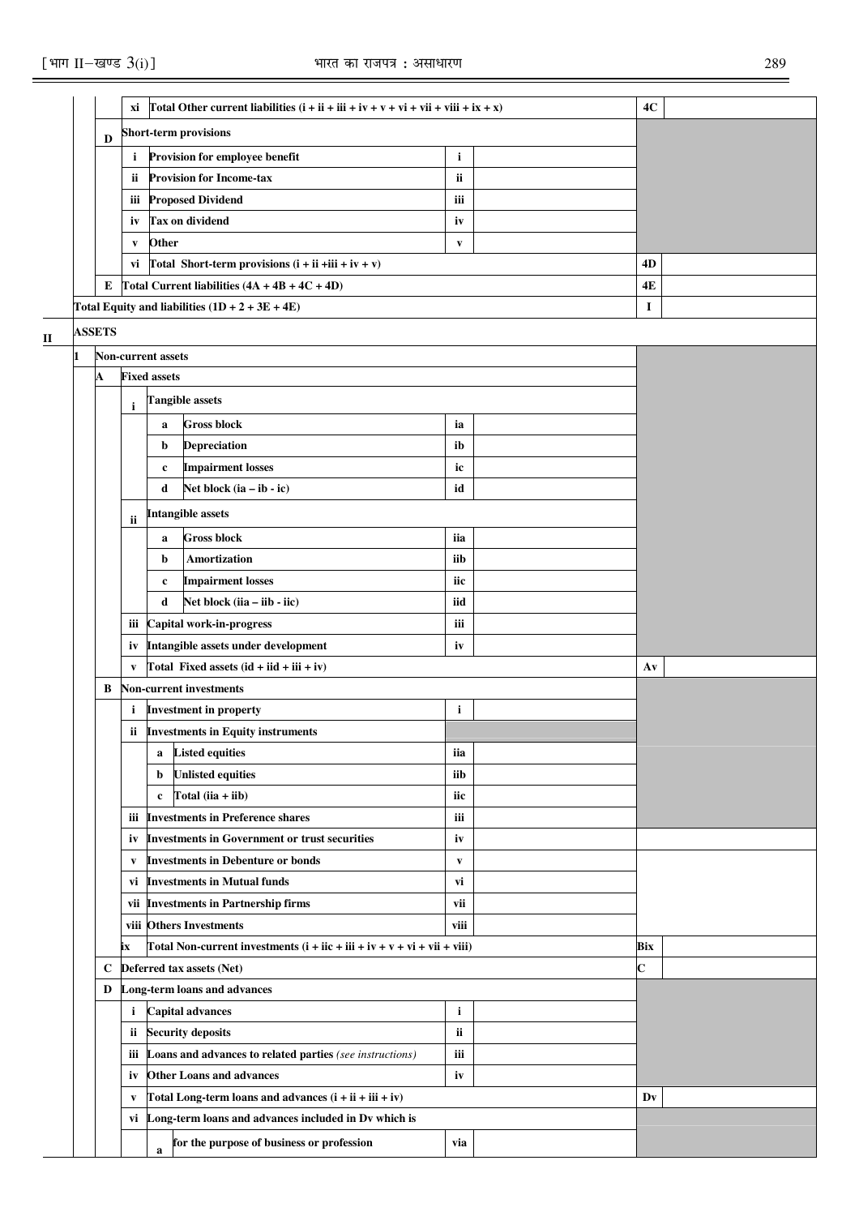| | | | | | | | |
|---|---|---|---|---|---|---|---|
| | | xi | Total Other current liabilities (i + ii + iii + iv + v + vi + vii + viii + ix + x) | | | 4C | |
| | D | | Short-term provisions | | | | |
| | | i | Provision for employee benefit | i | | | |
| | | ii | Provision for Income-tax | ii | | | |
| | | iii | Proposed Dividend | iii | | | |
| | | iv | Tax on dividend | iv | | | |
| | | v | Other | v | | | |
| | | vi | Total Short-term provisions (i + ii +iii + iv + v) | | | 4D | |
| | E | | Total Current liabilities (4A + 4B + 4C + 4D) | | | 4E | |
| | | | Total Equity and liabilities (1D + 2 + 3E + 4E) | | | I | |
| II | ASSETS | | | | | | |
| | 1 | | Non-current assets | | | | |
| | | A | Fixed assets | | | | |
| | | i | Tangible assets | | | | |
| | | | a Gross block | ia | | | |
| | | | b Depreciation | ib | | | |
| | | | c Impairment losses | ic | | | |
| | | | d Net block (ia – ib - ic) | id | | | |
| | | ii | Intangible assets | | | | |
| | | | a Gross block | iia | | | |
| | | | b Amortization | iib | | | |
| | | | c Impairment losses | iic | | | |
| | | | d Net block (iia – iib - iic) | iid | | | |
| | | iii | Capital work-in-progress | iii | | | |
| | | iv | Intangible assets under development | iv | | | |
| | | v | Total Fixed assets (id + iid + iii + iv) | | | Av | |
| | | B | Non-current investments | | | | |
| | | i | Investment in property | i | | | |
| | | ii | Investments in Equity instruments | | | | |
| | | | a Listed equities | iia | | | |
| | | | b Unlisted equities | iib | | | |
| | | | c Total (iia + iib) | iic | | | |
| | | iii | Investments in Preference shares | iii | | | |
| | | iv | Investments in Government or trust securities | iv | | | |
| | | v | Investments in Debenture or bonds | v | | | |
| | | vi | Investments in Mutual funds | vi | | | |
| | | vii | Investments in Partnership firms | vii | | | |
| | | viii | Others Investments | viii | | | |
| | | ix | Total Non-current investments (i + iic + iii + iv + v + vi + vii + viii) | | | Bix | |
| | | C | Deferred tax assets (Net) | | | C | |
| | | D | Long-term loans and advances | | | | |
| | | i | Capital advances | i | | | |
| | | ii | Security deposits | ii | | | |
| | | iii | Loans and advances to related parties *(see instructions)* | iii | | | |
| | | iv | Other Loans and advances | iv | | | |
| | | v | Total Long-term loans and advances (i + ii + iii + iv) | | | Dv | |
| | | vi | Long-term loans and advances included in Dv which is | | | | |
| | | | a for the purpose of business or profession | via | | | |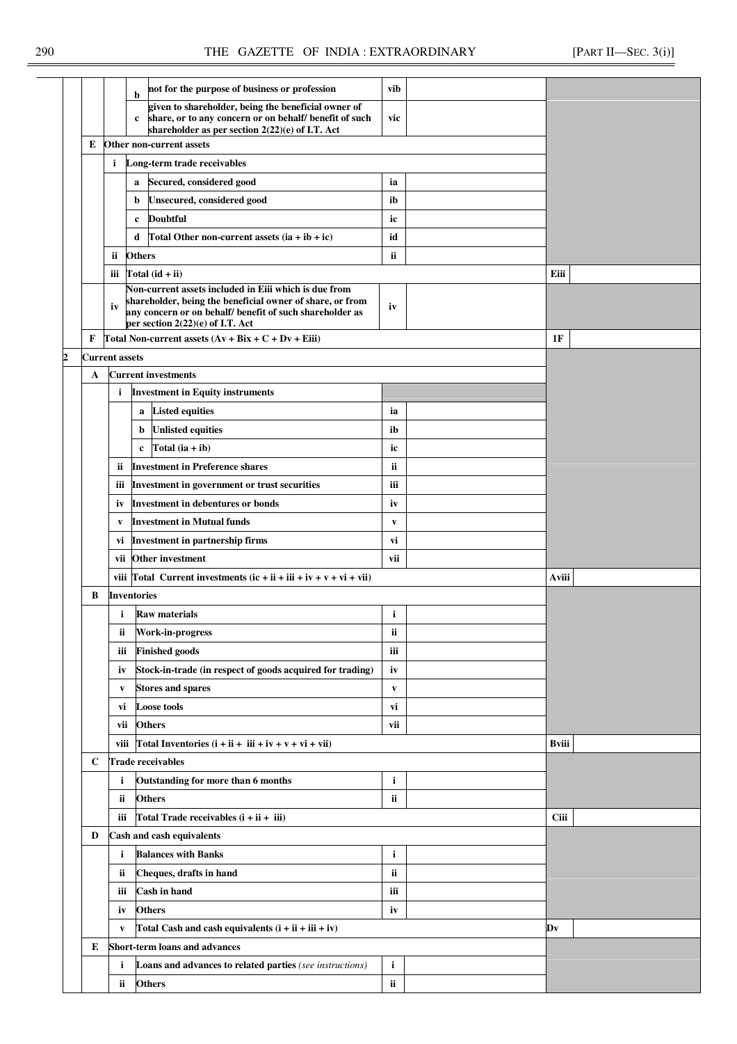| | | | | | | | |
|---|---|---|---|---|---|---|---|
| | | | b | not for the purpose of business or profession | vib | | |
| | | | c | given to shareholder, being the beneficial owner of share, or to any concern or on behalf/ benefit of such shareholder as per section 2(22)(e) of I.T. Act | vic | | |
| | E | Other non-current assets | | | | | |
| | | i | Long-term trade receivables | | | | |
| | | | a | Secured, considered good | ia | | |
| | | | b | Unsecured, considered good | ib | | |
| | | | c | Doubtful | ic | | |
| | | | d | Total Other non-current assets (ia + ib + ic) | id | | |
| | | ii | Others | | ii | | |
| | | iii | Total (id + ii) | | | | Eiii |
| | | iv | Non-current assets included in Eiii which is due from shareholder, being the beneficial owner of share, or from any concern or on behalf/ benefit of such shareholder as per section 2(22)(e) of I.T. Act | | iv | | |
| | F | Total Non-current assets (Av + Bix + C + Dv + Eiii) | | | | | 1F |
| 2 | Current assets | | | | | | |
| | A | Current investments | | | | | |
| | | i | Investment in Equity instruments | | | | |
| | | | a | Listed equities | ia | | |
| | | | b | Unlisted equities | ib | | |
| | | | c | Total (ia + ib) | ic | | |
| | | ii | Investment in Preference shares | | ii | | |
| | | iii | Investment in government or trust securities | | iii | | |
| | | iv | Investment in debentures or bonds | | iv | | |
| | | v | Investment in Mutual funds | | v | | |
| | | vi | Investment in partnership firms | | vi | | |
| | | vii | Other investment | | vii | | |
| | | viii | Total Current investments (ic + ii + iii + iv + v + vi + vii) | | | | Aviii |
| | B | Inventories | | | | | |
| | | i | Raw materials | | i | | |
| | | ii | Work-in-progress | | ii | | |
| | | iii | Finished goods | | iii | | |
| | | iv | Stock-in-trade (in respect of goods acquired for trading) | | iv | | |
| | | v | Stores and spares | | v | | |
| | | vi | Loose tools | | vi | | |
| | | vii | Others | | vii | | |
| | | viii | Total Inventories (i + ii + iii + iv + v + vi + vii) | | | | Bviii |
| | C | Trade receivables | | | | | |
| | | i | Outstanding for more than 6 months | | i | | |
| | | ii | Others | | ii | | |
| | | iii | Total Trade receivables (i + ii + iii) | | | | Ciii |
| | D | Cash and cash equivalents | | | | | |
| | | i | Balances with Banks | | i | | |
| | | ii | Cheques, drafts in hand | | ii | | |
| | | iii | Cash in hand | | iii | | |
| | | iv | Others | | iv | | |
| | | v | Total Cash and cash equivalents (i + ii + iii + iv) | | | | Dv |
| | E | Short-term loans and advances | | | | | |
| | | i | Loans and advances to related parties *(see instructions)* | | i | | |
| | | ii | Others | | ii | | |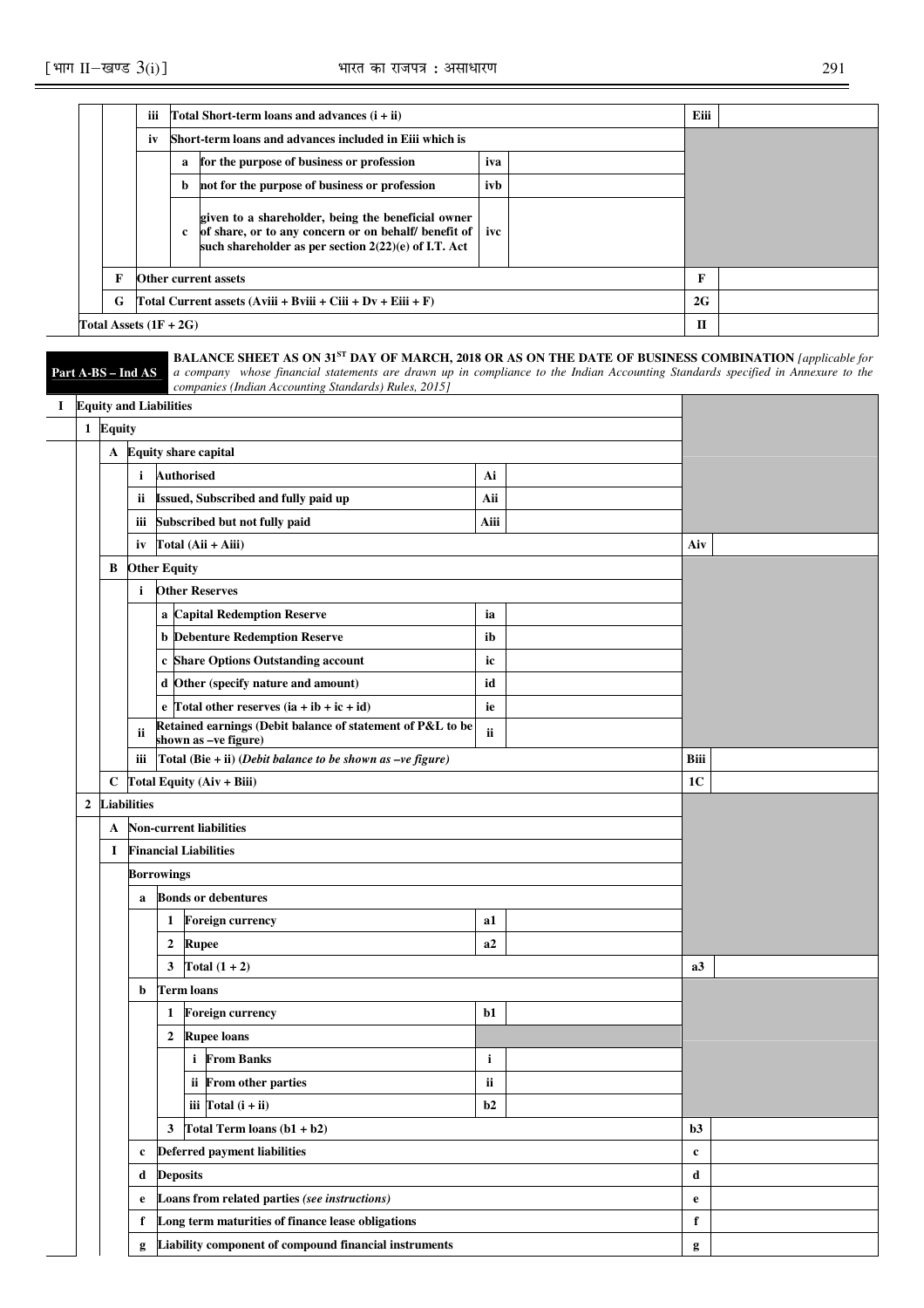| | | | | | | |
|---|---|---|---|---|---|---|
| | iii | Total Short-term loans and advances (i + ii) | | | Eiii | |
| | iv | Short-term loans and advances included in Eiii which is | | | | |
| | | a | for the purpose of business or profession | iva | | |
| | | b | not for the purpose of business or profession | ivb | | |
| | | c | given to a shareholder, being the beneficial owner of share, or to any concern or on behalf/ benefit of such shareholder as per section 2(22)(e) of I.T. Act | ivc | | |
| F | Other current assets | | | | F | |
| G | Total Current assets (Aviii + Bviii + Ciii + Dv + Eiii + F) | | | | 2G | |
| Total Assets (1F + 2G) | | | | | II | |

**Part A-BS – Ind AS** **BALANCE SHEET AS ON 31[ST] DAY OF MARCH, 2018 OR AS ON THE DATE OF BUSINESS COMBINATION** *[applicable for a company whose financial statements are drawn up in compliance to the Indian Accounting Standards specified in Annexure to the companies (Indian Accounting Standards) Rules, 2015]*

| | | | | | | |
|---|---|---|---|---|---|---|
| **I** | **Equity and Liabilities** | | | | | |
| **1** | **Equity** | | | | | |
| **A** | **Equity share capital** | | | | | |
| | i | Authorised | | Ai | | |
| | ii | Issued, Subscribed and fully paid up | | Aii | | |
| | iii | Subscribed but not fully paid | | Aiii | | |
| | iv | Total (Aii + Aiii) | | | Aiv | |
| **B** | **Other Equity** | | | | | |
| | i | Other Reserves | | | | |
| | | a | Capital Redemption Reserve | ia | | |
| | | b | Debenture Redemption Reserve | ib | | |
| | | c | Share Options Outstanding account | ic | | |
| | | d | Other (specify nature and amount) | id | | |
| | | e | Total other reserves (ia + ib + ic + id) | ie | | |
| | ii | Retained earnings (Debit balance of statement of P&L to be shown as –ve figure) | | ii | | |
| | iii | Total (Bie + ii) *(Debit balance to be shown as –ve figure)* | | | Biii | |
| **C** | **Total Equity (Aiv + Biii)** | | | | 1C | |
| **2** | **Liabilities** | | | | | |
| **A** | **Non-current liabilities** | | | | | |
| **I** | **Financial Liabilities** | | | | | |
| | Borrowings | | | | | |
| | a | Bonds or debentures | | | | |
| | | 1 | Foreign currency | a1 | | |
| | | 2 | Rupee | a2 | | |
| | | 3 | Total (1 + 2) | | a3 | |
| | b | Term loans | | | | |
| | | 1 | Foreign currency | b1 | | |
| | | 2 | Rupee loans | | | |
| | | | i From Banks | i | | |
| | | | ii From other parties | ii | | |
| | | | iii Total (i + ii) | b2 | | |
| | | 3 | Total Term loans (b1 + b2) | | b3 | |
| | c | Deferred payment liabilities | | | c | |
| | d | Deposits | | | d | |
| | e | Loans from related parties *(see instructions)* | | | e | |
| | f | Long term maturities of finance lease obligations | | | f | |
| | g | Liability component of compound financial instruments | | | g | |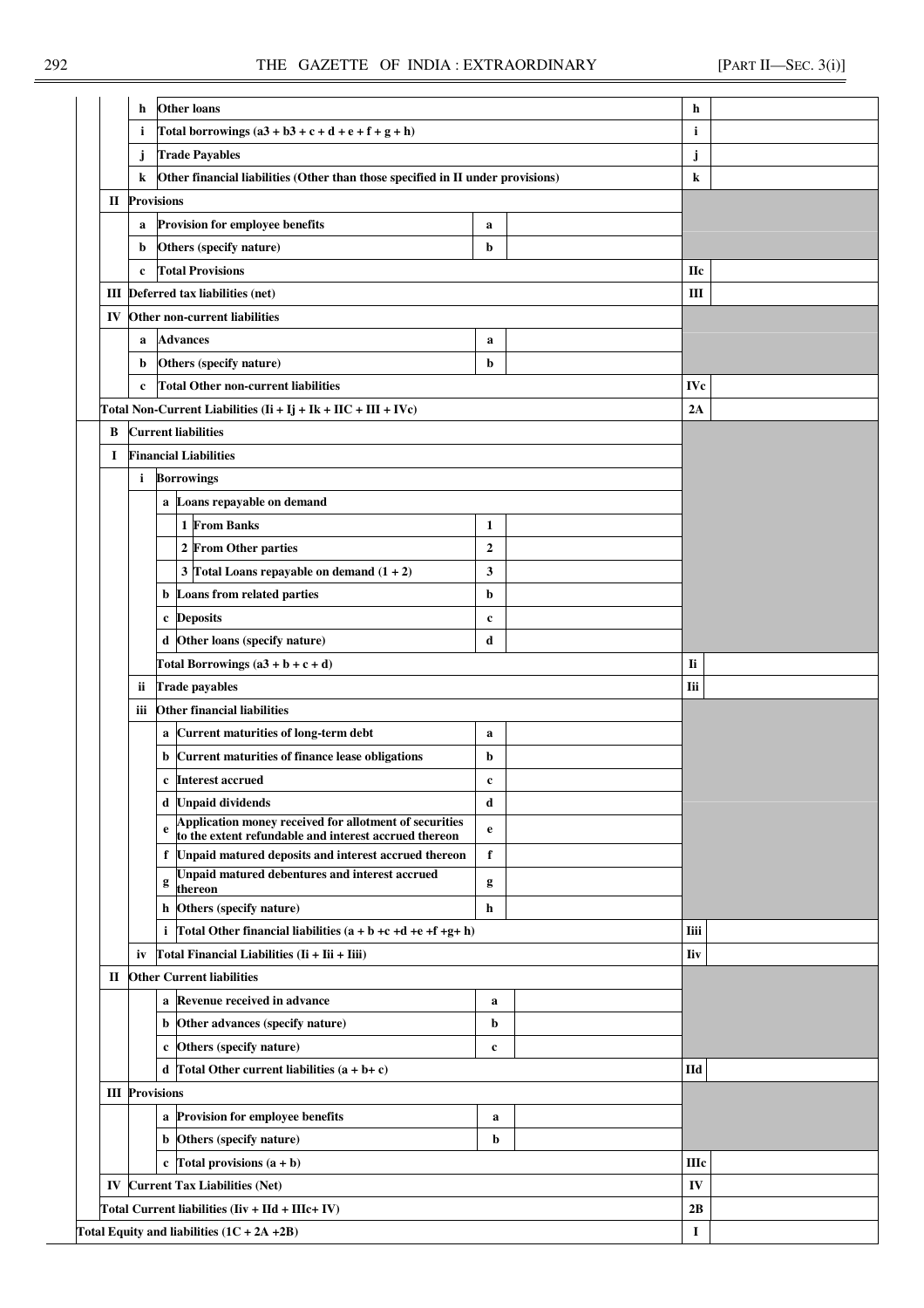| | | | | | | | |
|---|---|---|---|---|---|---|---|
| | h | Other loans | | | | h | |
| | i | Total borrowings (a3 + b3 + c + d + e + f + g + h) | | | | i | |
| | j | Trade Payables | | | | j | |
| | k | Other financial liabilities (Other than those specified in II under provisions) | | | | k | |
| II | Provisions | | | | | | |
| | a | Provision for employee benefits | | a | | | |
| | b | Others (specify nature) | | b | | | |
| | c | Total Provisions | | | | IIc | |
| III | Deferred tax liabilities (net) | | | | | III | |
| IV | Other non-current liabilities | | | | | | |
| | a | Advances | | a | | | |
| | b | Others (specify nature) | | b | | | |
| | c | Total Other non-current liabilities | | | | IVc | |
| Total Non-Current Liabilities (Ii + Ij + Ik + IIC + III + IVc) | | | | | | 2A | |
| B | Current liabilities | | | | | | |
| I | Financial Liabilities | | | | | | |
| | i | Borrowings | | | | | |
| | | a | Loans repayable on demand | | | | |
| | | | 1 From Banks | 1 | | | |
| | | | 2 From Other parties | 2 | | | |
| | | | 3 Total Loans repayable on demand (1 + 2) | 3 | | | |
| | | b | Loans from related parties | b | | | |
| | | c | Deposits | c | | | |
| | | d | Other loans (specify nature) | d | | | |
| | | Total Borrowings (a3 + b + c + d) | | | | Ii | |
| | ii | Trade payables | | | | Iii | |
| | iii | Other financial liabilities | | | | | |
| | | a | Current maturities of long-term debt | a | | | |
| | | b | Current maturities of finance lease obligations | b | | | |
| | | c | Interest accrued | c | | | |
| | | d | Unpaid dividends | d | | | |
| | | e | Application money received for allotment of securities to the extent refundable and interest accrued thereon | e | | | |
| | | f | Unpaid matured deposits and interest accrued thereon | f | | | |
| | | g | Unpaid matured debentures and interest accrued thereon | g | | | |
| | | h | Others (specify nature) | h | | | |
| | | i | Total Other financial liabilities (a + b +c +d +e +f +g+ h) | | | Iiii | |
| | iv | Total Financial Liabilities (Ii + Iii + Iiii) | | | | Iiv | |
| II | Other Current liabilities | | | | | | |
| | | a | Revenue received in advance | a | | | |
| | | b | Other advances (specify nature) | b | | | |
| | | c | Others (specify nature) | c | | | |
| | | d | Total Other current liabilities (a + b+ c) | | | IId | |
| III | Provisions | | | | | | |
| | | a | Provision for employee benefits | a | | | |
| | | b | Others (specify nature) | b | | | |
| | | c | Total provisions (a + b) | | | IIIc | |
| IV | Current Tax Liabilities (Net) | | | | | IV | |
| Total Current liabilities (Iiv + IId + IIIc+ IV) | | | | | | 2B | |
| Total Equity and liabilities (1C + 2A +2B) | | | | | | I | |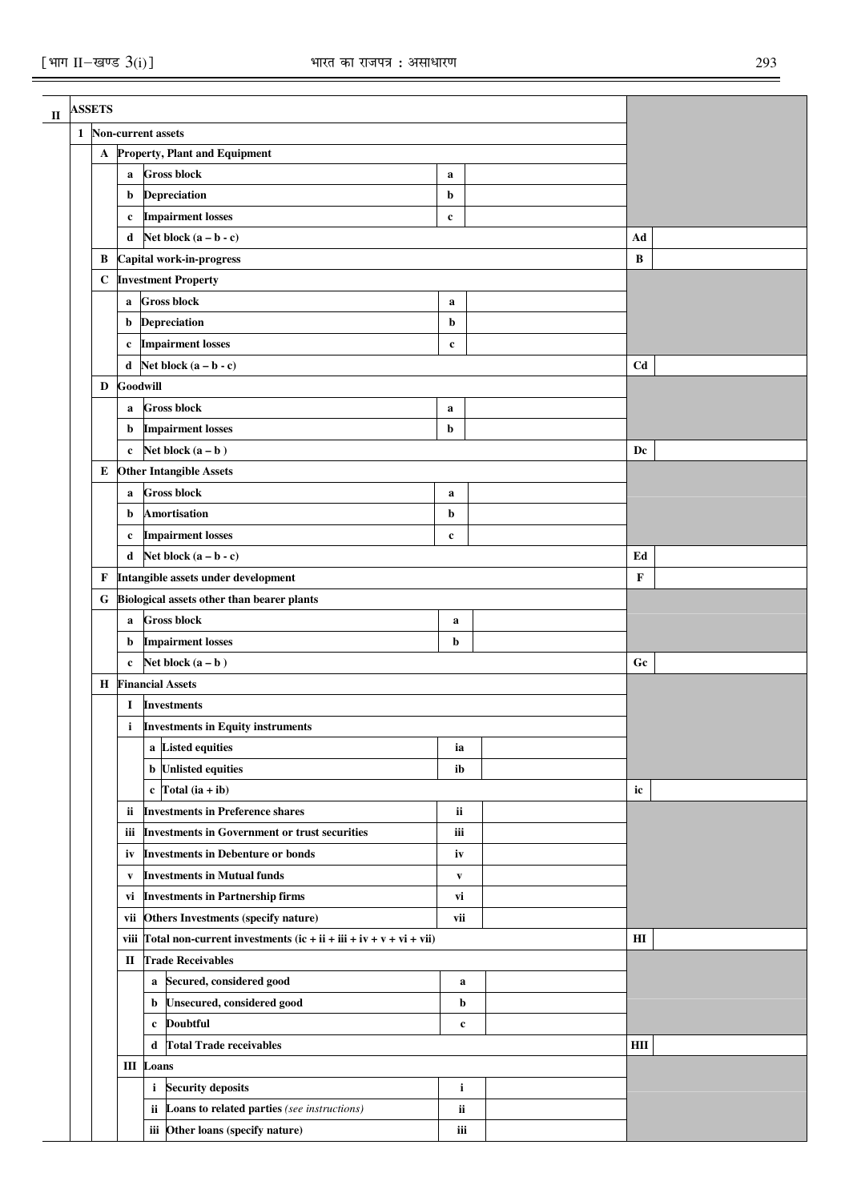| | | | | | | | | |
|---|---|---|---|---|---|---|---|---|
| **II** | **ASSETS** | | | | | | | |
| | **1** | **Non-current assets** | | | | | | |
| | | **A** | **Property, Plant and Equipment** | | | | | |
| | | | **a** | **Gross block** | **a** | | | |
| | | | **b** | **Depreciation** | **b** | | | |
| | | | **c** | **Impairment losses** | **c** | | | |
| | | | **d** | **Net block (a – b - c)** | | | **Ad** | |
| | | **B** | **Capital work-in-progress** | | | | **B** | |
| | | **C** | **Investment Property** | | | | | |
| | | | **a** | **Gross block** | **a** | | | |
| | | | **b** | **Depreciation** | **b** | | | |
| | | | **c** | **Impairment losses** | **c** | | | |
| | | | **d** | **Net block (a – b - c)** | | | **Cd** | |
| | | **D** | **Goodwill** | | | | | |
| | | | **a** | **Gross block** | **a** | | | |
| | | | **b** | **Impairment losses** | **b** | | | |
| | | | **c** | **Net block (a – b )** | | | **Dc** | |
| | | **E** | **Other Intangible Assets** | | | | | |
| | | | **a** | **Gross block** | **a** | | | |
| | | | **b** | **Amortisation** | **b** | | | |
| | | | **c** | **Impairment losses** | **c** | | | |
| | | | **d** | **Net block (a – b - c)** | | | **Ed** | |
| | | **F** | **Intangible assets under development** | | | | **F** | |
| | | **G** | **Biological assets other than bearer plants** | | | | | |
| | | | **a** | **Gross block** | **a** | | | |
| | | | **b** | **Impairment losses** | **b** | | | |
| | | | **c** | **Net block (a – b )** | | | **Gc** | |
| | | **H** | **Financial Assets** | | | | | |
| | | | **I** | **Investments** | | | | |
| | | | **i** | **Investments in Equity instruments** | | | | |
| | | | | **a** Listed equities | **ia** | | | |
| | | | | **b** Unlisted equities | **ib** | | | |
| | | | | **c** Total (ia + ib) | | | **ic** | |
| | | | **ii** | **Investments in Preference shares** | **ii** | | | |
| | | | **iii** | **Investments in Government or trust securities** | **iii** | | | |
| | | | **iv** | **Investments in Debenture or bonds** | **iv** | | | |
| | | | **v** | **Investments in Mutual funds** | **v** | | | |
| | | | **vi** | **Investments in Partnership firms** | **vi** | | | |
| | | | **vii** | **Others Investments (specify nature)** | **vii** | | | |
| | | | **viii** | **Total non-current investments (ic + ii + iii + iv + v + vi + vii)** | | | **HI** | |
| | | | **II** | **Trade Receivables** | | | | |
| | | | | **a** Secured, considered good | **a** | | | |
| | | | | **b** Unsecured, considered good | **b** | | | |
| | | | | **c** Doubtful | **c** | | | |
| | | | | **d** Total Trade receivables | | | **HII** | |
| | | | **III** | **Loans** | | | | |
| | | | | **i** Security deposits | **i** | | | |
| | | | | **ii** Loans to related parties *(see instructions)* | **ii** | | | |
| | | | | **iii** Other loans (specify nature) | **iii** | | | |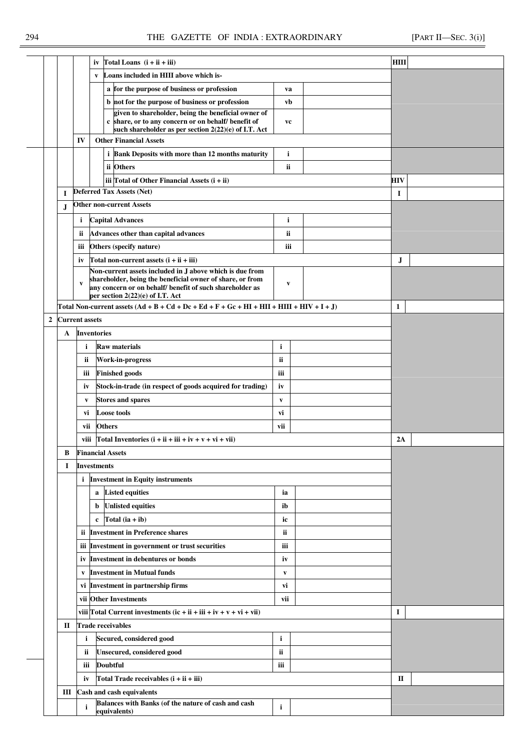| | | | | Description | Code | Value | Total Code | Total |
|---|---|---|---|---|---|---|---|---|
| | | | iv | Total Loans (i + ii + iii) | | | HIII | |
| | | | v | Loans included in HIII above which is- | | | | |
| | | | | a for the purpose of business or profession | va | | | |
| | | | | b not for the purpose of business or profession | vb | | | |
| | | | | c given to shareholder, being the beneficial owner of share, or to any concern or on behalf/ benefit of such shareholder as per section 2(22)(e) of I.T. Act | vc | | | |
| | | IV | | Other Financial Assets | | | | |
| | | | | i Bank Deposits with more than 12 months maturity | i | | | |
| | | | | ii Others | ii | | | |
| | | | | iii Total of Other Financial Assets (i + ii) | | | HIV | |
| | I | | | Deferred Tax Assets (Net) | | | I | |
| | J | | | Other non-current Assets | | | | |
| | | i | | Capital Advances | i | | | |
| | | ii | | Advances other than capital advances | ii | | | |
| | | iii | | Others (specify nature) | iii | | | |
| | | iv | | Total non-current assets (i + ii + iii) | | | J | |
| | | v | | Non-current assets included in J above which is due from shareholder, being the beneficial owner of share, or from any concern or on behalf/ benefit of such shareholder as per section 2(22)(e) of I.T. Act | v | | | |
| | | | | Total Non-current assets (Ad + B + Cd + Dc + Ed + F + Gc + HI + HII + HIII + HIV + I + J) | | | 1 | |
| 2 | | | | Current assets | | | | |
| | A | | | Inventories | | | | |
| | | i | | Raw materials | i | | | |
| | | ii | | Work-in-progress | ii | | | |
| | | iii | | Finished goods | iii | | | |
| | | iv | | Stock-in-trade (in respect of goods acquired for trading) | iv | | | |
| | | v | | Stores and spares | v | | | |
| | | vi | | Loose tools | vi | | | |
| | | vii | | Others | vii | | | |
| | | viii | | Total Inventories (i + ii + iii + iv + v + vi + vii) | | | 2A | |
| | B | | | Financial Assets | | | | |
| | I | | | Investments | | | | |
| | | i | | Investment in Equity instruments | | | | |
| | | | a | Listed equities | ia | | | |
| | | | b | Unlisted equities | ib | | | |
| | | | c | Total (ia + ib) | ic | | | |
| | | ii | | Investment in Preference shares | ii | | | |
| | | iii | | Investment in government or trust securities | iii | | | |
| | | iv | | Investment in debentures or bonds | iv | | | |
| | | v | | Investment in Mutual funds | v | | | |
| | | vi | | Investment in partnership firms | vi | | | |
| | | vii | | Other Investments | vii | | | |
| | | viii | | Total Current investments (ic + ii + iii + iv + v + vi + vii) | | | I | |
| | II | | | Trade receivables | | | | |
| | | i | | Secured, considered good | i | | | |
| | | ii | | Unsecured, considered good | ii | | | |
| | | iii | | Doubtful | iii | | | |
| | | iv | | Total Trade receivables (i + ii + iii) | | | II | |
| | III | | | Cash and cash equivalents | | | | |
| | | i | | Balances with Banks (of the nature of cash and cash equivalents) | i | | | |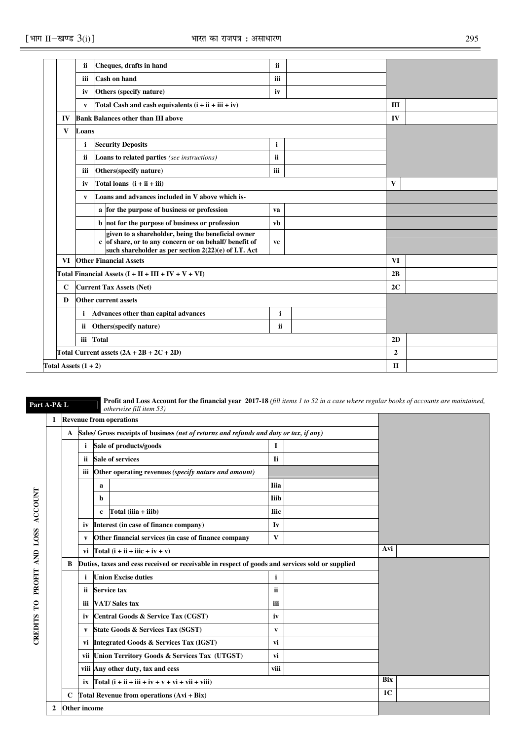| | | | | | | | |
|---|---|---|---|---|---|---|---|
| | | ii | Cheques, drafts in hand | ii | | | |
| | | iii | Cash on hand | iii | | | |
| | | iv | Others (specify nature) | iv | | | |
| | | v | Total Cash and cash equivalents (i + ii + iii + iv) | | | III | |
| | IV | Bank Balances other than III above | | | | IV | |
| | V | Loans | | | | | |
| | | i | Security Deposits | i | | | |
| | | ii | Loans to related parties *(see instructions)* | ii | | | |
| | | iii | Others(specify nature) | iii | | | |
| | | iv | Total loans (i + ii + iii) | | | V | |
| | | v | Loans and advances included in V above which is- | | | | |
| | | | a for the purpose of business or profession | va | | | |
| | | | b not for the purpose of business or profession | vb | | | |
| | | | c given to a shareholder, being the beneficial owner of share, or to any concern or on behalf/ benefit of such shareholder as per section 2(22)(e) of I.T. Act | vc | | | |
| | VI | Other Financial Assets | | | | VI | |
| | Total Financial Assets (I + II + III + IV + V + VI) | | | | | 2B | |
| | C | Current Tax Assets (Net) | | | | 2C | |
| | D | Other current assets | | | | | |
| | | i | Advances other than capital advances | i | | | |
| | | ii | Others(specify nature) | ii | | | |
| | | iii | Total | | | 2D | |
| | Total Current assets (2A + 2B + 2C + 2D) | | | | | 2 | |
| Total Assets (1 + 2) | | | | | | II | |

**Part A-P& L** **Profit and Loss Account for the financial year 2017-18** *(fill items 1 to 52 in a case where regular books of accounts are maintained, otherwise fill item 53)*

**CREDITS TO PROFIT AND LOSS ACCOUNT**

| | | | | | | | |
|---|---|---|---|---|---|---|---|
| 1 | Revenue from operations | | | | | | |
| | A | Sales/ Gross receipts of business *(net of returns and refunds and duty or tax, if any)* | | | | | |
| | | i | Sale of products/goods | I | | | |
| | | ii | Sale of services | Ii | | | |
| | | iii | Other operating revenues *(specify nature and amount)* | | | | |
| | | | a | Iiia | | | |
| | | | b | Iiib | | | |
| | | | c Total (iiia + iiib) | Iiic | | | |
| | | iv | Interest (in case of finance company) | Iv | | | |
| | | v | Other financial services (in case of finance company | V | | | |
| | | vi | Total (i + ii + iiic + iv + v) | | | Avi | |
| | B | Duties, taxes and cess received or receivable in respect of goods and services sold or supplied | | | | | |
| | | i | Union Excise duties | i | | | |
| | | ii | Service tax | ii | | | |
| | | iii | VAT/ Sales tax | iii | | | |
| | | iv | Central Goods & Service Tax (CGST) | iv | | | |
| | | v | State Goods & Services Tax (SGST) | v | | | |
| | | vi | Integrated Goods & Services Tax (IGST) | vi | | | |
| | | vii | Union Territory Goods & Services Tax (UTGST) | vi | | | |
| | | viii | Any other duty, tax and cess | viii | | | |
| | | ix | Total (i + ii + iii + iv + v + vi + vii + viii) | | | Bix | |
| | C | Total Revenue from operations (Avi + Bix) | | | | 1C | |
| 2 | Other income | | | | | | |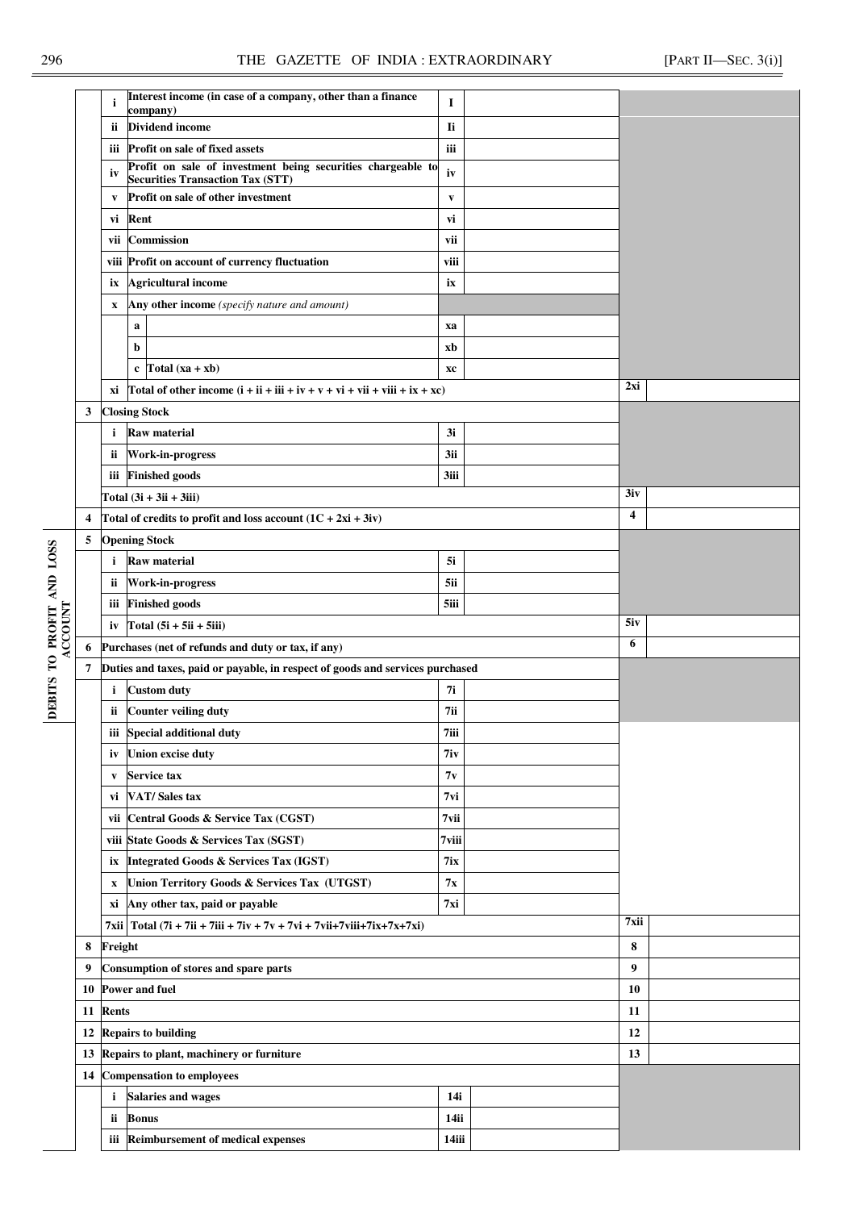| | | | | | | | |
|---|---|---|---|---|---|---|---|
| | | i | Interest income (in case of a company, other than a finance company) | I | | | |
| | | ii | Dividend income | Ii | | | |
| | | iii | Profit on sale of fixed assets | iii | | | |
| | | iv | Profit on sale of investment being securities chargeable to Securities Transaction Tax (STT) | iv | | | |
| | | v | Profit on sale of other investment | v | | | |
| | | vi | Rent | vi | | | |
| | | vii | Commission | vii | | | |
| | | viii | Profit on account of currency fluctuation | viii | | | |
| | | ix | Agricultural income | ix | | | |
| | | x | Any other income *(specify nature and amount)* | | | | |
| | | | a | xa | | | |
| | | | b | xb | | | |
| | | | c Total (xa + xb) | xc | | | |
| | | xi | Total of other income (i + ii + iii + iv + v + vi + vii + viii + ix + xc) | | | 2xi | |
| | 3 | | Closing Stock | | | | |
| | | i | Raw material | 3i | | | |
| | | ii | Work-in-progress | 3ii | | | |
| | | iii | Finished goods | 3iii | | | |
| | | | Total (3i + 3ii + 3iii) | | | 3iv | |
| | 4 | | Total of credits to profit and loss account (1C + 2xi + 3iv) | | | 4 | |
| DEBITS TO PROFIT AND LOSS ACCOUNT | 5 | | Opening Stock | | | | |
| | | i | Raw material | 5i | | | |
| | | ii | Work-in-progress | 5ii | | | |
| | | iii | Finished goods | 5iii | | | |
| | | iv | Total (5i + 5ii + 5iii) | | | 5iv | |
| | 6 | | Purchases (net of refunds and duty or tax, if any) | | | 6 | |
| | 7 | | Duties and taxes, paid or payable, in respect of goods and services purchased | | | | |
| | | i | Custom duty | 7i | | | |
| | | ii | Counter veiling duty | 7ii | | | |
| | | iii | Special additional duty | 7iii | | | |
| | | iv | Union excise duty | 7iv | | | |
| | | v | Service tax | 7v | | | |
| | | vi | VAT/ Sales tax | 7vi | | | |
| | | vii | Central Goods & Service Tax (CGST) | 7vii | | | |
| | | viii | State Goods & Services Tax (SGST) | 7viii | | | |
| | | ix | Integrated Goods & Services Tax (IGST) | 7ix | | | |
| | | x | Union Territory Goods & Services Tax (UTGST) | 7x | | | |
| | | xi | Any other tax, paid or payable | 7xi | | | |
| | | 7xii | Total (7i + 7ii + 7iii + 7iv + 7v + 7vi + 7vii+7viii+7ix+7x+7xi) | | | 7xii | |
| | 8 | | Freight | | | 8 | |
| | 9 | | Consumption of stores and spare parts | | | 9 | |
| | 10 | | Power and fuel | | | 10 | |
| | 11 | | Rents | | | 11 | |
| | 12 | | Repairs to building | | | 12 | |
| | 13 | | Repairs to plant, machinery or furniture | | | 13 | |
| | 14 | | Compensation to employees | | | | |
| | | i | Salaries and wages | 14i | | | |
| | | ii | Bonus | 14ii | | | |
| | | iii | Reimbursement of medical expenses | 14iii | | | |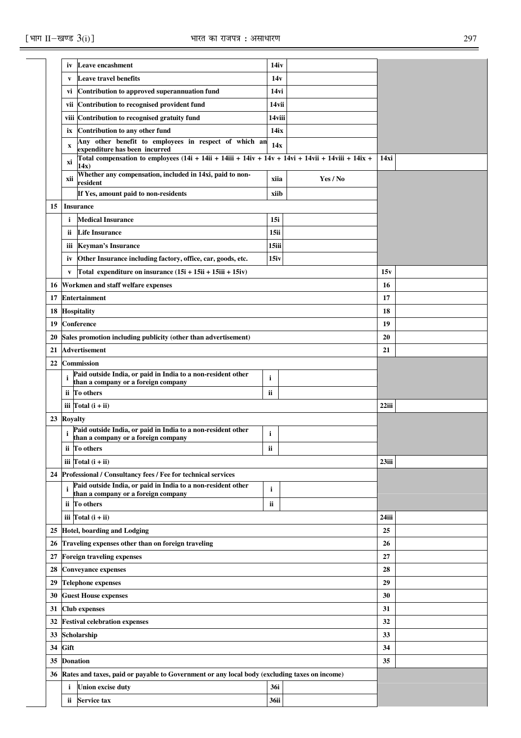| | | | | | | |
|---|---|---|---|---|---|---|
| | iv | Leave encashment | 14iv | | | |
| | v | Leave travel benefits | 14v | | | |
| | vi | Contribution to approved superannuation fund | 14vi | | | |
| | vii | Contribution to recognised provident fund | 14vii | | | |
| | viii | Contribution to recognised gratuity fund | 14viii | | | |
| | ix | Contribution to any other fund | 14ix | | | |
| | x | Any other benefit to employees in respect of which an expenditure has been incurred | 14x | | | |
| | xi | Total compensation to employees (14i + 14ii + 14iii + 14iv + 14v + 14vi + 14vii + 14viii + 14ix + 14x) | | | 14xi | |
| | xii | Whether any compensation, included in 14xi, paid to non-resident | xiia | Yes / No | | |
| | | If Yes, amount paid to non-residents | xiib | | | |
| 15 | | Insurance | | | | |
| | i | Medical Insurance | 15i | | | |
| | ii | Life Insurance | 15ii | | | |
| | iii | Keyman's Insurance | 15iii | | | |
| | iv | Other Insurance including factory, office, car, goods, etc. | 15iv | | | |
| | v | Total expenditure on insurance (15i + 15ii + 15iii + 15iv) | | | 15v | |
| 16 | | Workmen and staff welfare expenses | | | 16 | |
| 17 | | Entertainment | | | 17 | |
| 18 | | Hospitality | | | 18 | |
| 19 | | Conference | | | 19 | |
| 20 | | Sales promotion including publicity (other than advertisement) | | | 20 | |
| 21 | | Advertisement | | | 21 | |
| 22 | | Commission | | | | |
| | i | Paid outside India, or paid in India to a non-resident other than a company or a foreign company | i | | | |
| | ii | To others | ii | | | |
| | iii | Total (i + ii) | | | 22iii | |
| 23 | | Royalty | | | | |
| | i | Paid outside India, or paid in India to a non-resident other than a company or a foreign company | i | | | |
| | ii | To others | ii | | | |
| | iii | Total (i + ii) | | | 23iii | |
| 24 | | Professional / Consultancy fees / Fee for technical services | | | | |
| | i | Paid outside India, or paid in India to a non-resident other than a company or a foreign company | i | | | |
| | ii | To others | ii | | | |
| | iii | Total (i + ii) | | | 24iii | |
| 25 | | Hotel, boarding and Lodging | | | 25 | |
| 26 | | Traveling expenses other than on foreign traveling | | | 26 | |
| 27 | | Foreign traveling expenses | | | 27 | |
| 28 | | Conveyance expenses | | | 28 | |
| 29 | | Telephone expenses | | | 29 | |
| 30 | | Guest House expenses | | | 30 | |
| 31 | | Club expenses | | | 31 | |
| 32 | | Festival celebration expenses | | | 32 | |
| 33 | | Scholarship | | | 33 | |
| 34 | | Gift | | | 34 | |
| 35 | | Donation | | | 35 | |
| 36 | | Rates and taxes, paid or payable to Government or any local body (excluding taxes on income) | | | | |
| | i | Union excise duty | 36i | | | |
| | ii | Service tax | 36ii | | | |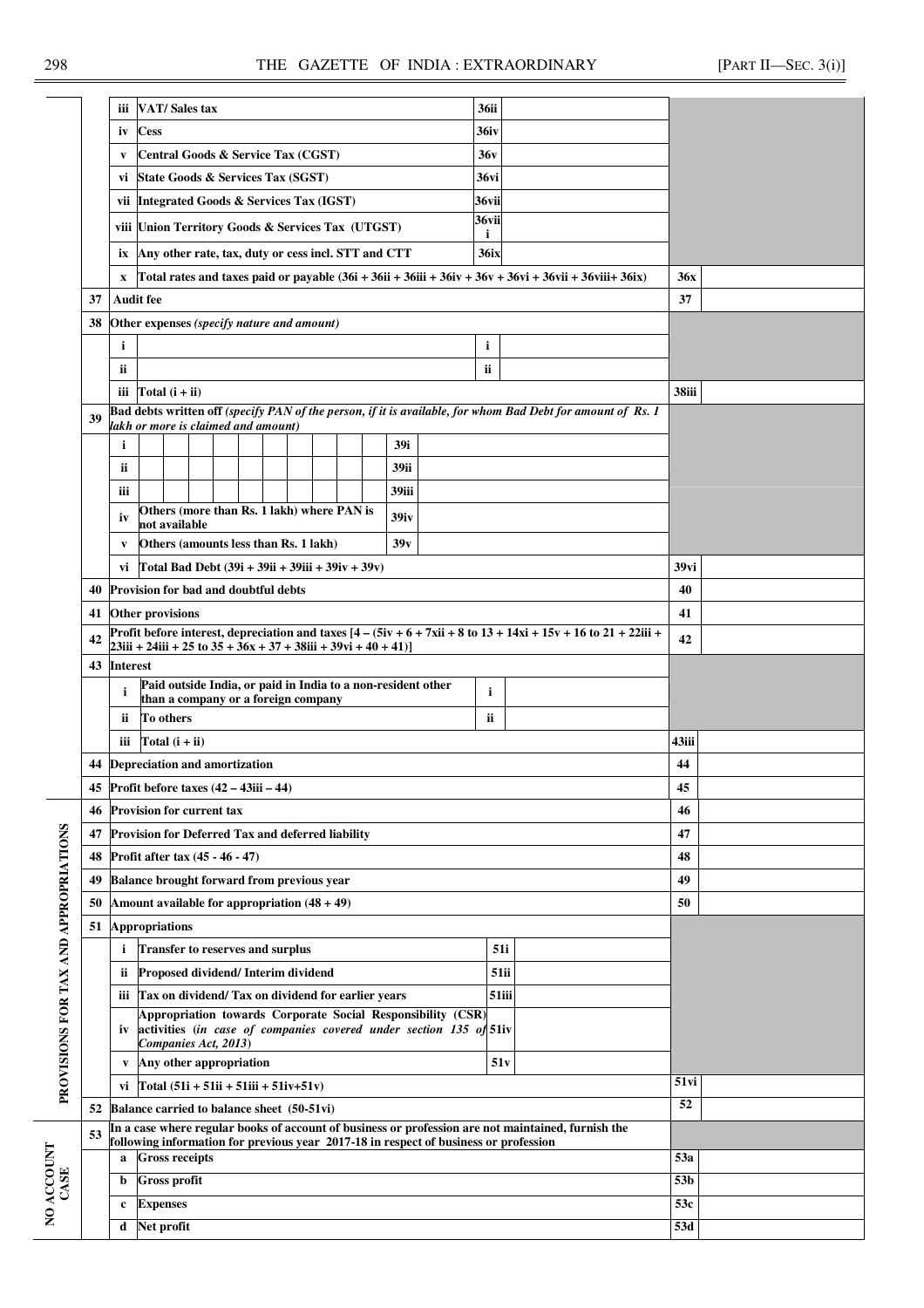| Section | No. | Sub | Particulars | Ref | Amount | Ref | Amount |
|---|---|---|---|---|---|---|---|
| | | iii | VAT/ Sales tax | 36ii | | | |
| | | iv | Cess | 36iv | | | |
| | | v | Central Goods & Service Tax (CGST) | 36v | | | |
| | | vi | State Goods & Services Tax (SGST) | 36vi | | | |
| | | vii | Integrated Goods & Services Tax (IGST) | 36vii | | | |
| | | viii | Union Territory Goods & Services Tax (UTGST) | 36viii | | | |
| | | ix | Any other rate, tax, duty or cess incl. STT and CTT | 36ix | | | |
| | | x | Total rates and taxes paid or payable (36i + 36ii + 36iii + 36iv + 36v + 36vi + 36vii + 36viii+ 36ix) | | | 36x | |
| | 37 | | Audit fee | | | 37 | |
| | 38 | | Other expenses *(specify nature and amount)* | | | | |
| | | i | | i | | | |
| | | ii | | ii | | | |
| | | iii | Total (i + ii) | | | 38iii | |
| | 39 | | Bad debts written off *(specify PAN of the person, if it is available, for whom Bad Debt for amount of Rs. 1 lakh or more is claimed and amount)* | | | | |
| | | i | | 39i | | | |
| | | ii | | 39ii | | | |
| | | iii | | 39iii | | | |
| | | iv | Others (more than Rs. 1 lakh) where PAN is not available | 39iv | | | |
| | | v | Others (amounts less than Rs. 1 lakh) | 39v | | | |
| | | vi | Total Bad Debt (39i + 39ii + 39iii + 39iv + 39v) | | | 39vi | |
| | 40 | | Provision for bad and doubtful debts | | | 40 | |
| | 41 | | Other provisions | | | 41 | |
| | 42 | | Profit before interest, depreciation and taxes [4 – (5iv + 6 + 7xii + 8 to 13 + 14xi + 15v + 16 to 21 + 22iii + 23iii + 24iii + 25 to 35 + 36x + 37 + 38iii + 39vi + 40 + 41)] | | | 42 | |
| | 43 | | Interest | | | | |
| | | i | Paid outside India, or paid in India to a non-resident other than a company or a foreign company | i | | | |
| | | ii | To others | ii | | | |
| | | iii | Total (i + ii) | | | 43iii | |
| | 44 | | Depreciation and amortization | | | 44 | |
| | 45 | | Profit before taxes (42 – 43iii – 44) | | | 45 | |
| PROVISIONS FOR TAX AND APPROPRIATIONS | 46 | | Provision for current tax | | | 46 | |
| | 47 | | Provision for Deferred Tax and deferred liability | | | 47 | |
| | 48 | | Profit after tax (45 - 46 - 47) | | | 48 | |
| | 49 | | Balance brought forward from previous year | | | 49 | |
| | 50 | | Amount available for appropriation (48 + 49) | | | 50 | |
| | 51 | | Appropriations | | | | |
| | | i | Transfer to reserves and surplus | 51i | | | |
| | | ii | Proposed dividend/ Interim dividend | 51ii | | | |
| | | iii | Tax on dividend/ Tax on dividend for earlier years | 51iii | | | |
| | | iv | Appropriation towards Corporate Social Responsibility (CSR) activities (*in case of companies covered under section 135 of Companies Act, 2013*) | 51iv | | | |
| | | v | Any other appropriation | 51v | | | |
| | | vi | Total (51i + 51ii + 51iii + 51iv+51v) | | | 51vi | |
| | 52 | | Balance carried to balance sheet (50-51vi) | | | 52 | |
| NO ACCOUNT CASE | 53 | | In a case where regular books of account of business or profession are not maintained, furnish the following information for previous year 2017-18 in respect of business or profession | | | | |
| | | a | Gross receipts | | | 53a | |
| | | b | Gross profit | | | 53b | |
| | | c | Expenses | | | 53c | |
| | | d | Net profit | | | 53d | |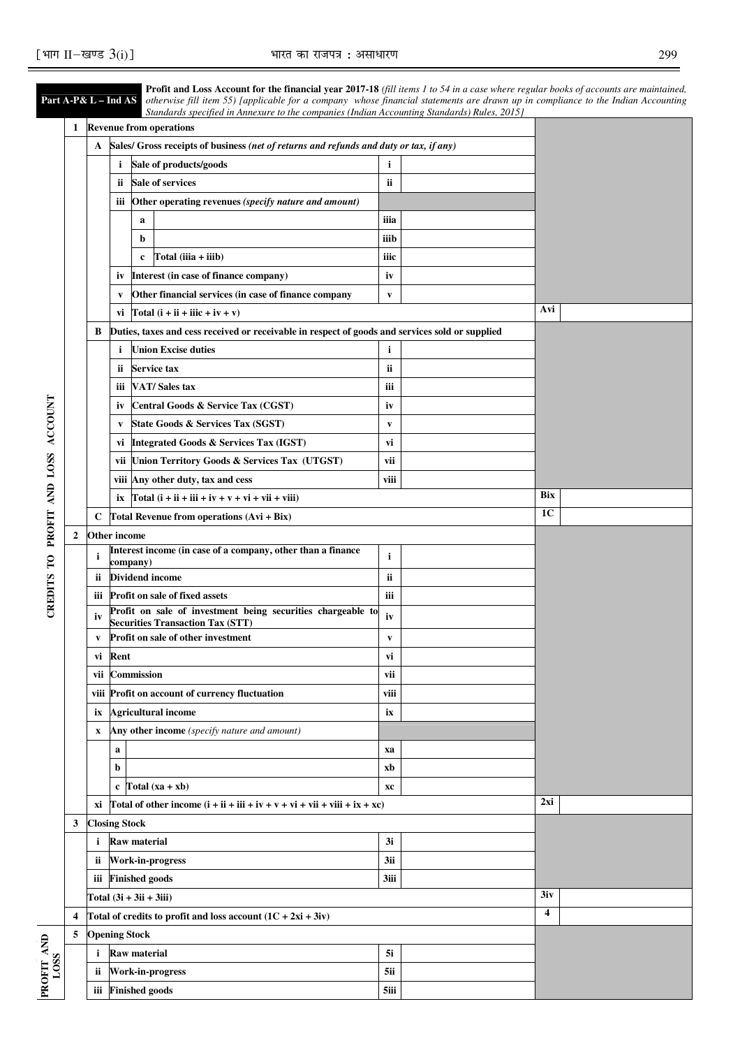**Part A-P& L – Ind AS** **Profit and Loss Account for the financial year 2017-18** *(fill items 1 to 54 in a case where regular books of accounts are maintained, otherwise fill item 55) [applicable for a company whose financial statements are drawn up in compliance to the Indian Accounting Standards specified in Annexure to the companies (Indian Accounting Standards) Rules, 2015]*

**CREDITS TO PROFIT AND LOSS ACCOUNT**

| | | | | | | | |
|---|---|---|---|---|---|---|---|
| **1** | **Revenue from operations** | | | | | | |
| | **A** | **Sales/ Gross receipts of business** *(net of returns and refunds and duty or tax, if any)* | | | | | |
| | | **i** | **Sale of products/goods** | **i** | | | |
| | | **ii** | **Sale of services** | **ii** | | | |
| | | **iii** | **Other operating revenues** *(specify nature and amount)* | | | | |
| | | | **a** | **iiia** | | | |
| | | | **b** | **iiib** | | | |
| | | | **c** Total (iiia + iiib) | **iiic** | | | |
| | | **iv** | **Interest (in case of finance company)** | **iv** | | | |
| | | **v** | **Other financial services (in case of finance company** | **v** | | | |
| | | **vi** | **Total (i + ii + iiic + iv + v)** | | | **Avi** | |
| | **B** | **Duties, taxes and cess received or receivable in respect of goods and services sold or supplied** | | | | | |
| | | **i** | **Union Excise duties** | **i** | | | |
| | | **ii** | **Service tax** | **ii** | | | |
| | | **iii** | **VAT/ Sales tax** | **iii** | | | |
| | | **iv** | **Central Goods & Service Tax (CGST)** | **iv** | | | |
| | | **v** | **State Goods & Services Tax (SGST)** | **v** | | | |
| | | **vi** | **Integrated Goods & Services Tax (IGST)** | **vi** | | | |
| | | **vii** | **Union Territory Goods & Services Tax (UTGST)** | **vii** | | | |
| | | **viii** | **Any other duty, tax and cess** | **viii** | | | |
| | | **ix** | **Total (i + ii + iii + iv + v + vi + vii + viii)** | | | **Bix** | |
| | **C** | **Total Revenue from operations (Avi + Bix)** | | | | **1C** | |
| **2** | **Other income** | | | | | | |
| | **i** | **Interest income (in case of a company, other than a finance company)** | | **i** | | | |
| | **ii** | **Dividend income** | | **ii** | | | |
| | **iii** | **Profit on sale of fixed assets** | | **iii** | | | |
| | **iv** | **Profit on sale of investment being securities chargeable to Securities Transaction Tax (STT)** | | **iv** | | | |
| | **v** | **Profit on sale of other investment** | | **v** | | | |
| | **vi** | **Rent** | | **vi** | | | |
| | **vii** | **Commission** | | **vii** | | | |
| | **viii** | **Profit on account of currency fluctuation** | | **viii** | | | |
| | **ix** | **Agricultural income** | | **ix** | | | |
| | **x** | **Any other income** *(specify nature and amount)* | | | | | |
| | | **a** | | **xa** | | | |
| | | **b** | | **xb** | | | |
| | | **c** Total (xa + xb) | | **xc** | | | |
| | **xi** | **Total of other income (i + ii + iii + iv + v + vi + vii + viii + ix + xc)** | | | | **2xi** | |
| **3** | **Closing Stock** | | | | | | |
| | **i** | **Raw material** | | **3i** | | | |
| | **ii** | **Work-in-progress** | | **3ii** | | | |
| | **iii** | **Finished goods** | | **3iii** | | | |
| | **Total (3i + 3ii + 3iii)** | | | | | **3iv** | |
| **4** | **Total of credits to profit and loss account (1C + 2xi + 3iv)** | | | | | **4** | |

**PROFIT AND LOSS**

| | | | | | |
|---|---|---|---|---|---|
| **5** | **Opening Stock** | | | | |
| | **i** | **Raw material** | **5i** | | |
| | **ii** | **Work-in-progress** | **5ii** | | |
| | **iii** | **Finished goods** | **5iii** | | |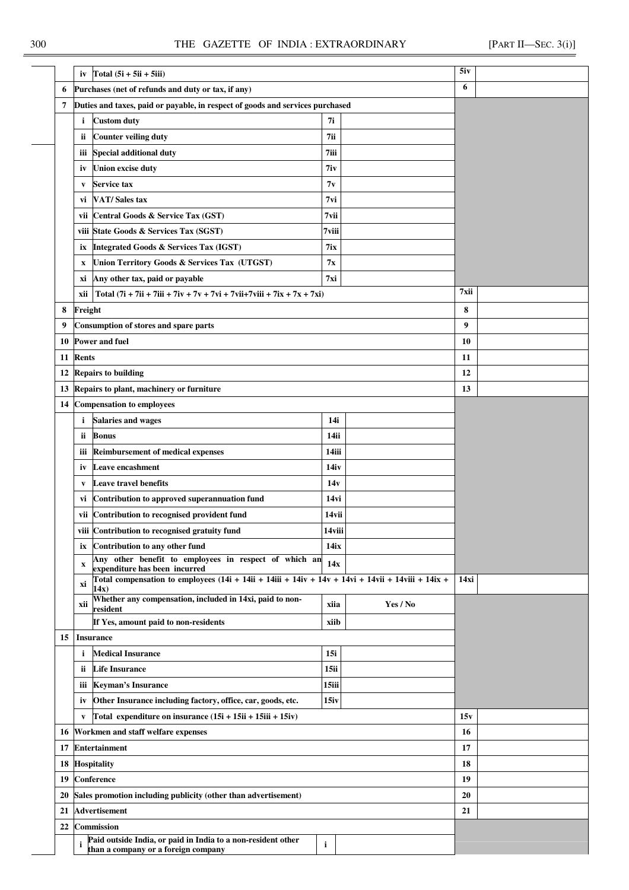| | | | | | |
|---|---|---|---|---|---|
| | iv | Total (5i + 5ii + 5iii) | | | 5iv | |
| 6 | Purchases (net of refunds and duty or tax, if any) | | | | 6 | |
| 7 | Duties and taxes, paid or payable, in respect of goods and services purchased | | | | | |
| | i | Custom duty | 7i | | | |
| | ii | Counter veiling duty | 7ii | | | |
| | iii | Special additional duty | 7iii | | | |
| | iv | Union excise duty | 7iv | | | |
| | v | Service tax | 7v | | | |
| | vi | VAT/ Sales tax | 7vi | | | |
| | vii | Central Goods & Service Tax (GST) | 7vii | | | |
| | viii | State Goods & Services Tax (SGST) | 7viii | | | |
| | ix | Integrated Goods & Services Tax (IGST) | 7ix | | | |
| | x | Union Territory Goods & Services Tax (UTGST) | 7x | | | |
| | xi | Any other tax, paid or payable | 7xi | | | |
| | xii | Total (7i + 7ii + 7iii + 7iv + 7v + 7vi + 7vii+7viii + 7ix + 7x + 7xi) | | | 7xii | |
| 8 | Freight | | | | 8 | |
| 9 | Consumption of stores and spare parts | | | | 9 | |
| 10 | Power and fuel | | | | 10 | |
| 11 | Rents | | | | 11 | |
| 12 | Repairs to building | | | | 12 | |
| 13 | Repairs to plant, machinery or furniture | | | | 13 | |
| 14 | Compensation to employees | | | | | |
| | i | Salaries and wages | 14i | | | |
| | ii | Bonus | 14ii | | | |
| | iii | Reimbursement of medical expenses | 14iii | | | |
| | iv | Leave encashment | 14iv | | | |
| | v | Leave travel benefits | 14v | | | |
| | vi | Contribution to approved superannuation fund | 14vi | | | |
| | vii | Contribution to recognised provident fund | 14vii | | | |
| | viii | Contribution to recognised gratuity fund | 14viii | | | |
| | ix | Contribution to any other fund | 14ix | | | |
| | x | Any other benefit to employees in respect of which an expenditure has been incurred | 14x | | | |
| | xi | Total compensation to employees (14i + 14ii + 14iii + 14iv + 14v + 14vi + 14vii + 14viii + 14ix + 14x) | | | 14xi | |
| | xii | Whether any compensation, included in 14xi, paid to non-resident | xiia | Yes / No | | |
| | | If Yes, amount paid to non-residents | xiib | | | |
| 15 | Insurance | | | | | |
| | i | Medical Insurance | 15i | | | |
| | ii | Life Insurance | 15ii | | | |
| | iii | Keyman's Insurance | 15iii | | | |
| | iv | Other Insurance including factory, office, car, goods, etc. | 15iv | | | |
| | v | Total expenditure on insurance (15i + 15ii + 15iii + 15iv) | | | 15v | |
| 16 | Workmen and staff welfare expenses | | | | 16 | |
| 17 | Entertainment | | | | 17 | |
| 18 | Hospitality | | | | 18 | |
| 19 | Conference | | | | 19 | |
| 20 | Sales promotion including publicity (other than advertisement) | | | | 20 | |
| 21 | Advertisement | | | | 21 | |
| 22 | Commission | | | | | |
| | i | Paid outside India, or paid in India to a non-resident other than a company or a foreign company | i | | | |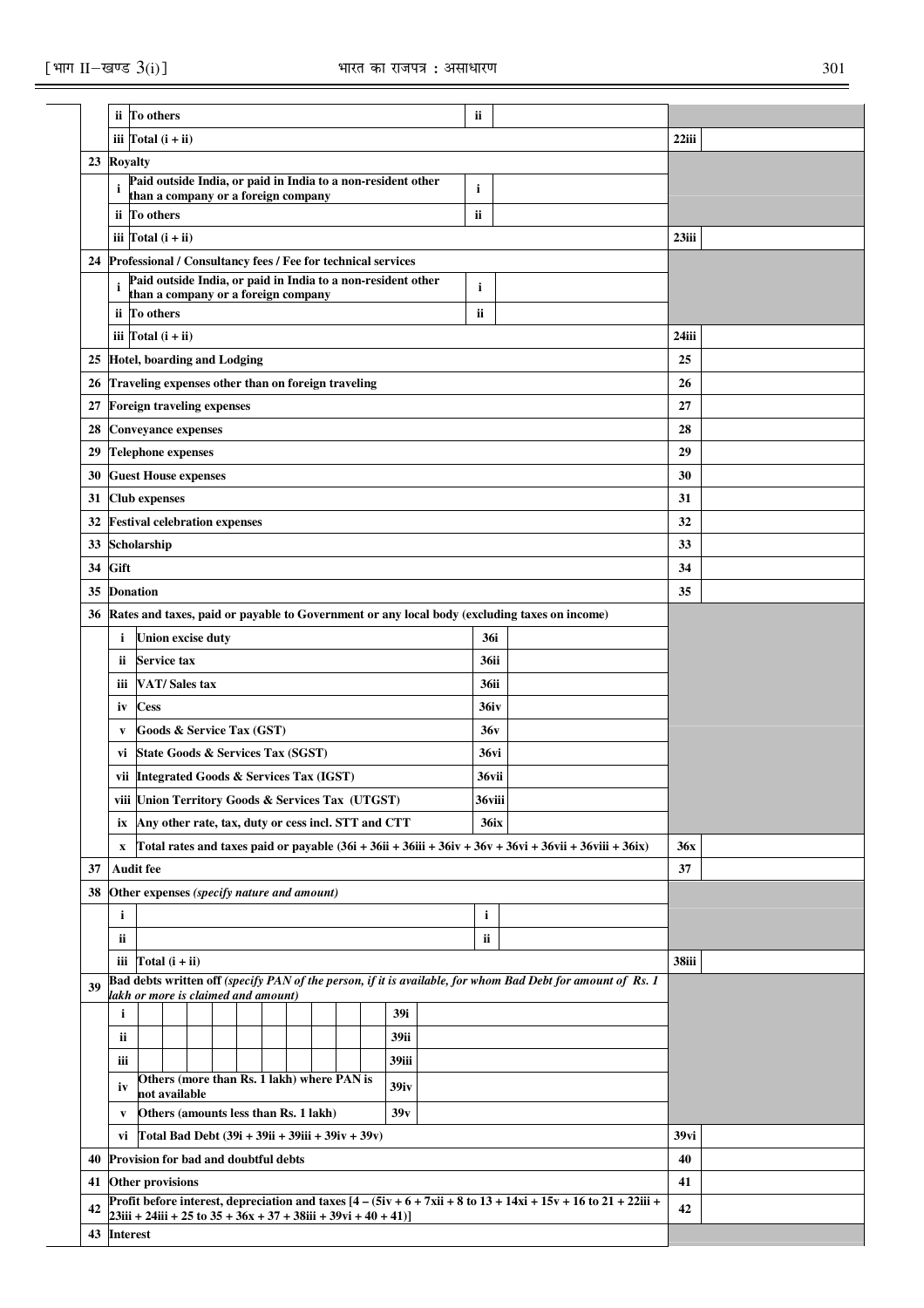| | | | | |
|---|---|---|---|---|
| | ii | To others | ii | | | |
| | iii | Total (i + ii) | | | 22iii | |
| 23 | Royalty | | | | | |
| | i | Paid outside India, or paid in India to a non-resident other than a company or a foreign company | i | | | |
| | ii | To others | ii | | | |
| | iii | Total (i + ii) | | | 23iii | |
| 24 | Professional / Consultancy fees / Fee for technical services | | | | | |
| | i | Paid outside India, or paid in India to a non-resident other than a company or a foreign company | i | | | |
| | ii | To others | ii | | | |
| | iii | Total (i + ii) | | | 24iii | |
| 25 | Hotel, boarding and Lodging | | | | 25 | |
| 26 | Traveling expenses other than on foreign traveling | | | | 26 | |
| 27 | Foreign traveling expenses | | | | 27 | |
| 28 | Conveyance expenses | | | | 28 | |
| 29 | Telephone expenses | | | | 29 | |
| 30 | Guest House expenses | | | | 30 | |
| 31 | Club expenses | | | | 31 | |
| 32 | Festival celebration expenses | | | | 32 | |
| 33 | Scholarship | | | | 33 | |
| 34 | Gift | | | | 34 | |
| 35 | Donation | | | | 35 | |
| 36 | Rates and taxes, paid or payable to Government or any local body (excluding taxes on income) | | | | | |
| | i | Union excise duty | 36i | | | |
| | ii | Service tax | 36ii | | | |
| | iii | VAT/ Sales tax | 36ii | | | |
| | iv | Cess | 36iv | | | |
| | v | Goods & Service Tax (GST) | 36v | | | |
| | vi | State Goods & Services Tax (SGST) | 36vi | | | |
| | vii | Integrated Goods & Services Tax (IGST) | 36vii | | | |
| | viii | Union Territory Goods & Services Tax (UTGST) | 36viii | | | |
| | ix | Any other rate, tax, duty or cess incl. STT and CTT | 36ix | | | |
| | x | Total rates and taxes paid or payable (36i + 36ii + 36iii + 36iv + 36v + 36vi + 36vii + 36viii + 36ix) | | | 36x | |
| 37 | Audit fee | | | | 37 | |
| 38 | Other expenses *(specify nature and amount)* | | | | | |
| | i | | i | | | |
| | ii | | ii | | | |
| | iii | Total (i + ii) | | | 38iii | |
| 39 | Bad debts written off *(specify PAN of the person, if it is available, for whom Bad Debt for amount of Rs. 1 lakh or more is claimed and amount)* | | | | | |
| | i | | 39i | | | |
| | ii | | 39ii | | | |
| | iii | | 39iii | | | |
| | iv | Others (more than Rs. 1 lakh) where PAN is not available | 39iv | | | |
| | v | Others (amounts less than Rs. 1 lakh) | 39v | | | |
| | vi | Total Bad Debt (39i + 39ii + 39iii + 39iv + 39v) | | | 39vi | |
| 40 | Provision for bad and doubtful debts | | | | 40 | |
| 41 | Other provisions | | | | 41 | |
| 42 | Profit before interest, depreciation and taxes [4 – (5iv + 6 + 7xii + 8 to 13 + 14xi + 15v + 16 to 21 + 22iii + 23iii + 24iii + 25 to 35 + 36x + 37 + 38iii + 39vi + 40 + 41)] | | | | 42 | |
| 43 | Interest | | | | | |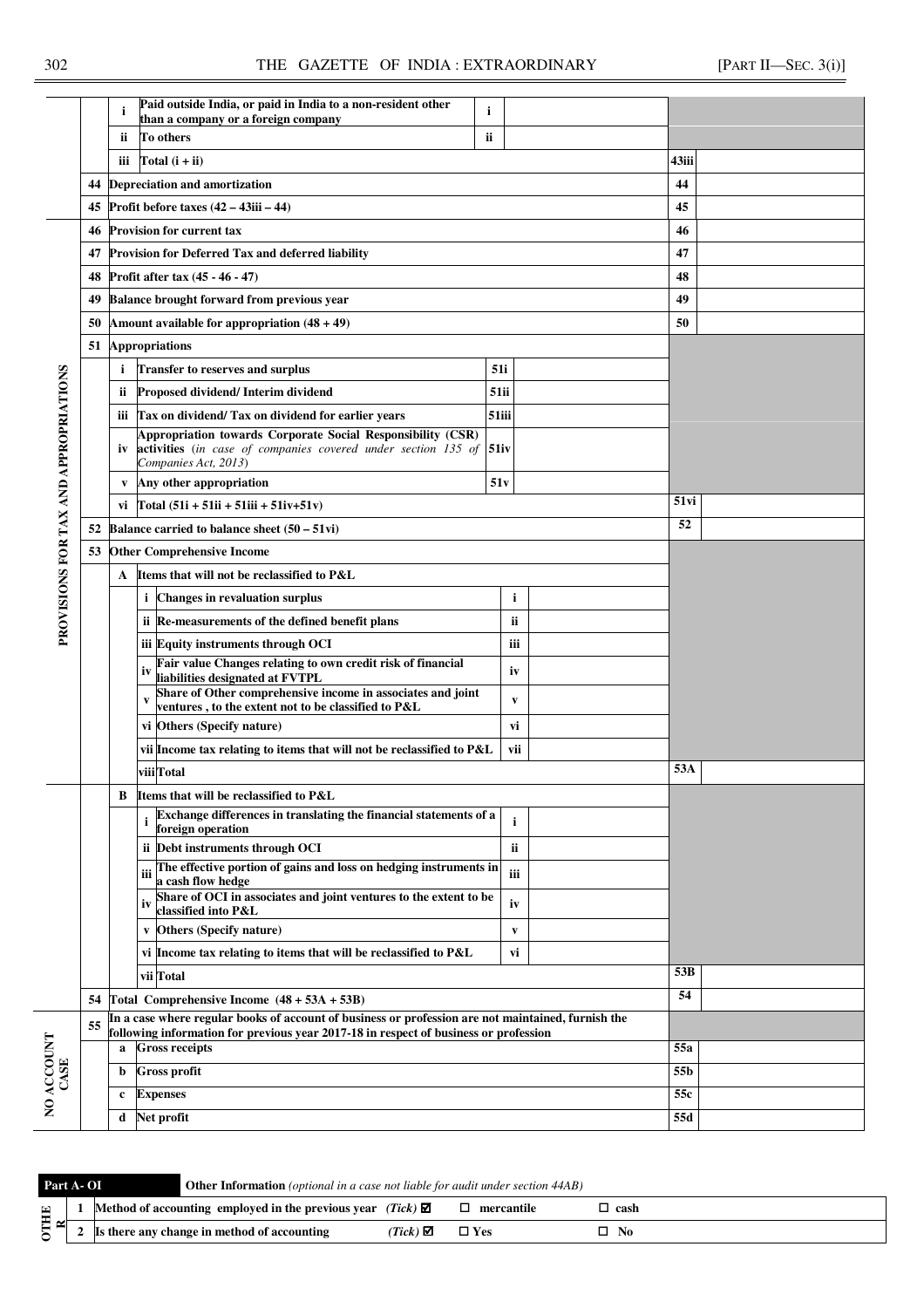| | | | | | | | |
|---|---|---|---|---|---|---|---|
| | | i | Paid outside India, or paid in India to a non-resident other than a company or a foreign company | i | | | |
| | | ii | To others | ii | | | |
| | | iii | Total (i + ii) | | | 43iii | |
| | 44 | Depreciation and amortization | | | | 44 | |
| | 45 | Profit before taxes (42 – 43iii – 44) | | | | 45 | |
| PROVISIONS FOR TAX AND APPROPRIATIONS | 46 | Provision for current tax | | | | 46 | |
| | 47 | Provision for Deferred Tax and deferred liability | | | | 47 | |
| | 48 | Profit after tax (45 - 46 - 47) | | | | 48 | |
| | 49 | Balance brought forward from previous year | | | | 49 | |
| | 50 | Amount available for appropriation (48 + 49) | | | | 50 | |
| | 51 | Appropriations | | | | | |
| | | i | Transfer to reserves and surplus | 51i | | | |
| | | ii | Proposed dividend/ Interim dividend | 51ii | | | |
| | | iii | Tax on dividend/ Tax on dividend for earlier years | 51iii | | | |
| | | iv | Appropriation towards Corporate Social Responsibility (CSR) activities (*in case of companies covered under section 135 of Companies Act, 2013*) | 51iv | | | |
| | | v | Any other appropriation | 51v | | | |
| | | vi | Total (51i + 51ii + 51iii + 51iv+51v) | | | 51vi | |
| | 52 | Balance carried to balance sheet (50 – 51vi) | | | | 52 | |
| | 53 | Other Comprehensive Income | | | | | |
| | | A | Items that will not be reclassified to P&L | | | | |
| | | | i Changes in revaluation surplus | i | | | |
| | | | ii Re-measurements of the defined benefit plans | ii | | | |
| | | | iii Equity instruments through OCI | iii | | | |
| | | | iv Fair value Changes relating to own credit risk of financial liabilities designated at FVTPL | iv | | | |
| | | | v Share of Other comprehensive income in associates and joint ventures , to the extent not to be classified to P&L | v | | | |
| | | | vi Others (Specify nature) | vi | | | |
| | | | vii Income tax relating to items that will not be reclassified to P&L | vii | | | |
| | | | viii Total | | | 53A | |
| | | B | Items that will be reclassified to P&L | | | | |
| | | | i Exchange differences in translating the financial statements of a foreign operation | i | | | |
| | | | ii Debt instruments through OCI | ii | | | |
| | | | iii The effective portion of gains and loss on hedging instruments in a cash flow hedge | iii | | | |
| | | | iv Share of OCI in associates and joint ventures to the extent to be classified into P&L | iv | | | |
| | | | v Others (Specify nature) | v | | | |
| | | | vi Income tax relating to items that will be reclassified to P&L | vi | | | |
| | | | vii Total | | | 53B | |
| | 54 | Total Comprehensive Income (48 + 53A + 53B) | | | | 54 | |
| NO ACCOUNT CASE | 55 | In a case where regular books of account of business or profession are not maintained, furnish the following information for previous year 2017-18 in respect of business or profession | | | | | |
| | | a | Gross receipts | | | 55a | |
| | | b | Gross profit | | | 55b | |
| | | c | Expenses | | | 55c | |
| | | d | Net profit | | | 55d | |

**Part A- OI** **Other Information** *(optional in a case not liable for audit under section 44AB)*

| | | | | | |
|---|---|---|---|---|---|
| OTHER | 1 | Method of accounting employed in the previous year *(Tick)* ☑ | ☐ mercantile | ☐ cash | |
| | 2 | Is there any change in method of accounting *(Tick)* ☑ | ☐ Yes | ☐ No | |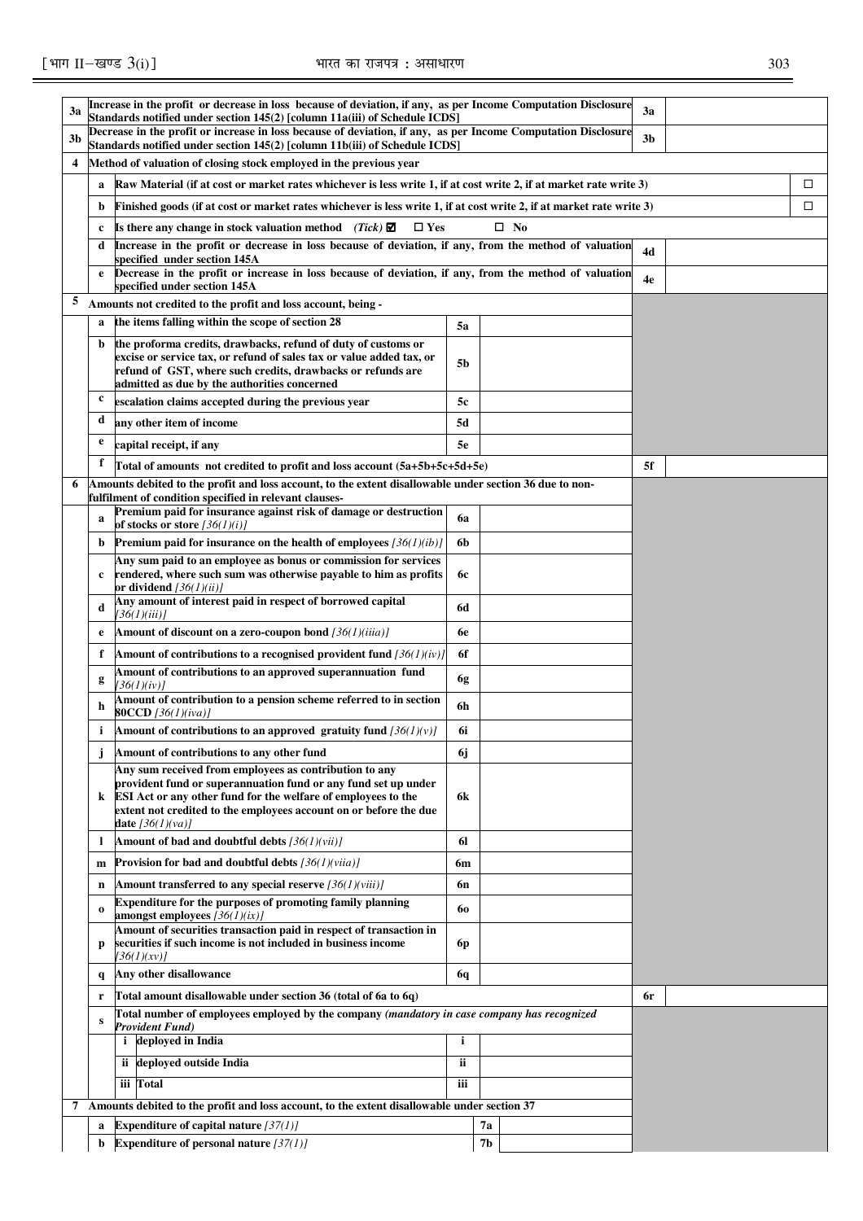| | | | | | |
|---|---|---|---|---|---|
| 3a | Increase in the profit or decrease in loss because of deviation, if any, as per Income Computation Disclosure Standards notified under section 145(2) [column 11a(iii) of Schedule ICDS] | | | 3a | |
| 3b | Decrease in the profit or increase in loss because of deviation, if any, as per Income Computation Disclosure Standards notified under section 145(2) [column 11b(iii) of Schedule ICDS] | | | 3b | |
| 4 | **Method of valuation of closing stock employed in the previous year** | | | | |
| | a Raw Material (if at cost or market rates whichever is less write 1, if at cost write 2, if at market rate write 3) | | | | ☐ |
| | b Finished goods (if at cost or market rates whichever is less write 1, if at cost write 2, if at market rate write 3) | | | | ☐ |
| | c Is there any change in stock valuation method *(Tick)* ☑ ☐ Yes ☐ No | | | | |
| | d Increase in the profit or decrease in loss because of deviation, if any, from the method of valuation specified under section 145A | | | 4d | |
| | e Decrease in the profit or increase in loss because of deviation, if any, from the method of valuation specified under section 145A | | | 4e | |
| 5 | **Amounts not credited to the profit and loss account, being -** | | | | |
| | a the items falling within the scope of section 28 | 5a | | | |
| | b the proforma credits, drawbacks, refund of duty of customs or excise or service tax, or refund of sales tax or value added tax, or refund of GST, where such credits, drawbacks or refunds are admitted as due by the authorities concerned | 5b | | | |
| | c escalation claims accepted during the previous year | 5c | | | |
| | d any other item of income | 5d | | | |
| | e capital receipt, if any | 5e | | | |
| | f Total of amounts not credited to profit and loss account (5a+5b+5c+5d+5e) | | | 5f | |
| 6 | **Amounts debited to the profit and loss account, to the extent disallowable under section 36 due to non-fulfilment of condition specified in relevant clauses-** | | | | |
| | a Premium paid for insurance against risk of damage or destruction of stocks or store *[36(1)(i)]* | 6a | | | |
| | b Premium paid for insurance on the health of employees *[36(1)(ib)]* | 6b | | | |
| | c Any sum paid to an employee as bonus or commission for services rendered, where such sum was otherwise payable to him as profits or dividend *[36(1)(ii)]* | 6c | | | |
| | d Any amount of interest paid in respect of borrowed capital *[36(1)(iii)]* | 6d | | | |
| | e Amount of discount on a zero-coupon bond *[36(1)(iiia)]* | 6e | | | |
| | f Amount of contributions to a recognised provident fund *[36(1)(iv)]* | 6f | | | |
| | g Amount of contributions to an approved superannuation fund *[36(1)(iv)]* | 6g | | | |
| | h Amount of contribution to a pension scheme referred to in section 80CCD *[36(1)(iva)]* | 6h | | | |
| | i Amount of contributions to an approved gratuity fund *[36(1)(v)]* | 6i | | | |
| | j Amount of contributions to any other fund | 6j | | | |
| | k Any sum received from employees as contribution to any provident fund or superannuation fund or any fund set up under ESI Act or any other fund for the welfare of employees to the extent not credited to the employees account on or before the due date *[36(1)(va)]* | 6k | | | |
| | l Amount of bad and doubtful debts *[36(1)(vii)]* | 6l | | | |
| | m Provision for bad and doubtful debts *[36(1)(viia)]* | 6m | | | |
| | n Amount transferred to any special reserve *[36(1)(viii)]* | 6n | | | |
| | o Expenditure for the purposes of promoting family planning amongst employees *[36(1)(ix)]* | 6o | | | |
| | p Amount of securities transaction paid in respect of transaction in securities if such income is not included in business income *[36(1)(xv)]* | 6p | | | |
| | q Any other disallowance | 6q | | | |
| | r Total amount disallowable under section 36 (total of 6a to 6q) | | | 6r | |
| | s Total number of employees employed by the company *(mandatory in case company has recognized Provident Fund)* | | | | |
| | i deployed in India | i | | | |
| | ii deployed outside India | ii | | | |
| | iii Total | iii | | | |
| 7 | **Amounts debited to the profit and loss account, to the extent disallowable under section 37** | | | | |
| | a Expenditure of capital nature *[37(1)]* | 7a | | | |
| | b Expenditure of personal nature *[37(1)]* | 7b | | | |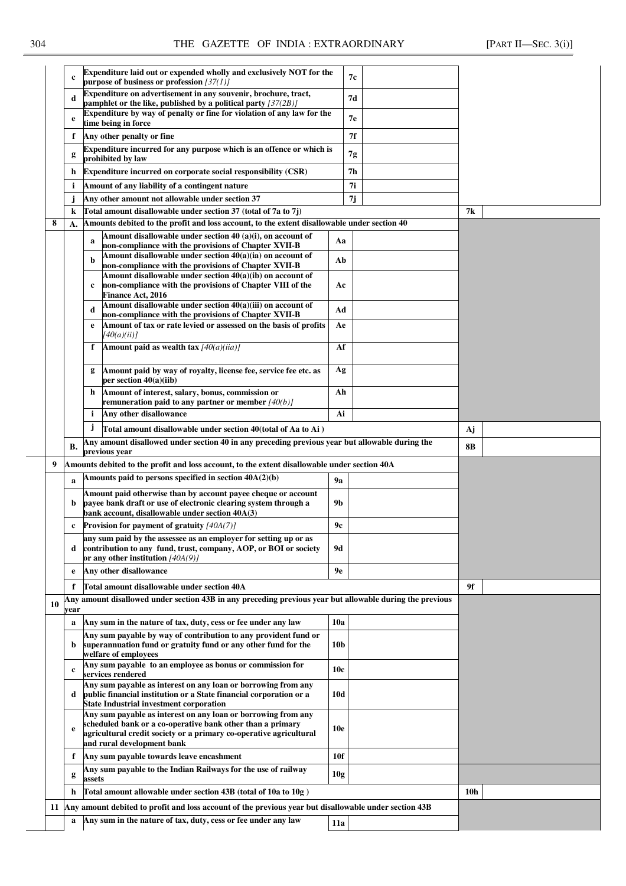| | | | | | | |
|---|---|---|---|---|---|---|
| | c | Expenditure laid out or expended wholly and exclusively NOT for the purpose of business or profession *[37(1)]* | | 7c | | |
| | d | Expenditure on advertisement in any souvenir, brochure, tract, pamphlet or the like, published by a political party *[37(2B)]* | | 7d | | |
| | e | Expenditure by way of penalty or fine for violation of any law for the time being in force | | 7e | | |
| | f | Any other penalty or fine | | 7f | | |
| | g | Expenditure incurred for any purpose which is an offence or which is prohibited by law | | 7g | | |
| | h | Expenditure incurred on corporate social responsibility (CSR) | | 7h | | |
| | i | Amount of any liability of a contingent nature | | 7i | | |
| | j | Any other amount not allowable under section 37 | | 7j | | |
| | k | Total amount disallowable under section 37 (total of 7a to 7j) | | | 7k | |
| 8 | A. | Amounts debited to the profit and loss account, to the extent disallowable under section 40 | | | | |
| | | a | Amount disallowable under section 40 (a)(i), on account of non-compliance with the provisions of Chapter XVII-B | Aa | | |
| | | b | Amount disallowable under section 40(a)(ia) on account of non-compliance with the provisions of Chapter XVII-B | Ab | | |
| | | c | Amount disallowable under section 40(a)(ib) on account of non-compliance with the provisions of Chapter VIII of the Finance Act, 2016 | Ac | | |
| | | d | Amount disallowable under section 40(a)(iii) on account of non-compliance with the provisions of Chapter XVII-B | Ad | | |
| | | e | Amount of tax or rate levied or assessed on the basis of profits *[40(a)(ii)]* | Ae | | |
| | | f | Amount paid as wealth tax *[40(a)(iia)]* | Af | | |
| | | g | Amount paid by way of royalty, license fee, service fee etc. as per section 40(a)(iib) | Ag | | |
| | | h | Amount of interest, salary, bonus, commission or remuneration paid to any partner or member *[40(b)]* | Ah | | |
| | | i | Any other disallowance | Ai | | |
| | | j | Total amount disallowable under section 40(total of Aa to Ai ) | | Aj | |
| | B. | Any amount disallowed under section 40 in any preceding previous year but allowable during the previous year | | | 8B | |
| 9 | | Amounts debited to the profit and loss account, to the extent disallowable under section 40A | | | | |
| | a | Amounts paid to persons specified in section 40A(2)(b) | 9a | | | |
| | b | Amount paid otherwise than by account payee cheque or account payee bank draft or use of electronic clearing system through a bank account, disallowable under section 40A(3) | 9b | | | |
| | c | Provision for payment of gratuity *[40A(7)]* | 9c | | | |
| | d | any sum paid by the assessee as an employer for setting up or as contribution to any fund, trust, company, AOP, or BOI or society or any other institution *[40A(9)]* | 9d | | | |
| | e | Any other disallowance | 9e | | | |
| | f | Total amount disallowable under section 40A | | | 9f | |
| 10 | | Any amount disallowed under section 43B in any preceding previous year but allowable during the previous year | | | | |
| | a | Any sum in the nature of tax, duty, cess or fee under any law | 10a | | | |
| | b | Any sum payable by way of contribution to any provident fund or superannuation fund or gratuity fund or any other fund for the welfare of employees | 10b | | | |
| | c | Any sum payable to an employee as bonus or commission for services rendered | 10c | | | |
| | d | Any sum payable as interest on any loan or borrowing from any public financial institution or a State financial corporation or a State Industrial investment corporation | 10d | | | |
| | e | Any sum payable as interest on any loan or borrowing from any scheduled bank or a co-operative bank other than a primary agricultural credit society or a primary co-operative agricultural and rural development bank | 10e | | | |
| | f | Any sum payable towards leave encashment | 10f | | | |
| | g | Any sum payable to the Indian Railways for the use of railway assets | 10g | | | |
| | h | Total amount allowable under section 43B (total of 10a to 10g ) | | | 10h | |
| 11 | | Any amount debited to profit and loss account of the previous year but disallowable under section 43B | | | | |
| | a | Any sum in the nature of tax, duty, cess or fee under any law | 11a | | | |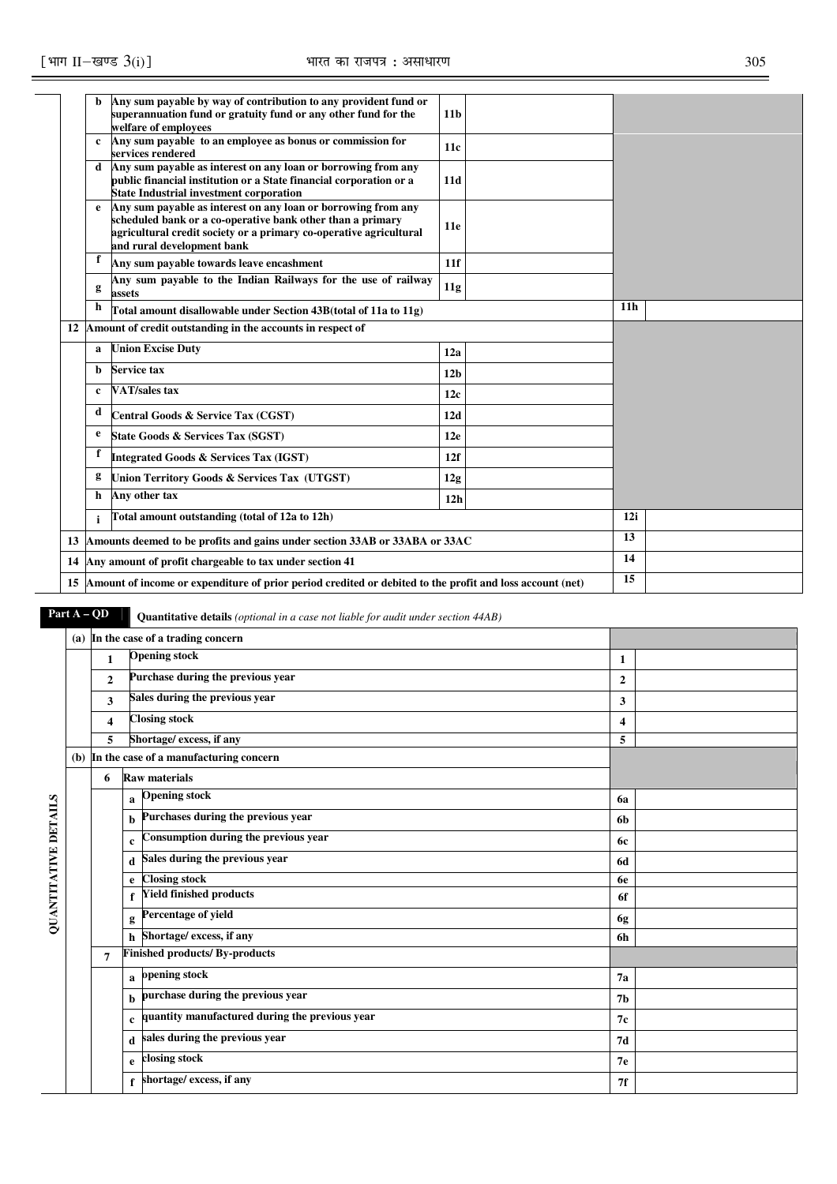| | | | | | |
|---|---|---|---|---|---|
| | b | Any sum payable by way of contribution to any provident fund or superannuation fund or gratuity fund or any other fund for the welfare of employees | 11b | | |
| | c | Any sum payable to an employee as bonus or commission for services rendered | 11c | | |
| | d | Any sum payable as interest on any loan or borrowing from any public financial institution or a State financial corporation or a State Industrial investment corporation | 11d | | |
| | e | Any sum payable as interest on any loan or borrowing from any scheduled bank or a co-operative bank other than a primary agricultural credit society or a primary co-operative agricultural and rural development bank | 11e | | |
| | f | Any sum payable towards leave encashment | 11f | | |
| | g | Any sum payable to the Indian Railways for the use of railway assets | 11g | | |
| | h | Total amount disallowable under Section 43B(total of 11a to 11g) | | 11h | |
| 12 | | Amount of credit outstanding in the accounts in respect of | | | |
| | a | Union Excise Duty | 12a | | |
| | b | Service tax | 12b | | |
| | c | VAT/sales tax | 12c | | |
| | d | Central Goods & Service Tax (CGST) | 12d | | |
| | e | State Goods & Services Tax (SGST) | 12e | | |
| | f | Integrated Goods & Services Tax (IGST) | 12f | | |
| | g | Union Territory Goods & Services Tax (UTGST) | 12g | | |
| | h | Any other tax | 12h | | |
| | i | Total amount outstanding (total of 12a to 12h) | | 12i | |
| 13 | | Amounts deemed to be profits and gains under section 33AB or 33ABA or 33AC | | 13 | |
| 14 | | Any amount of profit chargeable to tax under section 41 | | 14 | |
| 15 | | Amount of income or expenditure of prior period credited or debited to the profit and loss account (net) | | 15 | |

**Part A – QD** **Quantitative details** *(optional in a case not liable for audit under section 44AB)*

**QUANTITATIVE DETAILS**

| | | | | |
|---|---|---|---|---|
| (a) | | | In the case of a trading concern | | |
| | 1 | | Opening stock | 1 | |
| | 2 | | Purchase during the previous year | 2 | |
| | 3 | | Sales during the previous year | 3 | |
| | 4 | | Closing stock | 4 | |
| | 5 | | Shortage/ excess, if any | 5 | |
| (b) | | | In the case of a manufacturing concern | | |
| | 6 | | Raw materials | | |
| | | a | Opening stock | 6a | |
| | | b | Purchases during the previous year | 6b | |
| | | c | Consumption during the previous year | 6c | |
| | | d | Sales during the previous year | 6d | |
| | | e | Closing stock | 6e | |
| | | f | Yield finished products | 6f | |
| | | g | Percentage of yield | 6g | |
| | | h | Shortage/ excess, if any | 6h | |
| | 7 | | Finished products/ By-products | | |
| | | a | opening stock | 7a | |
| | | b | purchase during the previous year | 7b | |
| | | c | quantity manufactured during the previous year | 7c | |
| | | d | sales during the previous year | 7d | |
| | | e | closing stock | 7e | |
| | | f | shortage/ excess, if any | 7f | |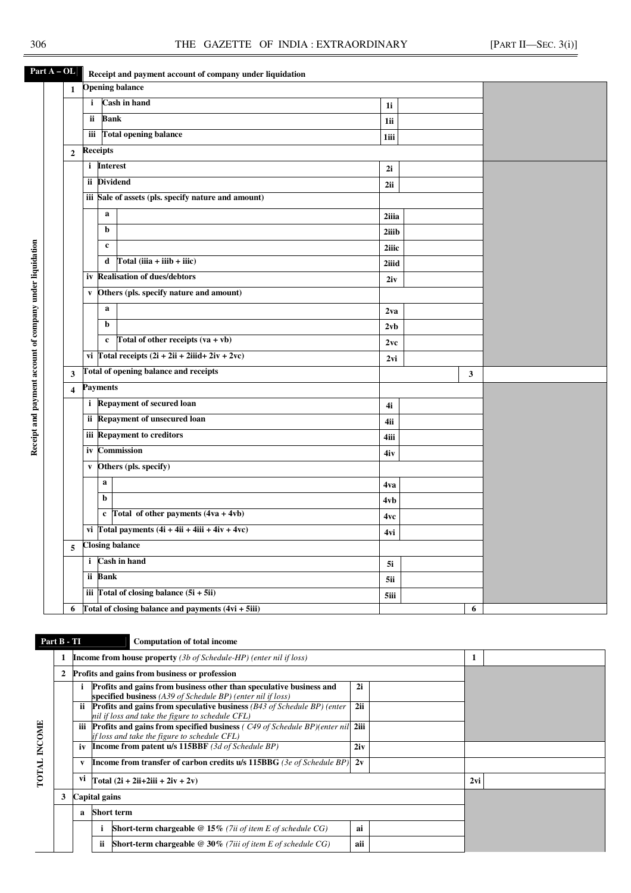**Part A – OL** Receipt and payment account of company under liquidation

*Receipt and payment account of company under liquidation*

| | | | | | | |
|---|---|---|---|---|---|---|
| **1** | **Opening balance** | | | | | |
| | **i** | **Cash in hand** | **1i** | | | |
| | **ii** | **Bank** | **1ii** | | | |
| | **iii** | **Total opening balance** | **1iii** | | | |
| **2** | **Receipts** | | | | | |
| | **i** | **Interest** | **2i** | | | |
| | **ii** | **Dividend** | **2ii** | | | |
| | **iii** | **Sale of assets (pls. specify nature and amount)** | | | | |
| | | **a** | **2iiia** | | | |
| | | **b** | **2iiib** | | | |
| | | **c** | **2iiic** | | | |
| | | **d** Total (iiia + iiib + iiic) | **2iiid** | | | |
| | **iv** | **Realisation of dues/debtors** | **2iv** | | | |
| | **v** | **Others (pls. specify nature and amount)** | | | | |
| | | **a** | **2va** | | | |
| | | **b** | **2vb** | | | |
| | | **c** Total of other receipts (va + vb) | **2vc** | | | |
| | **vi** | **Total receipts (2i + 2ii + 2iiid+ 2iv + 2vc)** | **2vi** | | | |
| **3** | **Total of opening balance and receipts** | | | | **3** | |
| **4** | **Payments** | | | | | |
| | **i** | **Repayment of secured loan** | **4i** | | | |
| | **ii** | **Repayment of unsecured loan** | **4ii** | | | |
| | **iii** | **Repayment to creditors** | **4iii** | | | |
| | **iv** | **Commission** | **4iv** | | | |
| | **v** | **Others (pls. specify)** | | | | |
| | | **a** | **4va** | | | |
| | | **b** | **4vb** | | | |
| | | **c** Total of other payments (4va + 4vb) | **4vc** | | | |
| | **vi** | **Total payments (4i + 4ii + 4iii + 4iv + 4vc)** | **4vi** | | | |
| **5** | **Closing balance** | | | | | |
| | **i** | **Cash in hand** | **5i** | | | |
| | **ii** | **Bank** | **5ii** | | | |
| | **iii** | **Total of closing balance (5i + 5ii)** | **5iii** | | | |
| **6** | **Total of closing balance and payments (4vi + 5iii)** | | | | **6** | |

**Part B - TI** Computation of total income

*TOTAL INCOME*

| | | | | | | |
|---|---|---|---|---|---|---|
| **1** | **Income from house property** *(3b of Schedule-HP) (enter nil if loss)* | | | | **1** | |
| **2** | **Profits and gains from business or profession** | | | | | |
| | **i** | **Profits and gains from business other than speculative business and specified business** *(A39 of Schedule BP) (enter nil if loss)* | **2i** | | | |
| | **ii** | **Profits and gains from speculative business** *(B43 of Schedule BP) (enter nil if loss and take the figure to schedule CFL)* | **2ii** | | | |
| | **iii** | **Profits and gains from specified business** *( C49 of Schedule BP)(enter nil if loss and take the figure to schedule CFL)* | **2iii** | | | |
| | **iv** | **Income from patent u/s 115BBF** *(3d of Schedule BP)* | **2iv** | | | |
| | **v** | **Income from transfer of carbon credits u/s 115BBG** *(3e of Schedule BP)* | **2v** | | | |
| | **vi** | **Total (2i + 2ii+2iii + 2iv + 2v)** | | | **2vi** | |
| **3** | **Capital gains** | | | | | |
| | **a** | **Short term** | | | | |
| | | **i** **Short-term chargeable @ 15%** *(7ii of item E of schedule CG)* | **ai** | | | |
| | | **ii** **Short-term chargeable @ 30%** *(7iii of item E of schedule CG)* | **aii** | | | |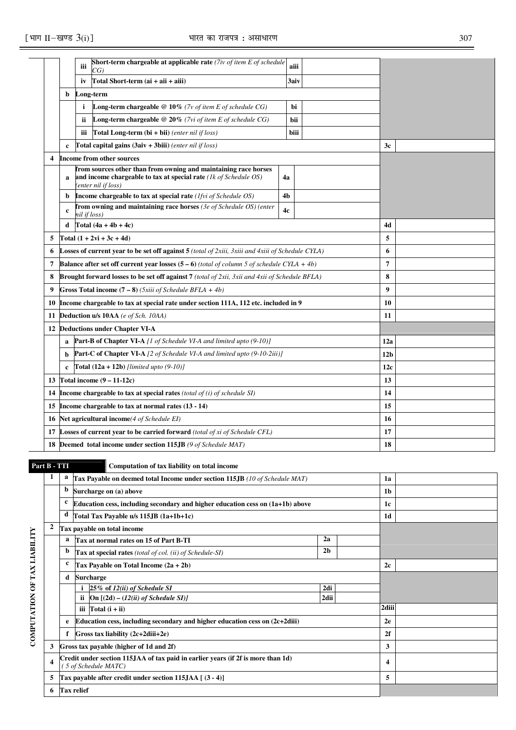| | | | | | |
|---|---|---|---|---|---|
| | | iii | **Short-term chargeable at applicable rate** *(7iv of item E of schedule CG)* | aiii | |
| | | iv | **Total Short-term (ai + aii + aiii)** | 3aiv | |
| | b | **Long-term** | | | |
| | | i | **Long-term chargeable @ 10%** *(7v of item E of schedule CG)* | bi | |
| | | ii | **Long-term chargeable @ 20%** *(7vi of item E of schedule CG)* | bii | |
| | | iii | **Total Long-term (bi + bii)** *(enter nil if loss)* | biii | |
| | c | **Total capital gains (3aiv + 3biii)** *(enter nil if loss)* | | 3c | |
| 4 | **Income from other sources** | | | | |
| | a | **from sources other than from owning and maintaining race horses and income chargeable to tax at special rate** *(1k of Schedule OS) (enter nil if loss)* | | 4a | |
| | b | **Income chargeable to tax at special rate** *(1fvi of Schedule OS)* | | 4b | |
| | c | **from owning and maintaining race horses** *(3e of Schedule OS) (enter nil if loss)* | | 4c | |
| | d | **Total (4a + 4b + 4c)** | | 4d | |
| 5 | **Total (1 + 2vi + 3c + 4d)** | | | 5 | |
| 6 | **Losses of current year to be set off against 5** *(total of 2xiii, 3xiii and 4xiii of Schedule CYLA)* | | | 6 | |
| 7 | **Balance after set off current year losses (5 – 6)** *(total of column 5 of schedule CYLA + 4b)* | | | 7 | |
| 8 | **Brought forward losses to be set off against 7** *(total of 2xii, 3xii and 4xii of Schedule BFLA)* | | | 8 | |
| 9 | **Gross Total income (7 – 8)** *(5xiii of Schedule BFLA + 4b)* | | | 9 | |
| 10 | **Income chargeable to tax at special rate under section 111A, 112 etc. included in 9** | | | 10 | |
| 11 | **Deduction u/s 10AA** *(e of Sch. 10AA)* | | | 11 | |
| 12 | **Deductions under Chapter VI-A** | | | | |
| | a | **Part-B of Chapter VI-A** *[1 of Schedule VI-A and limited upto (9-10)]* | | 12a | |
| | b | **Part-C of Chapter VI-A** *[2 of Schedule VI-A and limited upto (9-10-2iii)]* | | 12b | |
| | c | **Total (12a + 12b)** *[limited upto (9-10)]* | | 12c | |
| 13 | **Total income (9 – 11-12c)** | | | 13 | |
| 14 | **Income chargeable to tax at special rates** *(total of (i) of schedule SI)* | | | 14 | |
| 15 | **Income chargeable to tax at normal rates (13 - 14)** | | | 15 | |
| 16 | **Net agricultural income***(4 of Schedule EI)* | | | 16 | |
| 17 | **Losses of current year to be carried forward** *(total of xi of Schedule CFL)* | | | 17 | |
| 18 | **Deemed total income under section 115JB** *(9 of Schedule MAT)* | | | 18 | |

**Part B - TTI** — **Computation of tax liability on total income**

**COMPUTATION OF TAX LIABILITY**

| | | | | | |
|---|---|---|---|---|---|
| 1 | a | **Tax Payable on deemed total Income under section 115JB** *(10 of Schedule MAT)* | | 1a | |
| | b | **Surcharge on (a) above** | | 1b | |
| | c | **Education cess, including secondary and higher education cess on (1a+1b) above** | | 1c | |
| | d | **Total Tax Payable u/s 115JB (1a+1b+1c)** | | 1d | |
| 2 | **Tax payable on total income** | | | | |
| | a | **Tax at normal rates on 15 of Part B-TI** | 2a | | |
| | b | **Tax at special rates** *(total of col. (ii) of Schedule-SI)* | 2b | | |
| | c | **Tax Payable on Total Income (2a + 2b)** | | 2c | |
| | d | **Surcharge** | | | |
| | | i **25% of** *12(ii) of Schedule SI* | 2di | | |
| | | ii **On [(2d) –** *(12(ii) of Schedule SI)]* | 2dii | | |
| | | iii **Total (i + ii)** | | 2diii | |
| | e | **Education cess, including secondary and higher education cess on (2c+2diii)** | | 2e | |
| | f | **Gross tax liability (2c+2diii+2e)** | | 2f | |
| 3 | **Gross tax payable (higher of 1d and 2f)** | | | 3 | |
| 4 | **Credit under section 115JAA of tax paid in earlier years (if 2f is more than 1d)** *( 5 of Schedule MATC)* | | | 4 | |
| 5 | **Tax payable after credit under section 115JAA [ (3 - 4)]** | | | 5 | |
| 6 | **Tax relief** | | | | |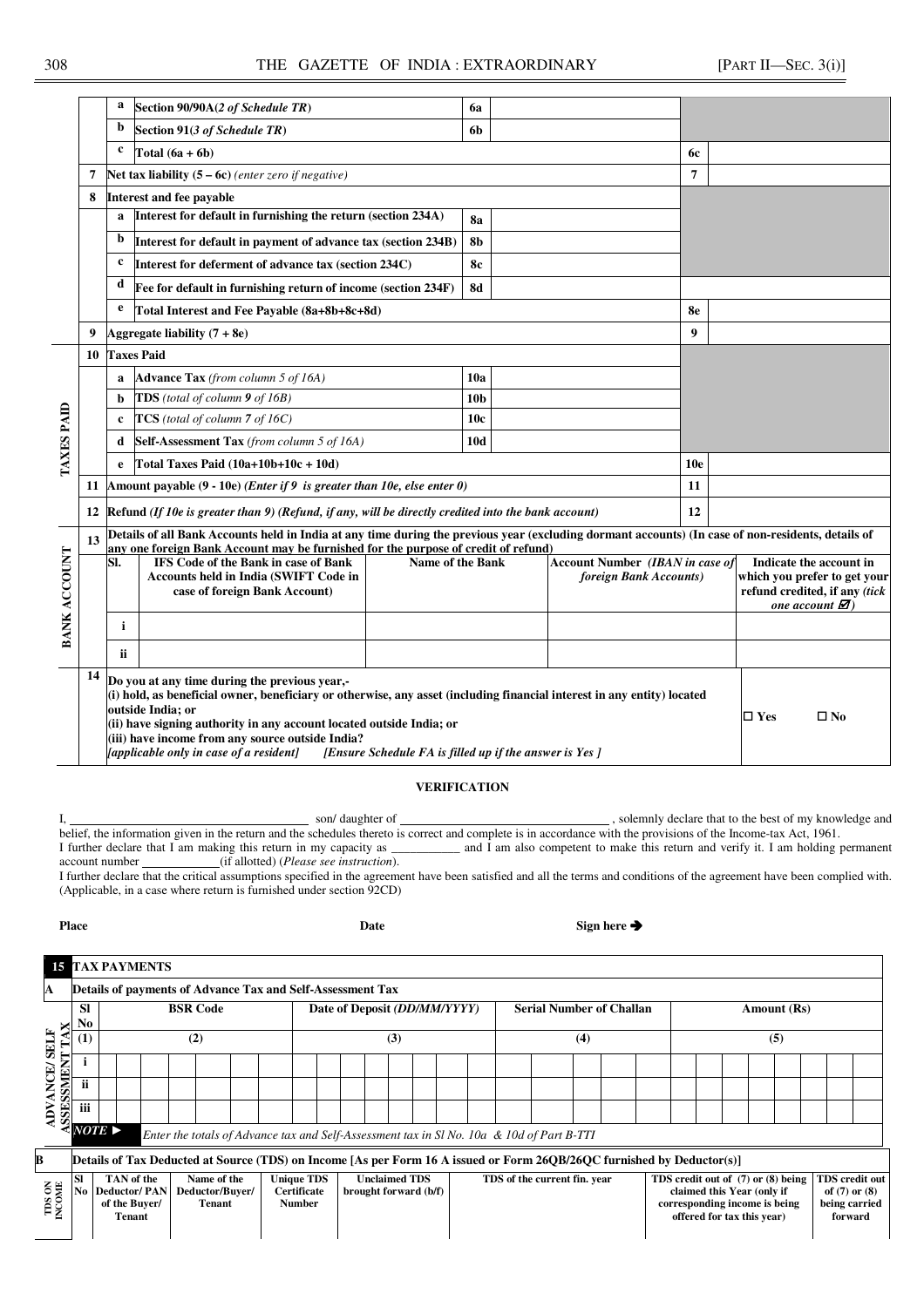| | | | | | | |
|---|---|---|---|---|---|---|
| | | a | **Section 90/90A**(*2 of Schedule TR*) | 6a | | |
| | | b | **Section 91**(*3 of Schedule TR*) | 6b | | |
| | | c | **Total (6a + 6b)** | | 6c | |
| | 7 | **Net tax liability (5 – 6c)** *(enter zero if negative)* | | | 7 | |
| | 8 | **Interest and fee payable** | | | | |
| | | a | **Interest for default in furnishing the return (section 234A)** | 8a | | |
| | | b | **Interest for default in payment of advance tax (section 234B)** | 8b | | |
| | | c | **Interest for deferment of advance tax (section 234C)** | 8c | | |
| | | d | **Fee for default in furnishing return of income (section 234F)** | 8d | | |
| | | e | **Total Interest and Fee Payable (8a+8b+8c+8d)** | | 8e | |
| | 9 | **Aggregate liability (7 + 8e)** | | | 9 | |
| **TAXES PAID** | 10 | **Taxes Paid** | | | | |
| | | a | **Advance Tax** *(from column 5 of 16A)* | 10a | | |
| | | b | **TDS** *(total of column 9 of 16B)* | 10b | | |
| | | c | **TCS** *(total of column 7 of 16C)* | 10c | | |
| | | d | **Self-Assessment Tax** *(from column 5 of 16A)* | 10d | | |
| | | e | **Total Taxes Paid (10a+10b+10c + 10d)** | | 10e | |
| | 11 | **Amount payable (9 - 10e)** *(Enter if 9 is greater than 10e, else enter 0)* | | | 11 | |
| | 12 | **Refund** *(If 10e is greater than 9) (Refund, if any, will be directly credited into the bank account)* | | | 12 | |

**BANK ACCOUNT**

**13** **Details of all Bank Accounts held in India at any time during the previous year (excluding dormant accounts) (In case of non-residents, details of any one foreign Bank Account may be furnished for the purpose of credit of refund)**

| Sl. | IFS Code of the Bank in case of Bank Accounts held in India (SWIFT Code in case of foreign Bank Account) | Name of the Bank | Account Number *(IBAN in case of foreign Bank Accounts)* | Indicate the account in which you prefer to get your refund credited, if any *(tick one account ☑)* |
|---|---|---|---|---|
| i | | | | |
| ii | | | | |

**14** **Do you at any time during the previous year,-**
**(i) hold, as beneficial owner, beneficiary or otherwise, any asset (including financial interest in any entity) located outside India; or**
**(ii) have signing authority in any account located outside India; or**
**(iii) have income from any source outside India?**
***[applicable only in case of a resident]*** ***[Ensure Schedule FA is filled up if the answer is Yes ]***

☐ **Yes** ☐ **No**

## VERIFICATION

I, ______________________ son/ daughter of ______________________ , solemnly declare that to the best of my knowledge and belief, the information given in the return and the schedules thereto is correct and complete is in accordance with the provisions of the Income-tax Act, 1961.
I further declare that I am making this return in my capacity as ___________ and I am also competent to make this return and verify it. I am holding permanent account number ____________(if allotted) (*Please see instruction*).
I further declare that the critical assumptions specified in the agreement have been satisfied and all the terms and conditions of the agreement have been complied with. (Applicable, in a case where return is furnished under section 92CD)

**Place** **Date** **Sign here ➔**

**15 TAX PAYMENTS**

**A** **Details of payments of Advance Tax and Self-Assessment Tax** (ADVANCE/ SELF ASSESSMENT TAX)

| Sl No | BSR Code | Date of Deposit *(DD/MM/YYYY)* | Serial Number of Challan | Amount (Rs) |
|---|---|---|---|---|
| (1) | (2) | (3) | (4) | (5) |
| i | | | | |
| ii | | | | |
| iii | | | | |

*NOTE* ► *Enter the totals of Advance tax and Self-Assessment tax in Sl No. 10a & 10d of Part B-TTI*

**B** **Details of Tax Deducted at Source (TDS) on Income [As per Form 16 A issued or Form 26QB/26QC furnished by Deductor(s)]** (TDS ON INCOME)

| Sl No | TAN of the Deductor/ PAN of the Buyer/ Tenant | Name of the Deductor/Buyer/ Tenant | Unique TDS Certificate Number | Unclaimed TDS brought forward (b/f) | TDS of the current fin. year | TDS credit out of (7) or (8) being claimed this Year (only if corresponding income is being offered for tax this year) | TDS credit out of (7) or (8) being carried forward |
|---|---|---|---|---|---|---|---|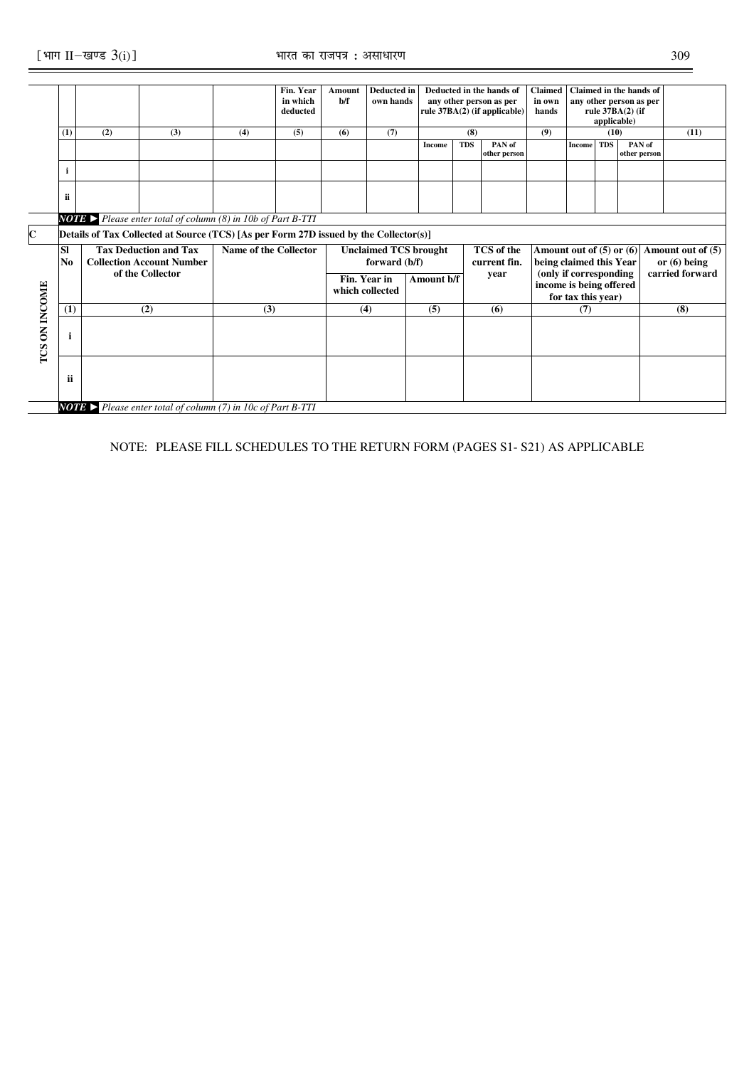| | | | | | Fin. Year in which deducted | Amount b/f | Deducted in own hands | Deducted in the hands of any other person as per rule 37BA(2) (if applicable) | | | Claimed in own hands | Claimed in the hands of any other person as per rule 37BA(2) (if applicable) | | | |
|---|---|---|---|---|---|---|---|---|---|---|---|---|---|---|---|
| | (1) | (2) | (3) | (4) | (5) | (6) | (7) | (8) | | | (9) | (10) | | | (11) |
| | | | | | | | | Income | TDS | PAN of other person | | Income | TDS | PAN of other person | |
| | i | | | | | | | | | | | | | | |
| | ii | | | | | | | | | | | | | | |

*NOTE ► Please enter total of column (8) in 10b of Part B-TTI*

**C** **Details of Tax Collected at Source (TCS) [As per Form 27D issued by the Collector(s)]**

**TCS ON INCOME**

| Sl No | Tax Deduction and Tax Collection Account Number of the Collector | Name of the Collector | Unclaimed TCS brought forward (b/f) | | TCS of the current fin. year | Amount out of (5) or (6) being claimed this Year (only if corresponding income is being offered for tax this year) | Amount out of (5) or (6) being carried forward |
|---|---|---|---|---|---|---|---|
| | | | Fin. Year in which collected | Amount b/f | | | |
| (1) | (2) | (3) | (4) | (5) | (6) | (7) | (8) |
| i | | | | | | | |
| ii | | | | | | | |

*NOTE ► Please enter total of column (7) in 10c of Part B-TTI*

NOTE: PLEASE FILL SCHEDULES TO THE RETURN FORM (PAGES S1- S21) AS APPLICABLE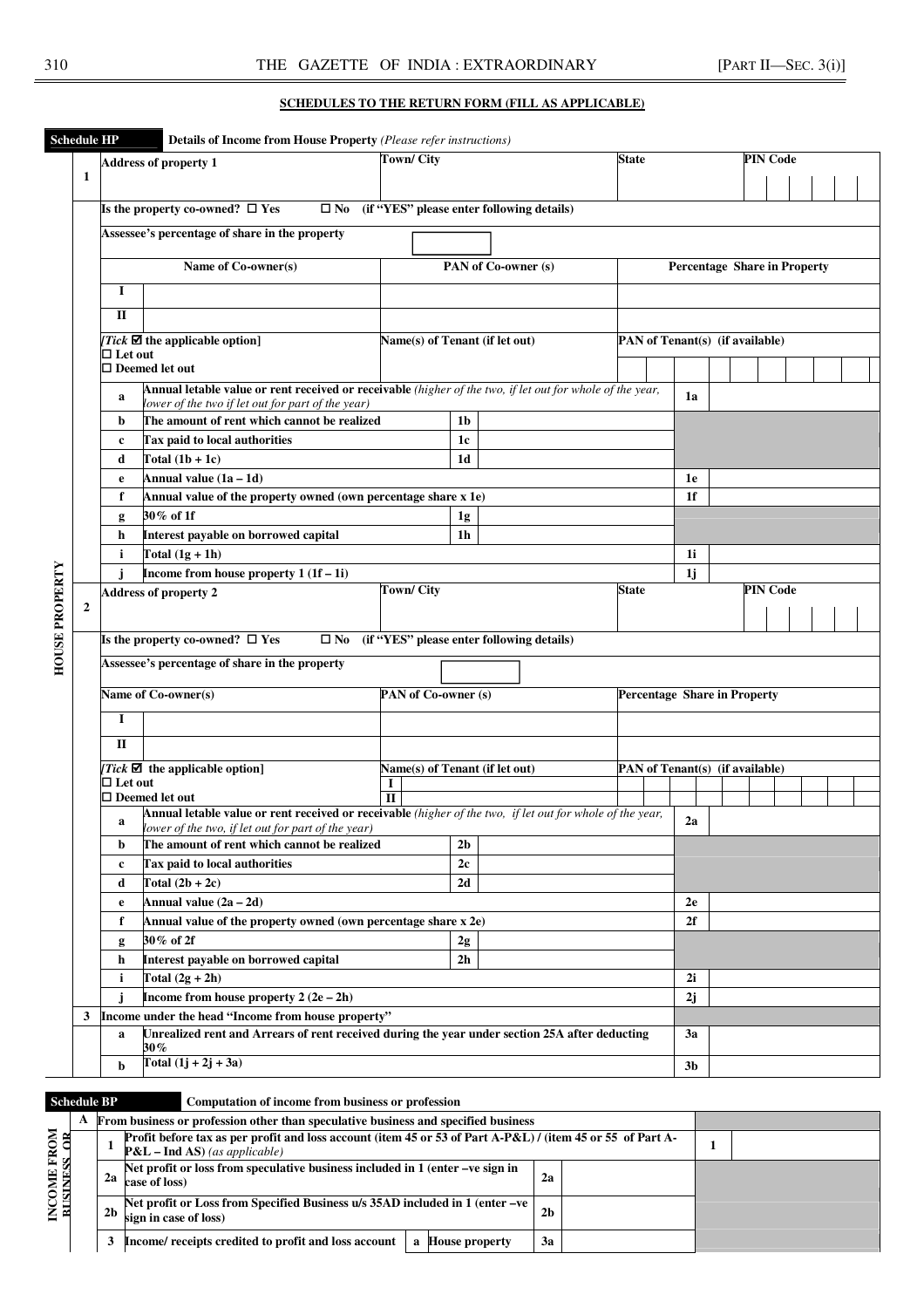## SCHEDULES TO THE RETURN FORM (FILL AS APPLICABLE)

**Schedule HP** **Details of Income from House Property** *(Please refer instructions)*

| HOUSE PROPERTY | | | | | | | |
|---|---|---|---|---|---|---|---|
| 1 | **Address of property 1** | | **Town/ City** | **State** | **PIN Code** | | |
| | **Is the property co-owned?** ☐ **Yes** ☐ **No** **(if "YES" please enter following details)** | | | | | | |
| | **Assessee's percentage of share in the property** | | | | | | |
| | | **Name of Co-owner(s)** | **PAN of Co-owner (s)** | **Percentage Share in Property** | | | |
| | **I** | | | | | | |
| | **II** | | | | | | |
| | ***[Tick* ☑ the applicable option]** ☐ **Let out** ☐ **Deemed let out** | | **Name(s) of Tenant (if let out)** | **PAN of Tenant(s) (if available)** | | | |
| | **a** | **Annual letable value or rent received or receivable** *(higher of the two, if let out for whole of the year, lower of the two if let out for part of the year)* | | | | **1a** | |
| | **b** | **The amount of rent which cannot be realized** | | **1b** | | | |
| | **c** | **Tax paid to local authorities** | | **1c** | | | |
| | **d** | **Total (1b + 1c)** | | **1d** | | | |
| | **e** | **Annual value (1a – 1d)** | | | | **1e** | |
| | **f** | **Annual value of the property owned (own percentage share x 1e)** | | | | **1f** | |
| | **g** | **30% of 1f** | | **1g** | | | |
| | **h** | **Interest payable on borrowed capital** | | **1h** | | | |
| | **i** | **Total (1g + 1h)** | | | | **1i** | |
| | **j** | **Income from house property 1 (1f – 1i)** | | | | **1j** | |
| 2 | **Address of property 2** | | **Town/ City** | **State** | **PIN Code** | | |
| | **Is the property co-owned?** ☐ **Yes** ☐ **No** **(if "YES" please enter following details)** | | | | | | |
| | **Assessee's percentage of share in the property** | | | | | | |
| | **Name of Co-owner(s)** | | **PAN of Co-owner (s)** | **Percentage Share in Property** | | | |
| | **I** | | | | | | |
| | **II** | | | | | | |
| | ***[Tick* ☑ the applicable option]** ☐ **Let out** ☐ **Deemed let out** | | **Name(s) of Tenant (if let out)** I II | **PAN of Tenant(s) (if available)** | | | |
| | **a** | **Annual letable value or rent received or receivable** *(higher of the two, if let out for whole of the year, lower of the two, if let out for part of the year)* | | | | **2a** | |
| | **b** | **The amount of rent which cannot be realized** | | **2b** | | | |
| | **c** | **Tax paid to local authorities** | | **2c** | | | |
| | **d** | **Total (2b + 2c)** | | **2d** | | | |
| | **e** | **Annual value (2a – 2d)** | | | | **2e** | |
| | **f** | **Annual value of the property owned (own percentage share x 2e)** | | | | **2f** | |
| | **g** | **30% of 2f** | | **2g** | | | |
| | **h** | **Interest payable on borrowed capital** | | **2h** | | | |
| | **i** | **Total (2g + 2h)** | | | | **2i** | |
| | **j** | **Income from house property 2 (2e – 2h)** | | | | **2j** | |
| 3 | **Income under the head "Income from house property"** | | | | | | |
| | **a** | **Unrealized rent and Arrears of rent received during the year under section 25A after deducting 30%** | | | | **3a** | |
| | **b** | **Total (1j + 2j + 3a)** | | | | **3b** | |

**Schedule BP** **Computation of income from business or profession**

| INCOME FROM BUSINESS OR | | | | | | | |
|---|---|---|---|---|---|---|---|
| **A** | **From business or profession other than speculative business and specified business** | | | | | | |
| | **1** | **Profit before tax as per profit and loss account (item 45 or 53 of Part A-P&L) / (item 45 or 55 of Part A-P&L – Ind AS)** *(as applicable)* | | | | **1** | |
| | **2a** | **Net profit or loss from speculative business included in 1 (enter –ve sign in case of loss)** | | **2a** | | | |
| | **2b** | **Net profit or Loss from Specified Business u/s 35AD included in 1 (enter –ve sign in case of loss)** | | **2b** | | | |
| | **3** | **Income/ receipts credited to profit and loss account** | **a House property** | **3a** | | | |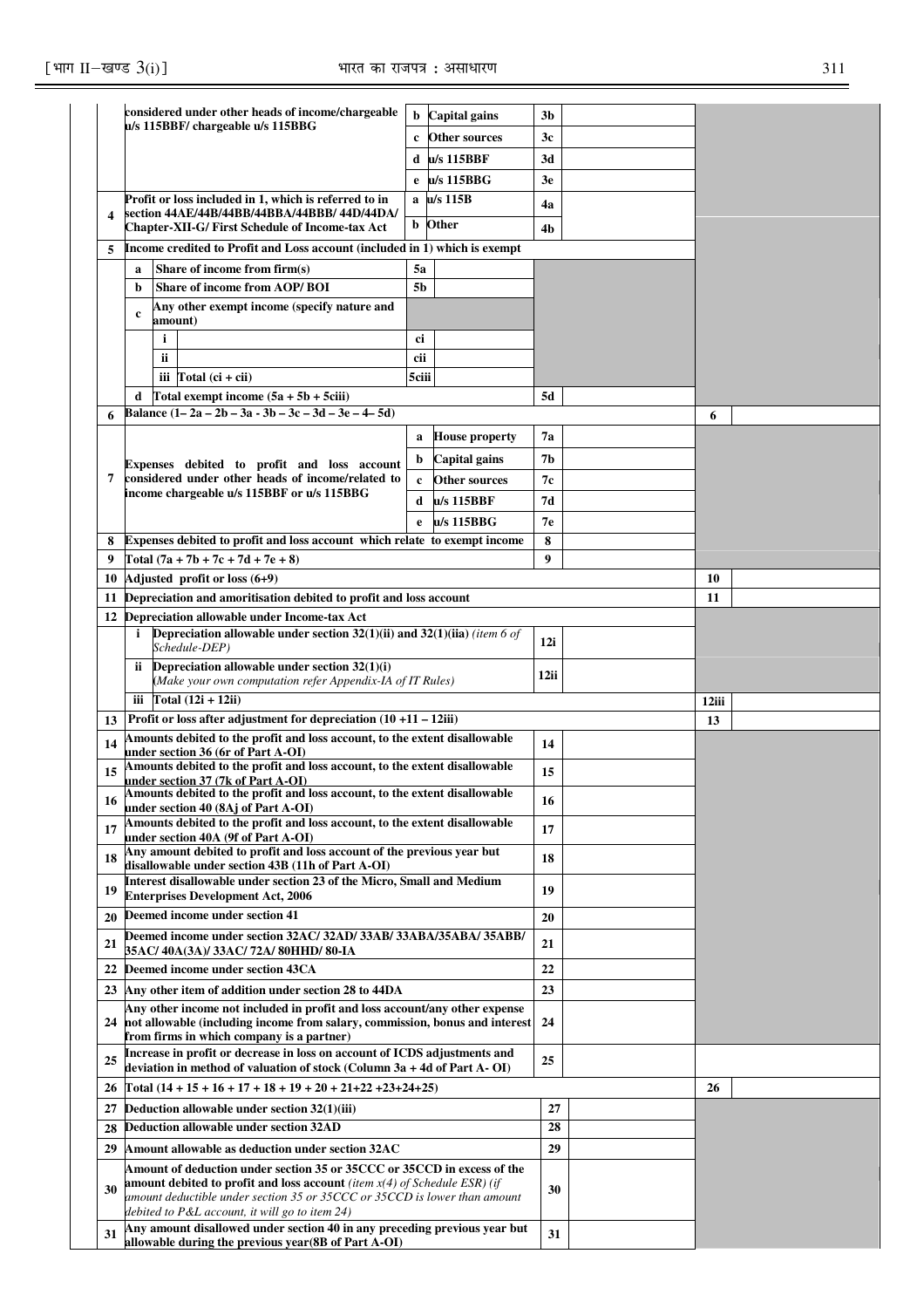| | | | | | |
|---|---|---|---|---|---|
| | considered under other heads of income/chargeable u/s 115BBF/ chargeable u/s 115BBG | b Capital gains | 3b | | |
| | | c Other sources | 3c | | |
| | | d u/s 115BBF | 3d | | |
| | | e u/s 115BBG | 3e | | |
| 4 | Profit or loss included in 1, which is referred to in section 44AE/44B/44BB/44BBA/44BBB/ 44D/44DA/ Chapter-XII-G/ First Schedule of Income-tax Act | a u/s 115B | 4a | | |
| | | b Other | 4b | | |
| 5 | Income credited to Profit and Loss account (included in 1) which is exempt | | | | |
| | a Share of income from firm(s) | 5a | | | |
| | b Share of income from AOP/ BOI | 5b | | | |
| | c Any other exempt income (specify nature and amount) | | | | |
| | i | ci | | | |
| | ii | cii | | | |
| | iii Total (ci + cii) | 5ciii | | | |
| | d Total exempt income (5a + 5b + 5ciii) | | 5d | | |
| 6 | Balance (1– 2a – 2b – 3a - 3b – 3c – 3d – 3e – 4– 5d) | | | 6 | |
| 7 | Expenses debited to profit and loss account considered under other heads of income/related to income chargeable u/s 115BBF or u/s 115BBG | a House property | 7a | | |
| | | b Capital gains | 7b | | |
| | | c Other sources | 7c | | |
| | | d u/s 115BBF | 7d | | |
| | | e u/s 115BBG | 7e | | |
| 8 | Expenses debited to profit and loss account which relate to exempt income | | 8 | | |
| 9 | Total (7a + 7b + 7c + 7d + 7e + 8) | | 9 | | |
| 10 | Adjusted profit or loss (6+9) | | | 10 | |
| 11 | Depreciation and amoritisation debited to profit and loss account | | | 11 | |
| 12 | Depreciation allowable under Income-tax Act | | | | |
| | i Depreciation allowable under section 32(1)(ii) and 32(1)(iia) *(item 6 of Schedule-DEP)* | | 12i | | |
| | ii Depreciation allowable under section 32(1)(i) *(Make your own computation refer Appendix-IA of IT Rules)* | | 12ii | | |
| | iii Total (12i + 12ii) | | | 12iii | |
| 13 | Profit or loss after adjustment for depreciation (10 +11 – 12iii) | | | 13 | |
| 14 | Amounts debited to the profit and loss account, to the extent disallowable under section 36 (6r of Part A-OI) | | 14 | | |
| 15 | Amounts debited to the profit and loss account, to the extent disallowable under section 37 (7k of Part A-OI) | | 15 | | |
| 16 | Amounts debited to the profit and loss account, to the extent disallowable under section 40 (8Aj of Part A-OI) | | 16 | | |
| 17 | Amounts debited to the profit and loss account, to the extent disallowable under section 40A (9f of Part A-OI) | | 17 | | |
| 18 | Any amount debited to profit and loss account of the previous year but disallowable under section 43B (11h of Part A-OI) | | 18 | | |
| 19 | Interest disallowable under section 23 of the Micro, Small and Medium Enterprises Development Act, 2006 | | 19 | | |
| 20 | Deemed income under section 41 | | 20 | | |
| 21 | Deemed income under section 32AC/ 32AD/ 33AB/ 33ABA/35ABA/ 35ABB/ 35AC/ 40A(3A)/ 33AC/ 72A/ 80HHD/ 80-IA | | 21 | | |
| 22 | Deemed income under section 43CA | | 22 | | |
| 23 | Any other item of addition under section 28 to 44DA | | 23 | | |
| 24 | Any other income not included in profit and loss account/any other expense not allowable (including income from salary, commission, bonus and interest from firms in which company is a partner) | | 24 | | |
| 25 | Increase in profit or decrease in loss on account of ICDS adjustments and deviation in method of valuation of stock (Column 3a + 4d of Part A- OI) | | 25 | | |
| 26 | Total (14 + 15 + 16 + 17 + 18 + 19 + 20 + 21+22 +23+24+25) | | | 26 | |
| 27 | Deduction allowable under section 32(1)(iii) | | 27 | | |
| 28 | Deduction allowable under section 32AD | | 28 | | |
| 29 | Amount allowable as deduction under section 32AC | | 29 | | |
| 30 | Amount of deduction under section 35 or 35CCC or 35CCD in excess of the amount debited to profit and loss account *(item x(4) of Schedule ESR) (if amount deductible under section 35 or 35CCC or 35CCD is lower than amount debited to P&L account, it will go to item 24)* | | 30 | | |
| 31 | Any amount disallowed under section 40 in any preceding previous year but allowable during the previous year(8B of Part A-OI) | | 31 | | |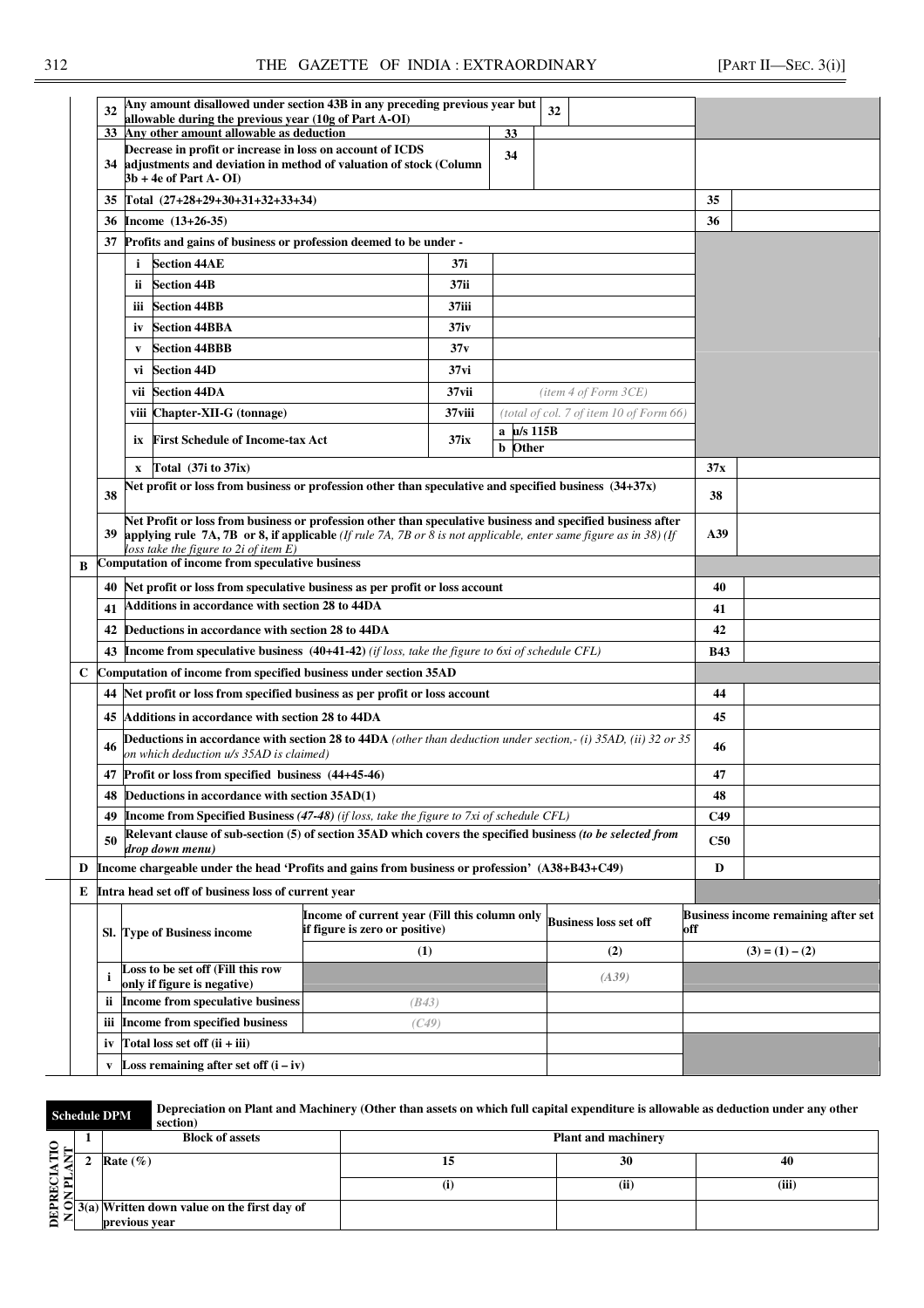| | | | | | | | |
|---|---|---|---|---|---|---|---|
| | 32 | Any amount disallowed under section 43B in any preceding previous year but allowable during the previous year (10g of Part A-OI) | | 32 | | | |
| | 33 | Any other amount allowable as deduction | | 33 | | | |
| | 34 | Decrease in profit or increase in loss on account of ICDS adjustments and deviation in method of valuation of stock (Column 3b + 4e of Part A- OI) | | 34 | | | |
| | 35 | Total (27+28+29+30+31+32+33+34) | | | | 35 | |
| | 36 | Income (13+26-35) | | | | 36 | |
| | 37 | Profits and gains of business or profession deemed to be under - | | | | | |
| | | i Section 44AE | | 37i | | | |
| | | ii Section 44B | | 37ii | | | |
| | | iii Section 44BB | | 37iii | | | |
| | | iv Section 44BBA | | 37iv | | | |
| | | v Section 44BBB | | 37v | | | |
| | | vi Section 44D | | 37vi | | | |
| | | vii Section 44DA | | 37vii | *(item 4 of Form 3CE)* | | |
| | | viii Chapter-XII-G (tonnage) | | 37viii | *(total of col. 7 of item 10 of Form 66)* | | |
| | | ix First Schedule of Income-tax Act | | 37ix | a u/s 115B | | |
| | | | | | b Other | | |
| | | x Total (37i to 37ix) | | | | 37x | |
| | 38 | Net profit or loss from business or profession other than speculative and specified business (34+37x) | | | | 38 | |
| | 39 | Net Profit or loss from business or profession other than speculative business and specified business after applying rule 7A, 7B or 8, if applicable *(If rule 7A, 7B or 8 is not applicable, enter same figure as in 38) (If loss take the figure to 2i of item E)* | | | | A39 | |
| B | Computation of income from speculative business | | | | | | |
| | 40 | Net profit or loss from speculative business as per profit or loss account | | | | 40 | |
| | 41 | Additions in accordance with section 28 to 44DA | | | | 41 | |
| | 42 | Deductions in accordance with section 28 to 44DA | | | | 42 | |
| | 43 | Income from speculative business (40+41-42) *(if loss, take the figure to 6xi of schedule CFL)* | | | | B43 | |
| C | Computation of income from specified business under section 35AD | | | | | | |
| | 44 | Net profit or loss from specified business as per profit or loss account | | | | 44 | |
| | 45 | Additions in accordance with section 28 to 44DA | | | | 45 | |
| | 46 | Deductions in accordance with section 28 to 44DA *(other than deduction under section,- (i) 35AD, (ii) 32 or 35 on which deduction u/s 35AD is claimed)* | | | | 46 | |
| | 47 | Profit or loss from specified business (44+45-46) | | | | 47 | |
| | 48 | Deductions in accordance with section 35AD(1) | | | | 48 | |
| | 49 | Income from Specified Business *(47-48) (if loss, take the figure to 7xi of schedule CFL)* | | | | C49 | |
| | 50 | Relevant clause of sub-section (5) of section 35AD which covers the specified business *(to be selected from drop down menu)* | | | | C50 | |
| D | Income chargeable under the head 'Profits and gains from business or profession' (A38+B43+C49) | | | | | D | |
| E | Intra head set off of business loss of current year | | | | | | |
| | Sl. | Type of Business income | Income of current year (Fill this column only if figure is zero or positive) | | Business loss set off | Business income remaining after set off | |
| | | | (1) | | (2) | (3) = (1) – (2) | |
| | i | Loss to be set off (Fill this row only if figure is negative) | | | *(A39)* | | |
| | ii | Income from speculative business | *(B43)* | | | | |
| | iii | Income from specified business | *(C49)* | | | | |
| | iv | Total loss set off (ii + iii) | | | | | |
| | v | Loss remaining after set off (i – iv) | | | | | |

**Schedule DPM** — Depreciation on Plant and Machinery (Other than assets on which full capital expenditure is allowable as deduction under any other section)

| DEPRECIATION ON PLANT | | | | | |
|---|---|---|---|---|---|
| | 1 | Block of assets | Plant and machinery | | |
| | 2 | Rate (%) | 15 | 30 | 40 |
| | | | (i) | (ii) | (iii) |
| | 3(a) | Written down value on the first day of previous year | | | |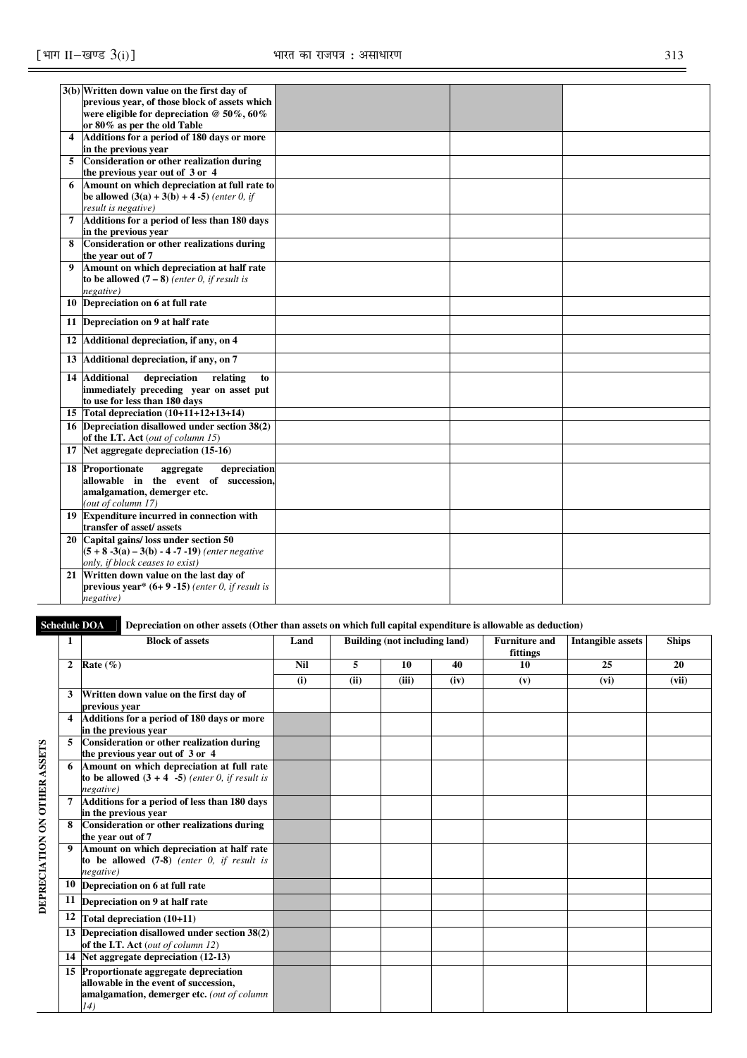| | | | | |
|---|---|---|---|---|
| 3(b) | Written down value on the first day of previous year, of those block of assets which were eligible for depreciation @ 50%, 60% or 80% as per the old Table | | | |
| 4 | Additions for a period of 180 days or more in the previous year | | | |
| 5 | Consideration or other realization during the previous year out of 3 or 4 | | | |
| 6 | Amount on which depreciation at full rate to be allowed (3(a) + 3(b) + 4 -5) *(enter 0, if result is negative)* | | | |
| 7 | Additions for a period of less than 180 days in the previous year | | | |
| 8 | Consideration or other realizations during the year out of 7 | | | |
| 9 | Amount on which depreciation at half rate to be allowed (7 – 8) *(enter 0, if result is negative)* | | | |
| 10 | Depreciation on 6 at full rate | | | |
| 11 | Depreciation on 9 at half rate | | | |
| 12 | Additional depreciation, if any, on 4 | | | |
| 13 | Additional depreciation, if any, on 7 | | | |
| 14 | Additional depreciation relating to immediately preceding year on asset put to use for less than 180 days | | | |
| 15 | Total depreciation (10+11+12+13+14) | | | |
| 16 | Depreciation disallowed under section 38(2) of the I.T. Act *(out of column 15)* | | | |
| 17 | Net aggregate depreciation (15-16) | | | |
| 18 | Proportionate aggregate depreciation allowable in the event of succession, amalgamation, demerger etc. *(out of column 17)* | | | |
| 19 | Expenditure incurred in connection with transfer of asset/ assets | | | |
| 20 | Capital gains/ loss under section 50 (5 + 8 -3(a) – 3(b) - 4 -7 -19) *(enter negative only, if block ceases to exist)* | | | |
| 21 | Written down value on the last day of previous year* (6+ 9 -15) *(enter 0, if result is negative)* | | | |

**Schedule DOA** Depreciation on other assets (Other than assets on which full capital expenditure is allowable as deduction)

**DEPRECIATION ON OTHER ASSETS**

| 1 | Block of assets | Land | Building (not including land) | | | Furniture and fittings | Intangible assets | Ships |
|---|---|---|---|---|---|---|---|---|
| 2 | Rate (%) | Nil | 5 | 10 | 40 | 10 | 25 | 20 |
| | | (i) | (ii) | (iii) | (iv) | (v) | (vi) | (vii) |
| 3 | Written down value on the first day of previous year | | | | | | | |
| 4 | Additions for a period of 180 days or more in the previous year | | | | | | | |
| 5 | Consideration or other realization during the previous year out of 3 or 4 | | | | | | | |
| 6 | Amount on which depreciation at full rate to be allowed (3 + 4 -5) *(enter 0, if result is negative)* | | | | | | | |
| 7 | Additions for a period of less than 180 days in the previous year | | | | | | | |
| 8 | Consideration or other realizations during the year out of 7 | | | | | | | |
| 9 | Amount on which depreciation at half rate to be allowed (7-8) *(enter 0, if result is negative)* | | | | | | | |
| 10 | Depreciation on 6 at full rate | | | | | | | |
| 11 | Depreciation on 9 at half rate | | | | | | | |
| 12 | Total depreciation (10+11) | | | | | | | |
| 13 | Depreciation disallowed under section 38(2) of the I.T. Act *(out of column 12)* | | | | | | | |
| 14 | Net aggregate depreciation (12-13) | | | | | | | |
| 15 | Proportionate aggregate depreciation allowable in the event of succession, amalgamation, demerger etc. *(out of column 14)* | | | | | | | |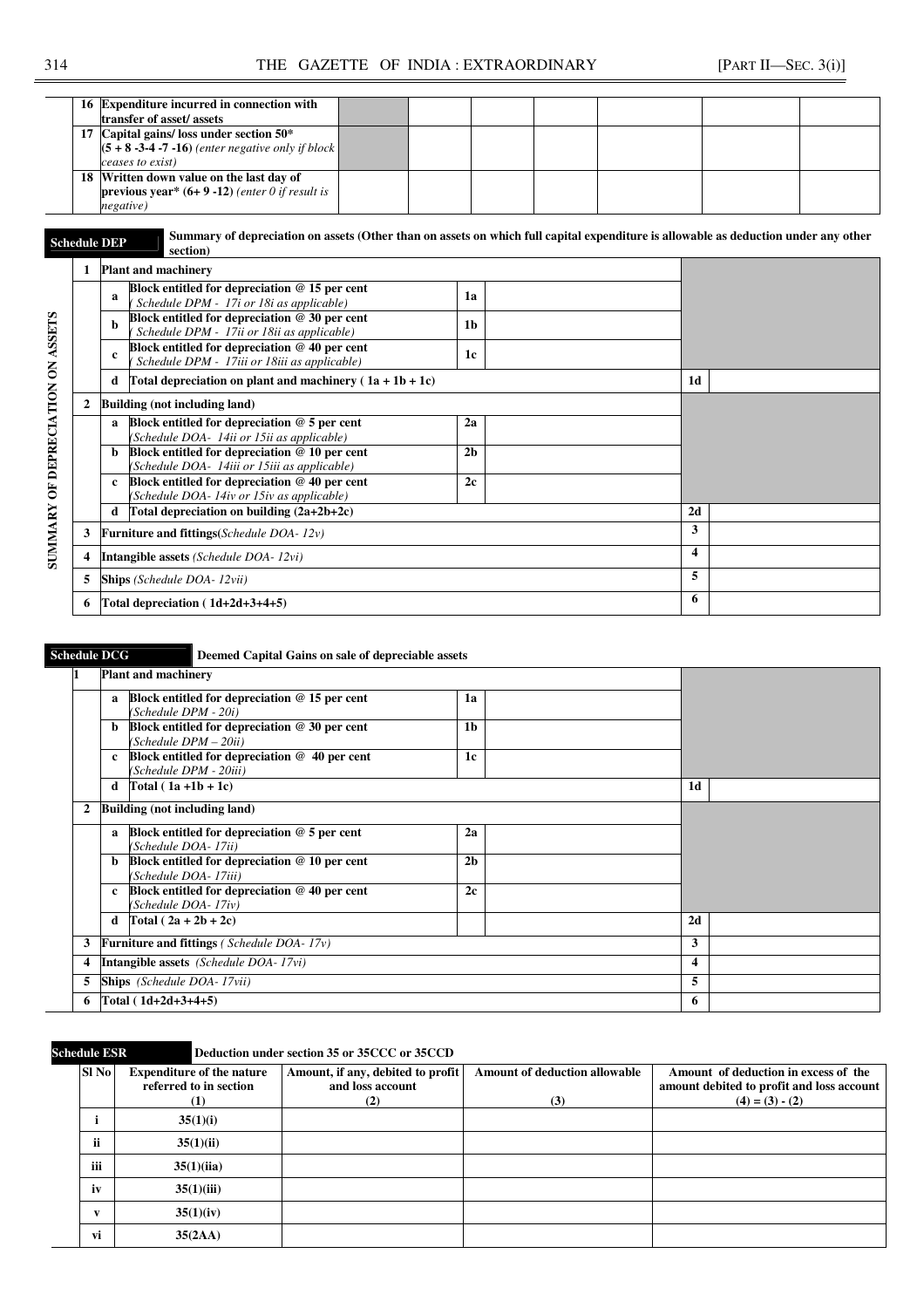| | | | | | | | | |
|---|---|---|---|---|---|---|---|---|
| 16 | Expenditure incurred in connection with transfer of asset/ assets | | | | | | | |
| 17 | Capital gains/ loss under section 50* (5 + 8 -3-4 -7 -16) *(enter negative only if block ceases to exist)* | | | | | | | |
| 18 | Written down value on the last day of previous year* (6+ 9 -12) *(enter 0 if result is negative)* | | | | | | | |

**Schedule DEP** — **Summary of depreciation on assets (Other than on assets on which full capital expenditure is allowable as deduction under any other section)**

SUMMARY OF DEPRECIATION ON ASSETS

| | | | | | | |
|---|---|---|---|---|---|---|
| 1 | **Plant and machinery** | | | | | |
| | a | **Block entitled for depreciation @ 15 per cent** *( Schedule DPM - 17i or 18i as applicable)* | 1a | | | |
| | b | **Block entitled for depreciation @ 30 per cent** *( Schedule DPM - 17ii or 18ii as applicable)* | 1b | | | |
| | c | **Block entitled for depreciation @ 40 per cent** *( Schedule DPM - 17iii or 18iii as applicable)* | 1c | | | |
| | d | **Total depreciation on plant and machinery ( 1a + 1b + 1c)** | | | 1d | |
| 2 | **Building (not including land)** | | | | | |
| | a | **Block entitled for depreciation @ 5 per cent** *(Schedule DOA- 14ii or 15ii as applicable)* | 2a | | | |
| | b | **Block entitled for depreciation @ 10 per cent** *(Schedule DOA- 14iii or 15iii as applicable)* | 2b | | | |
| | c | **Block entitled for depreciation @ 40 per cent** *(Schedule DOA- 14iv or 15iv as applicable)* | 2c | | | |
| | d | **Total depreciation on building (2a+2b+2c)** | | | 2d | |
| 3 | **Furniture and fittings***(Schedule DOA- 12v)* | | | | 3 | |
| 4 | **Intangible assets** *(Schedule DOA- 12vi)* | | | | 4 | |
| 5 | **Ships** *(Schedule DOA- 12vii)* | | | | 5 | |
| 6 | **Total depreciation ( 1d+2d+3+4+5)** | | | | 6 | |

**Schedule DCG** — **Deemed Capital Gains on sale of depreciable assets**

| | | | | | | |
|---|---|---|---|---|---|---|
| 1 | **Plant and machinery** | | | | | |
| | a | **Block entitled for depreciation @ 15 per cent** *(Schedule DPM - 20i)* | 1a | | | |
| | b | **Block entitled for depreciation @ 30 per cent** *(Schedule DPM – 20ii)* | 1b | | | |
| | c | **Block entitled for depreciation @ 40 per cent** *(Schedule DPM - 20iii)* | 1c | | | |
| | d | **Total ( 1a +1b + 1c)** | | | 1d | |
| 2 | **Building (not including land)** | | | | | |
| | a | **Block entitled for depreciation @ 5 per cent** *(Schedule DOA- 17ii)* | 2a | | | |
| | b | **Block entitled for depreciation @ 10 per cent** *(Schedule DOA- 17iii)* | 2b | | | |
| | c | **Block entitled for depreciation @ 40 per cent** *(Schedule DOA- 17iv)* | 2c | | | |
| | d | **Total ( 2a + 2b + 2c)** | | | 2d | |
| 3 | **Furniture and fittings** *( Schedule DOA- 17v)* | | | | 3 | |
| 4 | **Intangible assets** *(Schedule DOA- 17vi)* | | | | 4 | |
| 5 | **Ships** *(Schedule DOA- 17vii)* | | | | 5 | |
| 6 | **Total ( 1d+2d+3+4+5)** | | | | 6 | |

**Schedule ESR** — **Deduction under section 35 or 35CCC or 35CCD**

| Sl No | Expenditure of the nature referred to in section (1) | Amount, if any, debited to profit and loss account (2) | Amount of deduction allowable (3) | Amount of deduction in excess of the amount debited to profit and loss account (4) = (3) - (2) |
|---|---|---|---|---|
| i | 35(1)(i) | | | |
| ii | 35(1)(ii) | | | |
| iii | 35(1)(iia) | | | |
| iv | 35(1)(iii) | | | |
| v | 35(1)(iv) | | | |
| vi | 35(2AA) | | | |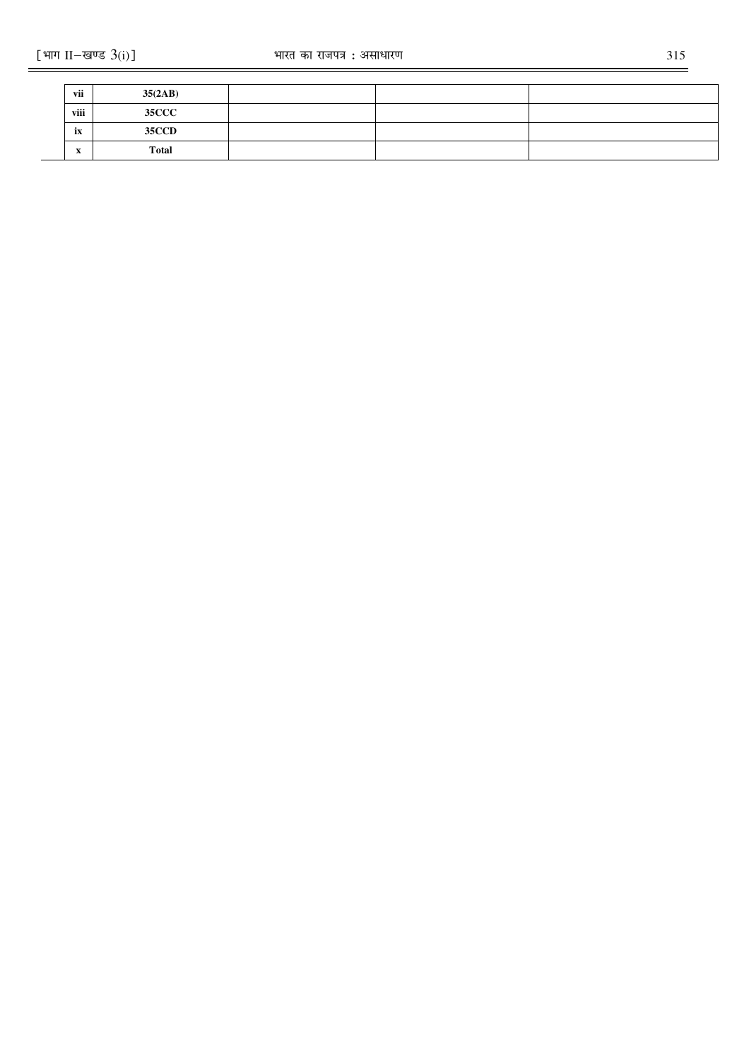| | | | | |
|---|---|---|---|---|
| vii | **35(2AB)** | | | |
| viii | **35CCC** | | | |
| ix | **35CCD** | | | |
| x | **Total** | | | |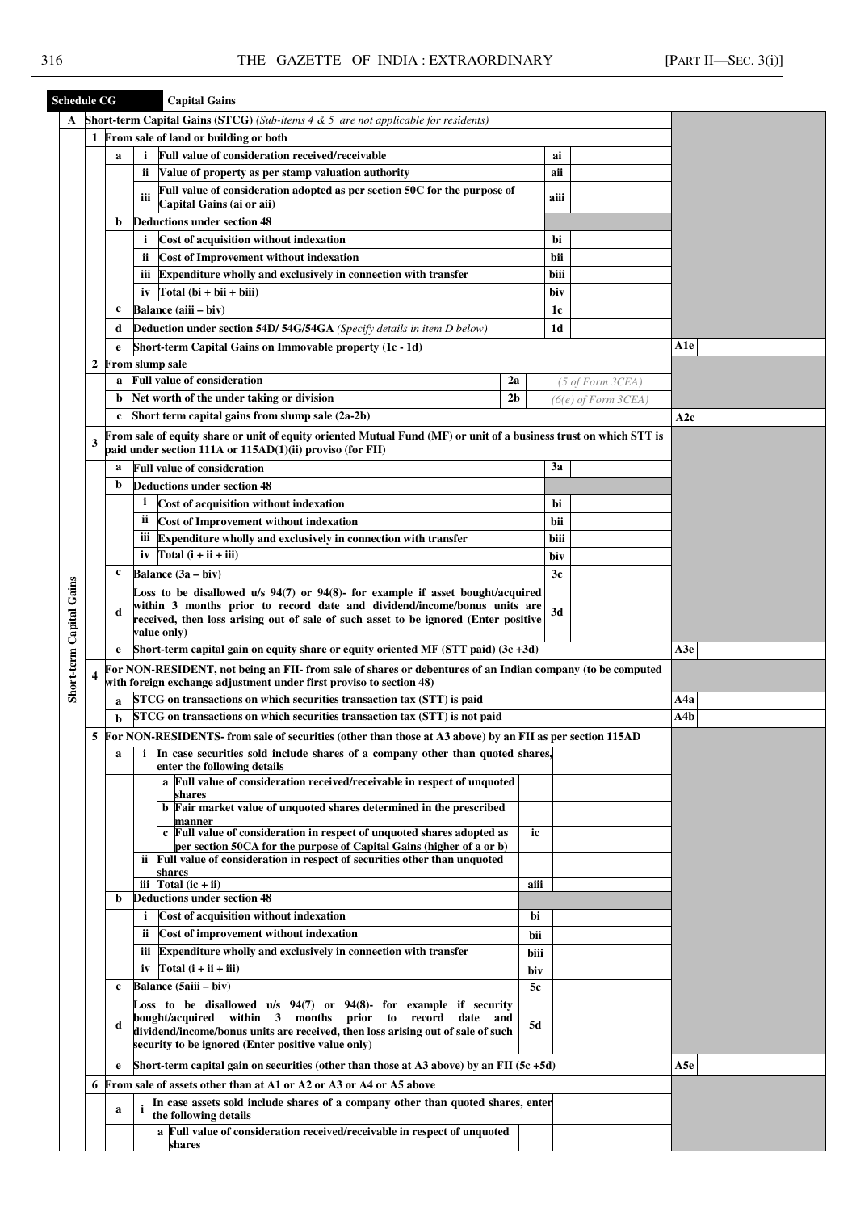**Schedule CG** **Capital Gains**

**Short-term Capital Gains**

| | | | | | | | |
|---|---|---|---|---|---|---|---|
| **A** | **Short-term Capital Gains (STCG)** *(Sub-items 4 & 5 are not applicable for residents)* | | | | | | |
| **1** | **From sale of land or building or both** | | | | | | |
| | **a** | **i** | **Full value of consideration received/receivable** | | **ai** | | |
| | | **ii** | **Value of property as per stamp valuation authority** | | **aii** | | |
| | | **iii** | **Full value of consideration adopted as per section 50C for the purpose of Capital Gains (ai or aii)** | | **aiii** | | |
| | **b** | | **Deductions under section 48** | | | | |
| | | **i** | **Cost of acquisition without indexation** | | **bi** | | |
| | | **ii** | **Cost of Improvement without indexation** | | **bii** | | |
| | | **iii** | **Expenditure wholly and exclusively in connection with transfer** | | **biii** | | |
| | | **iv** | **Total (bi + bii + biii)** | | **biv** | | |
| | **c** | | **Balance (aiii – biv)** | | **1c** | | |
| | **d** | | **Deduction under section 54D/ 54G/54GA** *(Specify details in item D below)* | | **1d** | | |
| | **e** | | **Short-term Capital Gains on Immovable property (1c - 1d)** | | | **A1e** | |
| **2** | **From slump sale** | | | | | | |
| | **a** | | **Full value of consideration** | **2a** | *(5 of Form 3CEA)* | | |
| | **b** | | **Net worth of the under taking or division** | **2b** | *(6(e) of Form 3CEA)* | | |
| | **c** | | **Short term capital gains from slump sale (2a-2b)** | | | **A2c** | |
| **3** | **From sale of equity share or unit of equity oriented Mutual Fund (MF) or unit of a business trust on which STT is paid under section 111A or 115AD(1)(ii) proviso (for FII)** | | | | | | |
| | **a** | | **Full value of consideration** | | **3a** | | |
| | **b** | | **Deductions under section 48** | | | | |
| | | **i** | **Cost of acquisition without indexation** | | **bi** | | |
| | | **ii** | **Cost of Improvement without indexation** | | **bii** | | |
| | | **iii** | **Expenditure wholly and exclusively in connection with transfer** | | **biii** | | |
| | | **iv** | **Total (i + ii + iii)** | | **biv** | | |
| | **c** | | **Balance (3a – biv)** | | **3c** | | |
| | **d** | | **Loss to be disallowed u/s 94(7) or 94(8)- for example if asset bought/acquired within 3 months prior to record date and dividend/income/bonus units are received, then loss arising out of sale of such asset to be ignored (Enter positive value only)** | | **3d** | | |
| | **e** | | **Short-term capital gain on equity share or equity oriented MF (STT paid) (3c +3d)** | | | **A3e** | |
| **4** | **For NON-RESIDENT, not being an FII- from sale of shares or debentures of an Indian company (to be computed with foreign exchange adjustment under first proviso to section 48)** | | | | | | |
| | **a** | | **STCG on transactions on which securities transaction tax (STT) is paid** | | | **A4a** | |
| | **b** | | **STCG on transactions on which securities transaction tax (STT) is not paid** | | | **A4b** | |
| **5** | **For NON-RESIDENTS- from sale of securities (other than those at A3 above) by an FII as per section 115AD** | | | | | | |
| | **a** | **i** | **In case securities sold include shares of a company other than quoted shares, enter the following details** | | | | |
| | | | **a Full value of consideration received/receivable in respect of unquoted shares** | | | | |
| | | | **b Fair market value of unquoted shares determined in the prescribed manner** | | | | |
| | | | **c Full value of consideration in respect of unquoted shares adopted as per section 50CA for the purpose of Capital Gains (higher of a or b)** | **ic** | | | |
| | | **ii** | **Full value of consideration in respect of securities other than unquoted shares** | | | | |
| | | **iii** | **Total (ic + ii)** | **aiii** | | | |
| | **b** | | **Deductions under section 48** | | | | |
| | | **i** | **Cost of acquisition without indexation** | **bi** | | | |
| | | **ii** | **Cost of improvement without indexation** | **bii** | | | |
| | | **iii** | **Expenditure wholly and exclusively in connection with transfer** | **biii** | | | |
| | | **iv** | **Total (i + ii + iii)** | **biv** | | | |
| | **c** | | **Balance (5aiii – biv)** | **5c** | | | |
| | **d** | | **Loss to be disallowed u/s 94(7) or 94(8)- for example if security bought/acquired within 3 months prior to record date and dividend/income/bonus units are received, then loss arising out of sale of such security to be ignored (Enter positive value only)** | **5d** | | | |
| | **e** | | **Short-term capital gain on securities (other than those at A3 above) by an FII (5c +5d)** | | | **A5e** | |
| **6** | **From sale of assets other than at A1 or A2 or A3 or A4 or A5 above** | | | | | | |
| | **a** | **i** | **In case assets sold include shares of a company other than quoted shares, enter the following details** | | | | |
| | | | **a Full value of consideration received/receivable in respect of unquoted shares** | | | | |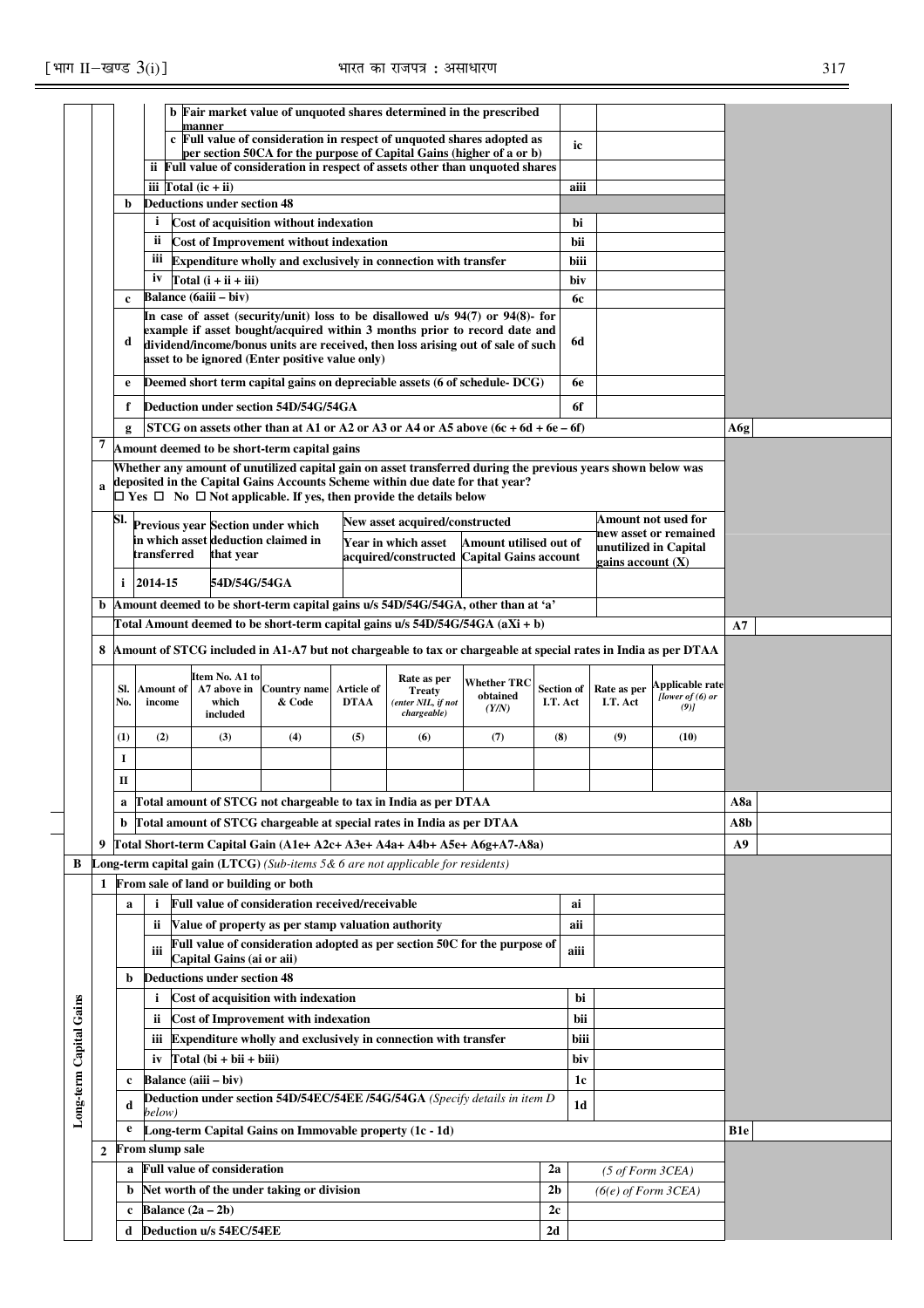| | | | | | | |
|---|---|---|---|---|---|---|
| | | | b | Fair market value of unquoted shares determined in the prescribed manner | | |
| | | | c | Full value of consideration in respect of unquoted shares adopted as per section 50CA for the purpose of Capital Gains (higher of a or b) | ic | |
| | | ii | | Full value of consideration in respect of assets other than unquoted shares | | |
| | | iii | | Total (ic + ii) | aiii | |
| | b | | | Deductions under section 48 | | |
| | | i | | Cost of acquisition without indexation | bi | |
| | | ii | | Cost of Improvement without indexation | bii | |
| | | iii | | Expenditure wholly and exclusively in connection with transfer | biii | |
| | | iv | | Total (i + ii + iii) | biv | |
| | c | | | Balance (6aiii – biv) | 6c | |
| | d | | | In case of asset (security/unit) loss to be disallowed u/s 94(7) or 94(8)- for example if asset bought/acquired within 3 months prior to record date and dividend/income/bonus units are received, then loss arising out of sale of such asset to be ignored (Enter positive value only) | 6d | |
| | e | | | Deemed short term capital gains on depreciable assets (6 of schedule- DCG) | 6e | |
| | f | | | Deduction under section 54D/54G/54GA | 6f | |
| | g | | | STCG on assets other than at A1 or A2 or A3 or A4 or A5 above (6c + 6d + 6e – 6f) | | A6g |

**7** Amount deemed to be short-term capital gains

**a** Whether any amount of unutilized capital gain on asset transferred during the previous years shown below was deposited in the Capital Gains Accounts Scheme within due date for that year?
☐ Yes ☐ No ☐ Not applicable. If yes, then provide the details below

| Sl. | Previous year in which asset transferred | Section under which deduction claimed in that year | New asset acquired/constructed: Year in which asset acquired/constructed | New asset acquired/constructed: Amount utilised out of Capital Gains account | Amount not used for new asset or remained unutilized in Capital gains account (X) |
|---|---|---|---|---|---|
| i | 2014-15 | 54D/54G/54GA | | | |

**b** Amount deemed to be short-term capital gains u/s 54D/54G/54GA, other than at 'a'

Total Amount deemed to be short-term capital gains u/s 54D/54G/54GA (aXi + b) — **A7**

**8** Amount of STCG included in A1-A7 but not chargeable to tax or chargeable at special rates in India as per DTAA

| Sl. No. | Amount of income | Item No. A1 to A7 above in which included | Country name & Code | Article of DTAA | Rate as per Treaty *(enter NIL, if not chargeable)* | Whether TRC obtained (Y/N) | Section of I.T. Act | Rate as per I.T. Act | Applicable rate *[lower of (6) or (9)]* |
|---|---|---|---|---|---|---|---|---|---|
| (1) | (2) | (3) | (4) | (5) | (6) | (7) | (8) | (9) | (10) |
| I | | | | | | | | | |
| II | | | | | | | | | |

a Total amount of STCG not chargeable to tax in India as per DTAA — **A8a**

b Total amount of STCG chargeable at special rates in India as per DTAA — **A8b**

**9** Total Short-term Capital Gain (A1e+ A2c+ A3e+ A4a+ A4b+ A5e+ A6g+A7-A8a) — **A9**

**B Long-term capital gain (LTCG)** *(Sub-items 5& 6 are not applicable for residents)*

**1** From sale of land or building or both

| | | | | |
|---|---|---|---|---|
| a | i | Full value of consideration received/receivable | ai | |
| | ii | Value of property as per stamp valuation authority | aii | |
| | iii | Full value of consideration adopted as per section 50C for the purpose of Capital Gains (ai or aii) | aiii | |
| b | | Deductions under section 48 | | |
| | i | Cost of acquisition with indexation | bi | |
| | ii | Cost of Improvement with indexation | bii | |
| | iii | Expenditure wholly and exclusively in connection with transfer | biii | |
| | iv | Total (bi + bii + biii) | biv | |
| c | | Balance (aiii – biv) | 1c | |
| d | | Deduction under section 54D/54EC/54EE /54G/54GA *(Specify details in item D below)* | 1d | |
| e | | Long-term Capital Gains on Immovable property (1c - 1d) | | B1e |

**2** From slump sale

| | | | |
|---|---|---|---|
| a | Full value of consideration | 2a | *(5 of Form 3CEA)* |
| b | Net worth of the under taking or division | 2b | *(6(e) of Form 3CEA)* |
| c | Balance (2a – 2b) | 2c | |
| d | Deduction u/s 54EC/54EE | 2d | |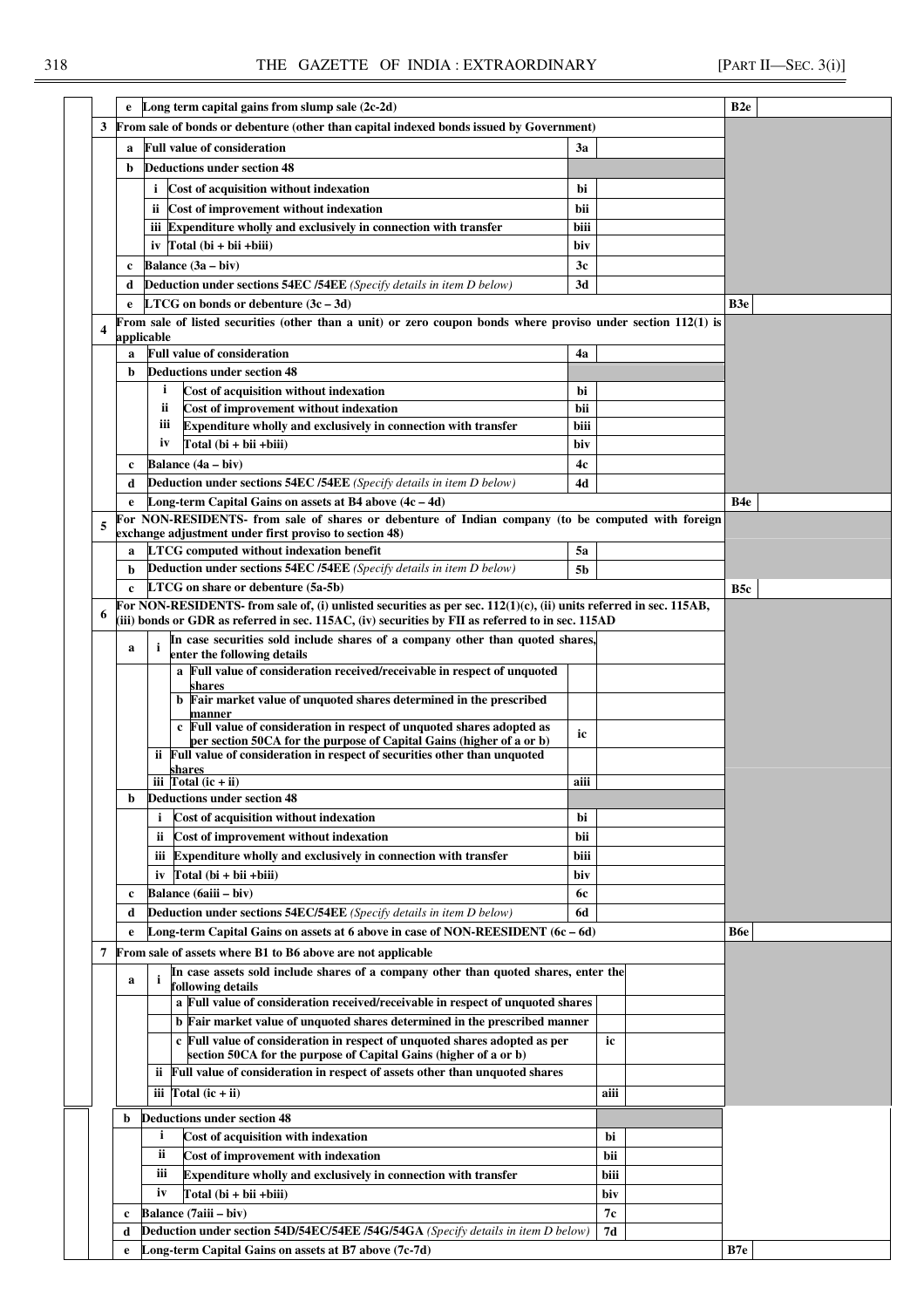| | | | | | | |
|---|---|---|---|---|---|---|
| | **e** | **Long term capital gains from slump sale (2c-2d)** | | | **B2e** | |
| **3** | **From sale of bonds or debenture (other than capital indexed bonds issued by Government)** | | | | | |
| | **a** | **Full value of consideration** | **3a** | | | |
| | **b** | **Deductions under section 48** | | | | |
| | | **i** Cost of acquisition without indexation | **bi** | | | |
| | | **ii** Cost of improvement without indexation | **bii** | | | |
| | | **iii** Expenditure wholly and exclusively in connection with transfer | **biii** | | | |
| | | **iv** Total (bi + bii +biii) | **biv** | | | |
| | **c** | **Balance (3a – biv)** | **3c** | | | |
| | **d** | **Deduction under sections 54EC /54EE** *(Specify details in item D below)* | **3d** | | | |
| | **e** | **LTCG on bonds or debenture (3c – 3d)** | | | **B3e** | |
| **4** | **From sale of listed securities (other than a unit) or zero coupon bonds where proviso under section 112(1) is applicable** | | | | | |
| | **a** | **Full value of consideration** | **4a** | | | |
| | **b** | **Deductions under section 48** | | | | |
| | | **i** Cost of acquisition without indexation | **bi** | | | |
| | | **ii** Cost of improvement without indexation | **bii** | | | |
| | | **iii** Expenditure wholly and exclusively in connection with transfer | **biii** | | | |
| | | **iv** Total (bi + bii +biii) | **biv** | | | |
| | **c** | **Balance (4a – biv)** | **4c** | | | |
| | **d** | **Deduction under sections 54EC /54EE** *(Specify details in item D below)* | **4d** | | | |
| | **e** | **Long-term Capital Gains on assets at B4 above (4c – 4d)** | | | **B4e** | |
| **5** | **For NON-RESIDENTS- from sale of shares or debenture of Indian company (to be computed with foreign exchange adjustment under first proviso to section 48)** | | | | | |
| | **a** | **LTCG computed without indexation benefit** | **5a** | | | |
| | **b** | **Deduction under sections 54EC /54EE** *(Specify details in item D below)* | **5b** | | | |
| | **c** | **LTCG on share or debenture (5a-5b)** | | | **B5c** | |
| **6** | **For NON-RESIDENTS- from sale of, (i) unlisted securities as per sec. 112(1)(c), (ii) units referred in sec. 115AB, (iii) bonds or GDR as referred in sec. 115AC, (iv) securities by FII as referred to in sec. 115AD** | | | | | |
| | **a** | **i** In case securities sold include shares of a company other than quoted shares, enter the following details | | | | |
| | | **a** Full value of consideration received/receivable in respect of unquoted shares | | | | |
| | | **b** Fair market value of unquoted shares determined in the prescribed manner | | | | |
| | | **c** Full value of consideration in respect of unquoted shares adopted as per section 50CA for the purpose of Capital Gains (higher of a or b) | **ic** | | | |
| | | **ii** Full value of consideration in respect of securities other than unquoted shares | | | | |
| | | **iii** Total (ic + ii) | **aiii** | | | |
| | **b** | **Deductions under section 48** | | | | |
| | | **i** Cost of acquisition without indexation | **bi** | | | |
| | | **ii** Cost of improvement without indexation | **bii** | | | |
| | | **iii** Expenditure wholly and exclusively in connection with transfer | **biii** | | | |
| | | **iv** Total (bi + bii +biii) | **biv** | | | |
| | **c** | **Balance (6aiii – biv)** | **6c** | | | |
| | **d** | **Deduction under sections 54EC/54EE** *(Specify details in item D below)* | **6d** | | | |
| | **e** | **Long-term Capital Gains on assets at 6 above in case of NON-REESIDENT (6c – 6d)** | | | **B6e** | |
| **7** | **From sale of assets where B1 to B6 above are not applicable** | | | | | |
| | **a** | **i** In case assets sold include shares of a company other than quoted shares, enter the following details | | | | |
| | | **a** Full value of consideration received/receivable in respect of unquoted shares | | | | |
| | | **b** Fair market value of unquoted shares determined in the prescribed manner | | | | |
| | | **c** Full value of consideration in respect of unquoted shares adopted as per section 50CA for the purpose of Capital Gains (higher of a or b) | **ic** | | | |
| | | **ii** Full value of consideration in respect of assets other than unquoted shares | | | | |
| | | **iii** Total (ic + ii) | **aiii** | | | |
| | **b** | **Deductions under section 48** | | | | |
| | | **i** Cost of acquisition with indexation | **bi** | | | |
| | | **ii** Cost of improvement with indexation | **bii** | | | |
| | | **iii** Expenditure wholly and exclusively in connection with transfer | **biii** | | | |
| | | **iv** Total (bi + bii +biii) | **biv** | | | |
| | **c** | **Balance (7aiii – biv)** | **7c** | | | |
| | **d** | **Deduction under section 54D/54EC/54EE /54G/54GA** *(Specify details in item D below)* | **7d** | | | |
| | **e** | **Long-term Capital Gains on assets at B7 above (7c-7d)** | | | **B7e** | |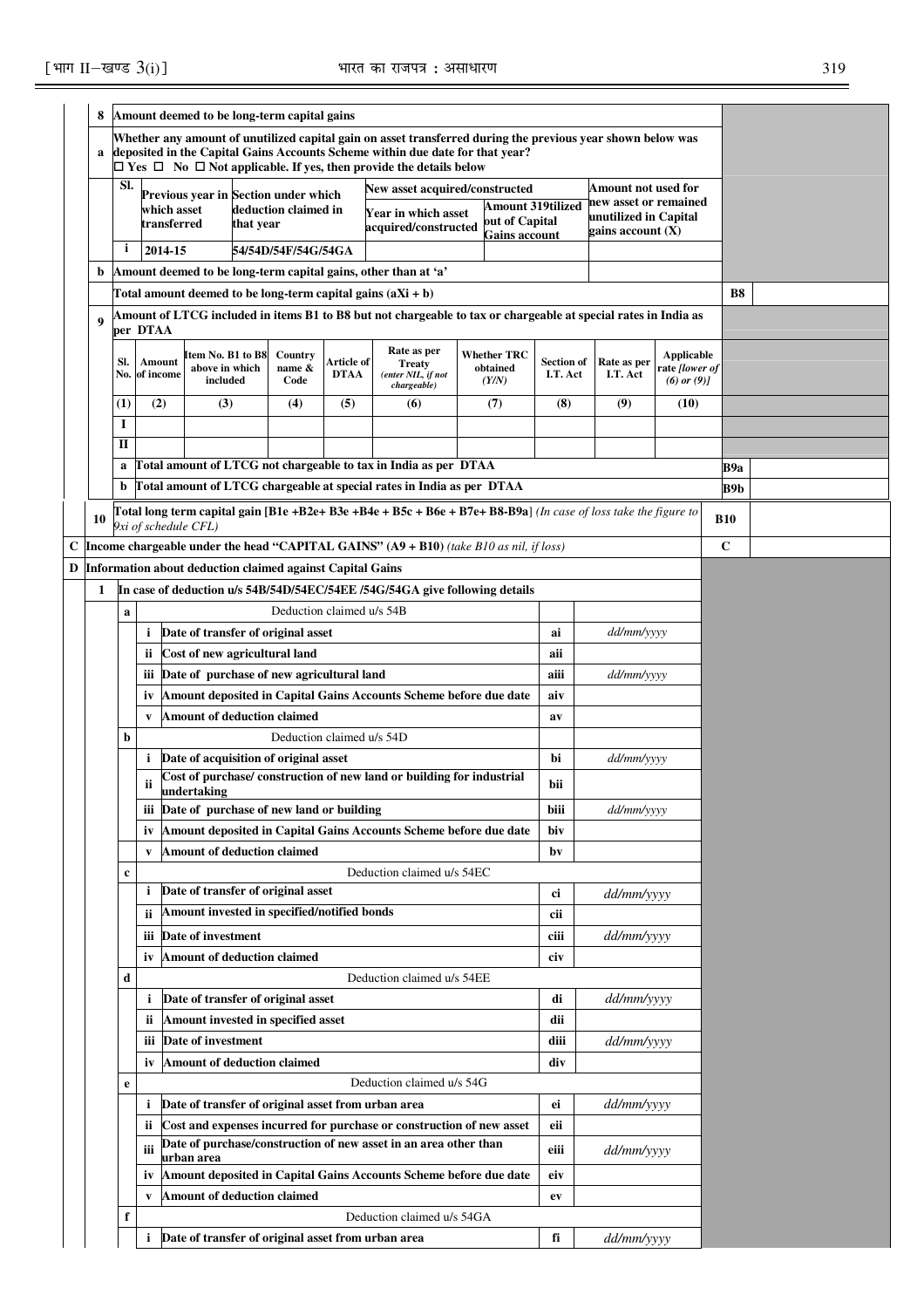| | | | | | | | | | | | | |
|---|---|---|---|---|---|---|---|---|---|---|---|---|
| **8** | **Amount deemed to be long-term capital gains** | | | | | | | | | | | |
| | **a** | **Whether any amount of unutilized capital gain on asset transferred during the previous year shown below was deposited in the Capital Gains Accounts Scheme within due date for that year?** ☐ **Yes** ☐ **No** ☐ **Not applicable. If yes, then provide the details below** | | | | | | | | | | |
| | | **Sl.** | **Previous year in which asset transferred** | **Section under which deduction claimed in that year** | **New asset acquired/constructed** | | | **Amount not used for new asset or remained unutilized in Capital gains account (X)** | | | | |
| | | | | | **Year in which asset acquired/constructed** | | **Amount 319tilized out of Capital Gains account** | | | | | |
| | | **i** | **2014-15** | **54/54D/54F/54G/54GA** | | | | | | | | |
| | **b** | **Amount deemed to be long-term capital gains, other than at 'a'** | | | | | | | | | | |
| | | **Total amount deemed to be long-term capital gains (aXi + b)** | | | | | | | | | **B8** | |
| **9** | **Amount of LTCG included in items B1 to B8 but not chargeable to tax or chargeable at special rates in India as per DTAA** | | | | | | | | | | | |
| | **Sl. No.** | **Amount of income** | **Item No. B1 to B8 above in which included** | **Country name & Code** | **Article of DTAA** | **Rate as per Treaty** *(enter NIL, if not chargeable)* | **Whether TRC obtained** *(Y/N)* | **Section of I.T. Act** | **Rate as per I.T. Act** | **Applicable rate** *[lower of (6) or (9)]* | | |
| | **(1)** | **(2)** | **(3)** | **(4)** | **(5)** | **(6)** | **(7)** | **(8)** | **(9)** | **(10)** | | |
| | **I** | | | | | | | | | | | |
| | **II** | | | | | | | | | | | |
| | **a** | **Total amount of LTCG not chargeable to tax in India as per DTAA** | | | | | | | | | **B9a** | |
| | **b** | **Total amount of LTCG chargeable at special rates in India as per DTAA** | | | | | | | | | **B9b** | |
| **10** | **Total long term capital gain [B1e +B2e+ B3e +B4e + B5c + B6e + B7e+ B8-B9a]** *(In case of loss take the figure to 9xi of schedule CFL)* | | | | | | | | | | **B10** | |

| | | | | | |
|---|---|---|---|---|---|
| **C** | **Income chargeable under the head "CAPITAL GAINS" (A9 + B10)** *(take B10 as nil, if loss)* | | | **C** | |

**D Information about deduction claimed against Capital Gains**

**1 In case of deduction u/s 54B/54D/54EC/54EE /54G/54GA give following details**

| | | | | |
|---|---|---|---|---|
| **a** | | Deduction claimed u/s 54B | | |
| | **i** | **Date of transfer of original asset** | **ai** | *dd/mm/yyyy* |
| | **ii** | **Cost of new agricultural land** | **aii** | |
| | **iii** | **Date of purchase of new agricultural land** | **aiii** | *dd/mm/yyyy* |
| | **iv** | **Amount deposited in Capital Gains Accounts Scheme before due date** | **aiv** | |
| | **v** | **Amount of deduction claimed** | **av** | |
| **b** | | Deduction claimed u/s 54D | | |
| | **i** | **Date of acquisition of original asset** | **bi** | *dd/mm/yyyy* |
| | **ii** | **Cost of purchase/ construction of new land or building for industrial undertaking** | **bii** | |
| | **iii** | **Date of purchase of new land or building** | **biii** | *dd/mm/yyyy* |
| | **iv** | **Amount deposited in Capital Gains Accounts Scheme before due date** | **biv** | |
| | **v** | **Amount of deduction claimed** | **bv** | |
| **c** | | Deduction claimed u/s 54EC | | |
| | **i** | **Date of transfer of original asset** | **ci** | *dd/mm/yyyy* |
| | **ii** | **Amount invested in specified/notified bonds** | **cii** | |
| | **iii** | **Date of investment** | **ciii** | *dd/mm/yyyy* |
| | **iv** | **Amount of deduction claimed** | **civ** | |
| **d** | | Deduction claimed u/s 54EE | | |
| | **i** | **Date of transfer of original asset** | **di** | *dd/mm/yyyy* |
| | **ii** | **Amount invested in specified asset** | **dii** | |
| | **iii** | **Date of investment** | **diii** | *dd/mm/yyyy* |
| | **iv** | **Amount of deduction claimed** | **div** | |
| **e** | | Deduction claimed u/s 54G | | |
| | **i** | **Date of transfer of original asset from urban area** | **ei** | *dd/mm/yyyy* |
| | **ii** | **Cost and expenses incurred for purchase or construction of new asset** | **eii** | |
| | **iii** | **Date of purchase/construction of new asset in an area other than urban area** | **eiii** | *dd/mm/yyyy* |
| | **iv** | **Amount deposited in Capital Gains Accounts Scheme before due date** | **eiv** | |
| | **v** | **Amount of deduction claimed** | **ev** | |
| **f** | | Deduction claimed u/s 54GA | | |
| | **i** | **Date of transfer of original asset from urban area** | **fi** | *dd/mm/yyyy* |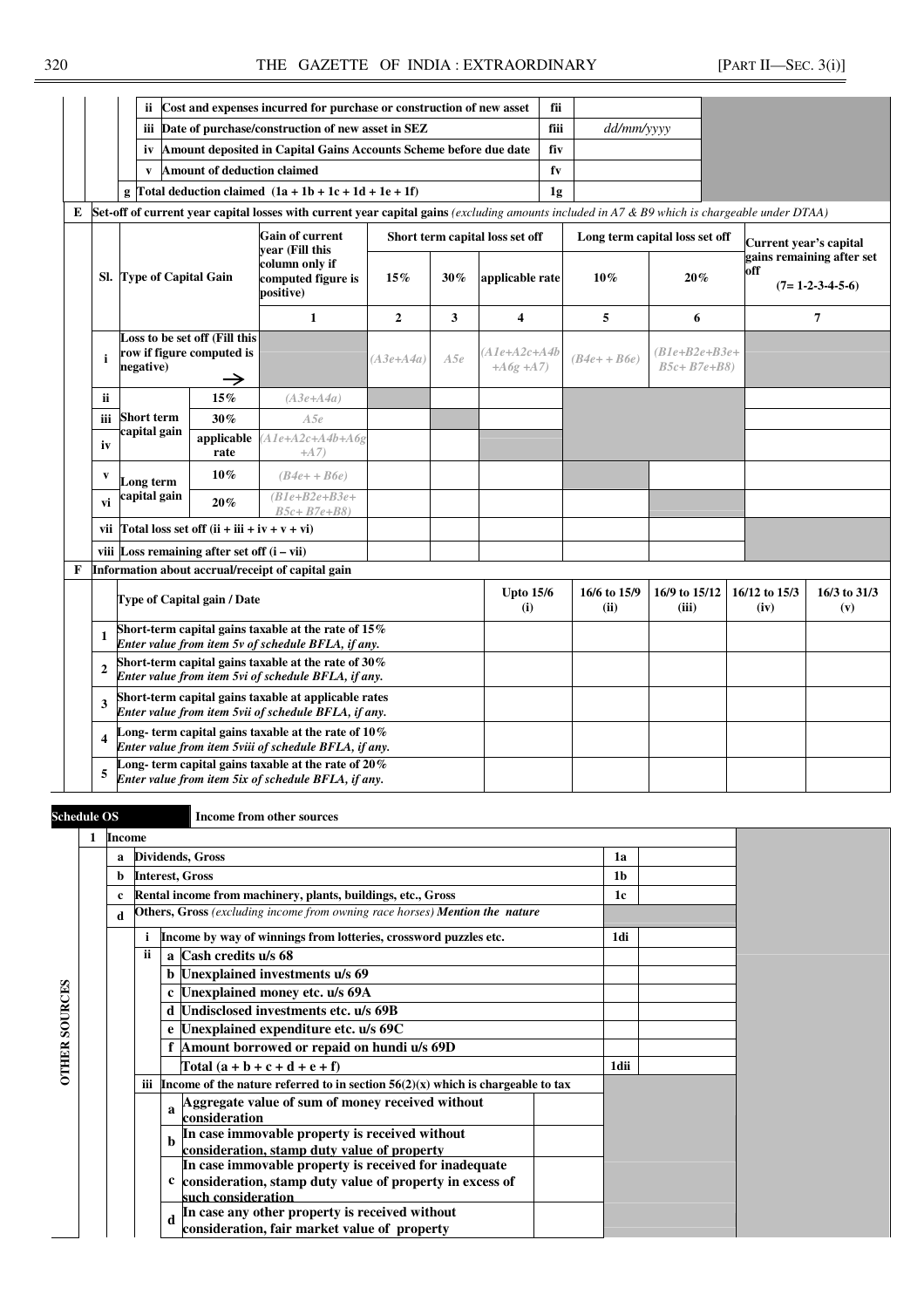| | | | | | |
|---|---|---|---|---|---|
| | ii | Cost and expenses incurred for purchase or construction of new asset | fii | | |
| | iii | Date of purchase/construction of new asset in SEZ | fiii | dd/mm/yyyy | |
| | iv | Amount deposited in Capital Gains Accounts Scheme before due date | fiv | | |
| | v | Amount of deduction claimed | fv | | |
| g | | Total deduction claimed (1a + 1b + 1c + 1d + 1e + 1f) | 1g | | |

**E** Set-off of current year capital losses with current year capital gains *(excluding amounts included in A7 & B9 which is chargeable under DTAA)*

| Sl. | Type of Capital Gain | | Gain of current year (Fill this column only if computed figure is positive) | Short term capital loss set off | | | Long term capital loss set off | | Current year's capital gains remaining after set off (7= 1-2-3-4-5-6) |
|---|---|---|---|---|---|---|---|---|---|
| | | | | 15% | 30% | applicable rate | 10% | 20% | |
| | | | 1 | 2 | 3 | 4 | 5 | 6 | 7 |
| i | Loss to be set off (Fill this row if figure computed is negative) → | | | *(A3e+A4a)* | *A5e* | *(A1e+A2c+A4b +A6g +A7)* | *(B4e+ + B6e)* | *(B1e+B2e+B3e+ B5c+ B7e+B8)* | |
| ii | Short term capital gain | 15% | *(A3e+A4a)* | | | | | | |
| iii | | 30% | *A5e* | | | | | | |
| iv | | applicable rate | *(A1e+A2c+A4b+A6g +A7)* | | | | | | |
| v | Long term capital gain | 10% | *(B4e+ + B6e)* | | | | | | |
| vi | | 20% | *(B1e+B2e+B3e+ B5c+ B7e+B8)* | | | | | | |
| vii | Total loss set off (ii + iii + iv + v + vi) | | | | | | | | |
| viii | Loss remaining after set off (i – vii) | | | | | | | | |

**F** Information about accrual/receipt of capital gain

| | Type of Capital gain / Date | Upto 15/6 (i) | 16/6 to 15/9 (ii) | 16/9 to 15/12 (iii) | 16/12 to 15/3 (iv) | 16/3 to 31/3 (v) |
|---|---|---|---|---|---|---|
| 1 | Short-term capital gains taxable at the rate of 15% *Enter value from item 5v of schedule BFLA, if any.* | | | | | |
| 2 | Short-term capital gains taxable at the rate of 30% *Enter value from item 5vi of schedule BFLA, if any.* | | | | | |
| 3 | Short-term capital gains taxable at applicable rates *Enter value from item 5vii of schedule BFLA, if any.* | | | | | |
| 4 | Long- term capital gains taxable at the rate of 10% *Enter value from item 5viii of schedule BFLA, if any.* | | | | | |
| 5 | Long- term capital gains taxable at the rate of 20% *Enter value from item 5ix of schedule BFLA, if any.* | | | | | |

**Schedule OS** — **Income from other sources**

**OTHER SOURCES**

| | | | | | |
|---|---|---|---|---|---|
| **1** | **Income** | | | | |
| a | Dividends, Gross | | | 1a | |
| b | Interest, Gross | | | 1b | |
| c | Rental income from machinery, plants, buildings, etc., Gross | | | 1c | |
| d | **Others, Gross** *(excluding income from owning race horses)* ***Mention the nature*** | | | | |
| | i | Income by way of winnings from lotteries, crossword puzzles etc. | | 1di | |
| | ii | a | Cash credits u/s 68 | | |
| | | b | Unexplained investments u/s 69 | | |
| | | c | Unexplained money etc. u/s 69A | | |
| | | d | Undisclosed investments etc. u/s 69B | | |
| | | e | Unexplained expenditure etc. u/s 69C | | |
| | | f | Amount borrowed or repaid on hundi u/s 69D | | |
| | | | Total (a + b + c + d + e + f) | 1dii | |
| | iii | Income of the nature referred to in section 56(2)(x) which is chargeable to tax | | | |
| | | a | Aggregate value of sum of money received without consideration | | |
| | | b | In case immovable property is received without consideration, stamp duty value of property | | |
| | | c | In case immovable property is received for inadequate consideration, stamp duty value of property in excess of such consideration | | |
| | | d | In case any other property is received without consideration, fair market value of property | | |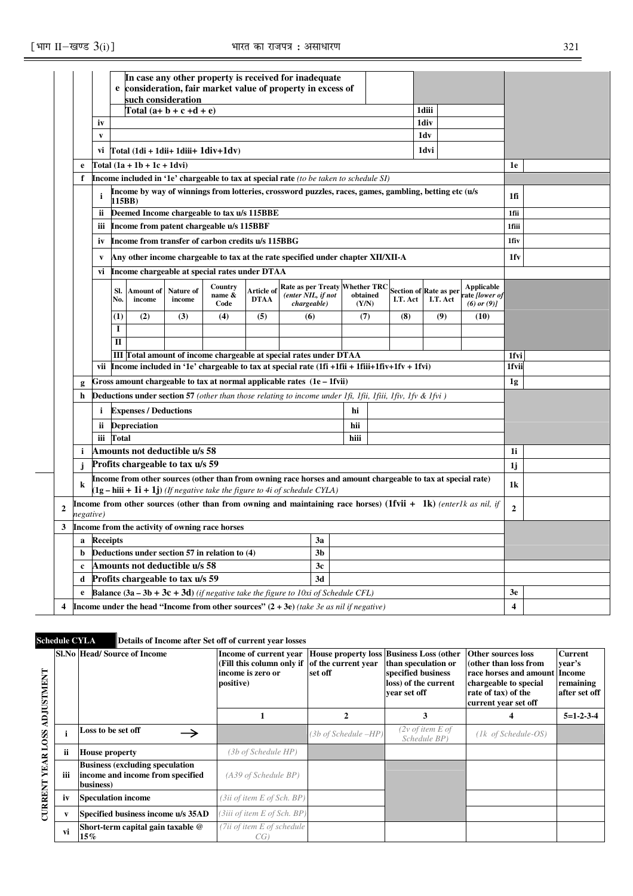| | | | | | |
|---|---|---|---|---|---|
| | | | e | In case any other property is received for inadequate consideration, fair market value of property in excess of such consideration | |
| | | | | Total (a+ b + c +d + e) | 1diii |
| | | iv | | | 1div |
| | | v | | | 1dv |
| | | vi | | Total (1di + 1dii+ 1diii+ 1div+1dv) | 1dvi |
| | e | Total (1a + 1b + 1c + 1dvi) | | | 1e |
| | f | Income included in '1e' chargeable to tax at special rate *(to be taken to schedule SI)* | | | |
| | | i | | Income by way of winnings from lotteries, crossword puzzles, races, games, gambling, betting etc (u/s 115BB) | 1fi |
| | | ii | | Deemed Income chargeable to tax u/s 115BBE | 1fii |
| | | iii | | Income from patent chargeable u/s 115BBF | 1fiii |
| | | iv | | Income from transfer of carbon credits u/s 115BBG | 1fiv |
| | | v | | Any other income chargeable to tax at the rate specified under chapter XII/XII-A | 1fv |
| | | vi | | Income chargeable at special rates under DTAA | |

| Sl. No. | Amount of income | Nature of income | Country name & Code | Article of DTAA | Rate as per Treaty *(enter NIL, if not chargeable)* | Whether TRC obtained (Y/N) | Section of I.T. Act | Rate as per I.T. Act | Applicable rate *[lower of (6) or (9)]* |
|---|---|---|---|---|---|---|---|---|---|
| (1) | (2) | (3) | (4) | (5) | (6) | (7) | (8) | (9) | (10) |
| I | | | | | | | | | |
| II | | | | | | | | | |
| III | Total amount of income chargeable at special rates under DTAA | | | | | | | | 1fvi |

| | | | | |
|---|---|---|---|---|
| | | vii | Income included in '1e' chargeable to tax at special rate (1fi +1fii + 1fiii+1fiv+1fv + 1fvi) | 1fvii |
| | g | | Gross amount chargeable to tax at normal applicable rates (1e – 1fvii) | 1g |
| | h | | Deductions under section 57 *(other than those relating to income under 1fi, 1fii, 1fiii, 1fiv, 1fv & 1fvi )* | |
| | | i | Expenses / Deductions — hi | |
| | | ii | Depreciation — hii | |
| | | iii | Total — hiii | |
| | i | | Amounts not deductible u/s 58 | 1i |
| | j | | Profits chargeable to tax u/s 59 | 1j |
| | k | | Income from other sources (other than from owning race horses and amount chargeable to tax at special rate) (1g – hiii + 1i + 1j) *(If negative take the figure to 4i of schedule CYLA)* | 1k |
| 2 | | | Income from other sources (other than from owning and maintaining race horses) (1fvii + 1k) *(enter1k as nil, if negative)* | 2 |
| 3 | | | Income from the activity of owning race horses | |
| | a | | Receipts — 3a | |
| | b | | Deductions under section 57 in relation to (4) — 3b | |
| | c | | Amounts not deductible u/s 58 — 3c | |
| | d | | Profits chargeable to tax u/s 59 — 3d | |
| | e | | Balance (3a – 3b + 3c + 3d) *(if negative take the figure to 10xi of Schedule CFL)* | 3e |
| 4 | | | Income under the head "Income from other sources" (2 + 3e) *(take 3e as nil if negative)* | 4 |

**Schedule CYLA** — **Details of Income after Set off of current year losses**

**CURRENT YEAR LOSS ADJUSTMENT**

| Sl.No | Head/ Source of Income | Income of current year (Fill this column only if income is zero or positive) | House property loss of the current year set off | Business Loss (other than speculation or specified business loss) of the current year set off | Other sources loss (other than loss from race horses and amount chargeable to special rate of tax) of the current year set off | Current year's Income remaining after set off |
|---|---|---|---|---|---|---|
| | | 1 | 2 | 3 | 4 | 5=1-2-3-4 |
| i | Loss to be set off → | | *(3b of Schedule –HP)* | *(2v of item E of Schedule BP)* | *(1k of Schedule-OS)* | |
| ii | House property | *(3b of Schedule HP)* | | | | |
| iii | Business (excluding speculation income and income from specified business) | *(A39 of Schedule BP)* | | | | |
| iv | Speculation income | *(3ii of item E of Sch. BP)* | | | | |
| v | Specified business income u/s 35AD | *(3iii of item E of Sch. BP)* | | | | |
| vi | Short-term capital gain taxable @ 15% | *(7ii of item E of schedule CG)* | | | | |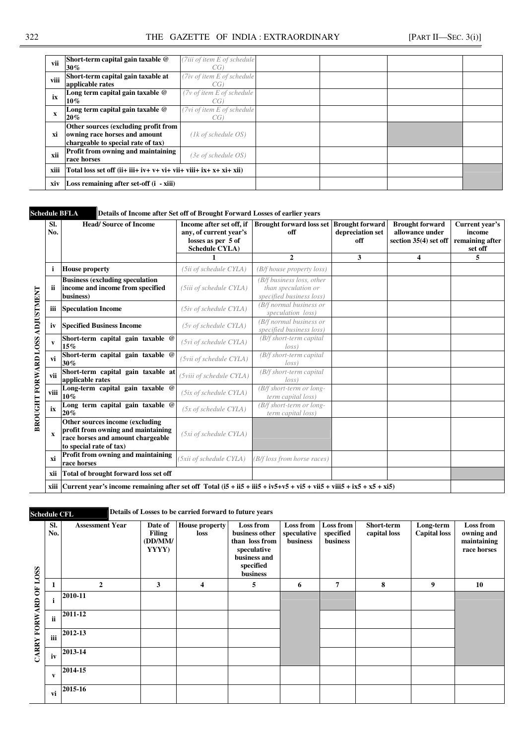| vii | Short-term capital gain taxable @ 30% | (7iii of item E of schedule CG) | | | | |
|---|---|---|---|---|---|---|
| viii | Short-term capital gain taxable at applicable rates | (7iv of item E of schedule CG) | | | | |
| ix | Long term capital gain taxable @ 10% | (7v of item E of schedule CG) | | | | |
| x | Long term capital gain taxable @ 20% | (7vi of item E of schedule CG) | | | | |
| xi | Other sources (excluding profit from owning race horses and amount chargeable to special rate of tax) | (1k of schedule OS) | | | | |
| xii | Profit from owning and maintaining race horses | (3e of schedule OS) | | | | |
| xiii | Total loss set off (ii+ iii+ iv+ v+ vi+ vii+ viii+ ix+ x+ xi+ xii) | | | | | |
| xiv | Loss remaining after set-off (i - xiii) | | | | | |

**Schedule BFLA** Details of Income after Set off of Brought Forward Losses of earlier years

**BROUGHT FORWARD LOSS ADJUSTMENT**

| Sl. No. | Head/ Source of Income | Income after set off, if any, of current year's losses as per 5 of Schedule CYLA) | Brought forward loss set off | Brought forward depreciation set off | Brought forward allowance under section 35(4) set off | Current year's income remaining after set off |
|---|---|---|---|---|---|---|
| | | 1 | 2 | 3 | 4 | 5 |
| i | House property | (5ii of schedule CYLA) | (B/f house property loss) | | | |
| ii | Business (excluding speculation income and income from specified business) | (5iii of schedule CYLA) | (B/f business loss, other than speculation or specified business loss) | | | |
| iii | Speculation Income | (5iv of schedule CYLA) | (B/f normal business or speculation loss) | | | |
| iv | Specified Business Income | (5v of schedule CYLA) | (B/f normal business or specified business loss) | | | |
| v | Short-term capital gain taxable @ 15% | (5vi of schedule CYLA) | (B/f short-term capital loss) | | | |
| vi | Short-term capital gain taxable @ 30% | (5vii of schedule CYLA) | (B/f short-term capital loss) | | | |
| vii | Short-term capital gain taxable at applicable rates | (5viii of schedule CYLA) | (B/f short-term capital loss) | | | |
| viii | Long-term capital gain taxable @ 10% | (5ix of schedule CYLA) | (B/f short-term or long-term capital loss) | | | |
| ix | Long term capital gain taxable @ 20% | (5x of schedule CYLA) | (B/f short-term or long-term capital loss) | | | |
| x | Other sources income (excluding profit from owning and maintaining race horses and amount chargeable to special rate of tax) | (5xi of schedule CYLA) | | | | |
| xi | Profit from owning and maintaining race horses | (5xii of schedule CYLA) | (B/f loss from horse races) | | | |
| xii | Total of brought forward loss set off | | | | | |
| xiii | Current year's income remaining after set off Total (i5 + ii5 + iii5 + iv5+v5 + vi5 + vii5 + viii5 + ix5 + x5 + xi5) | | | | | |

**Schedule CFL** Details of Losses to be carried forward to future years

**CARRY FORWARD OF LOSS**

| Sl. No. | Assessment Year | Date of Filing (DD/MM/YYYY) | House property loss | Loss from business other than loss from speculative business and specified business | Loss from speculative business | Loss from specified business | Short-term capital loss | Long-term Capital loss | Loss from owning and maintaining race horses |
|---|---|---|---|---|---|---|---|---|---|
| 1 | 2 | 3 | 4 | 5 | 6 | 7 | 8 | 9 | 10 |
| i | 2010-11 | | | | | | | | |
| ii | 2011-12 | | | | | | | | |
| iii | 2012-13 | | | | | | | | |
| iv | 2013-14 | | | | | | | | |
| v | 2014-15 | | | | | | | | |
| vi | 2015-16 | | | | | | | | |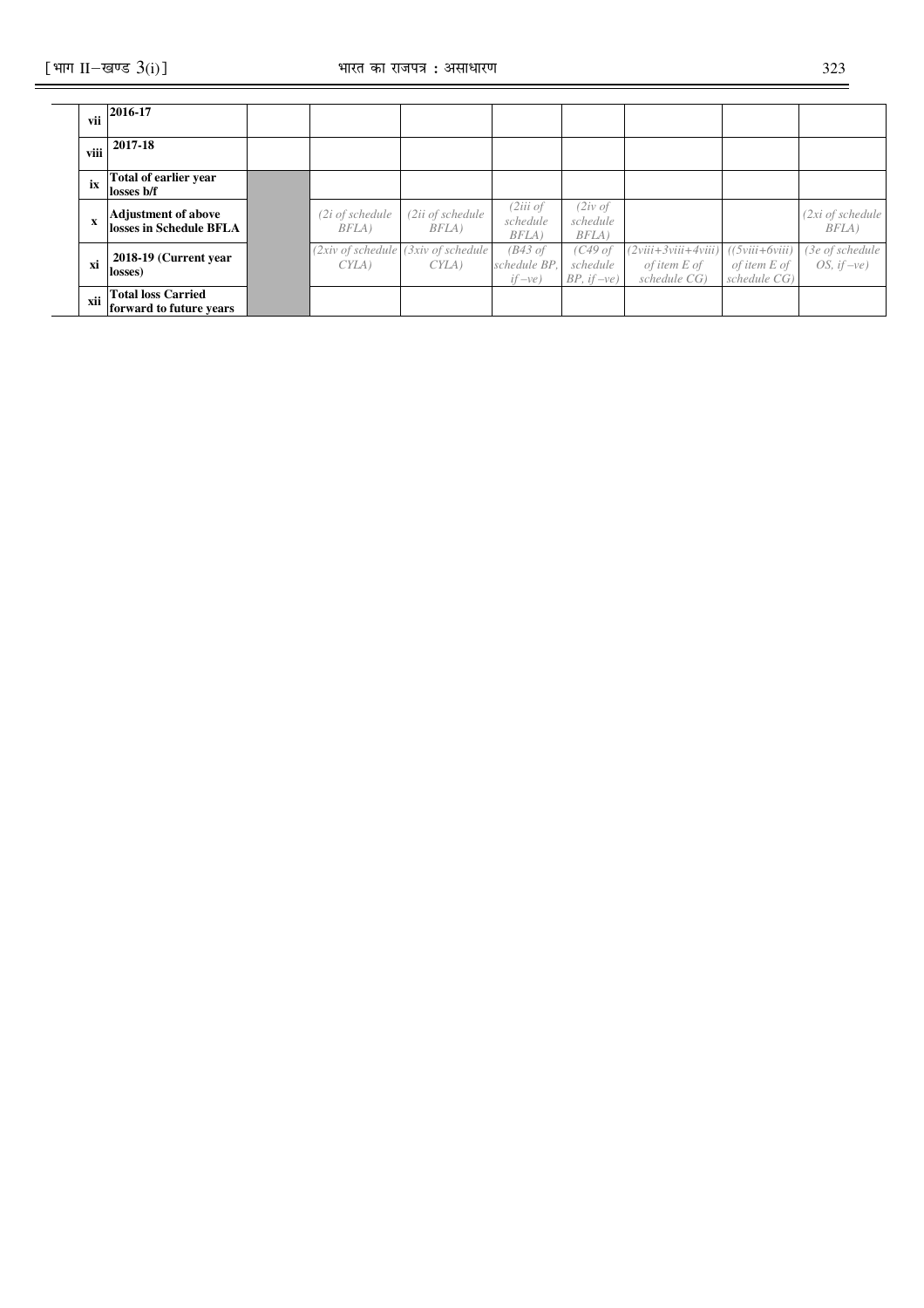| vii | 2016-17 | | | | | | | | |
|---|---|---|---|---|---|---|---|---|---|
| viii | 2017-18 | | | | | | | | |
| ix | **Total of earlier year losses b/f** | | | | | | | | |
| x | **Adjustment of above losses in Schedule BFLA** | | *(2i of schedule BFLA)* | *(2ii of schedule BFLA)* | *(2iii of schedule BFLA)* | *(2iv of schedule BFLA)* | | | *(2xi of schedule BFLA)* |
| xi | **2018-19 (Current year losses)** | | *(2xiv of schedule CYLA)* | *(3xiv of schedule CYLA)* | *(B43 of schedule BP, if –ve)* | *(C49 of schedule BP, if –ve)* | *(2viii+3viii+4viii) of item E of schedule CG)* | *((5viii+6viii) of item E of schedule CG)* | *(3e of schedule OS, if –ve)* |
| xii | **Total loss Carried forward to future years** | | | | | | | | |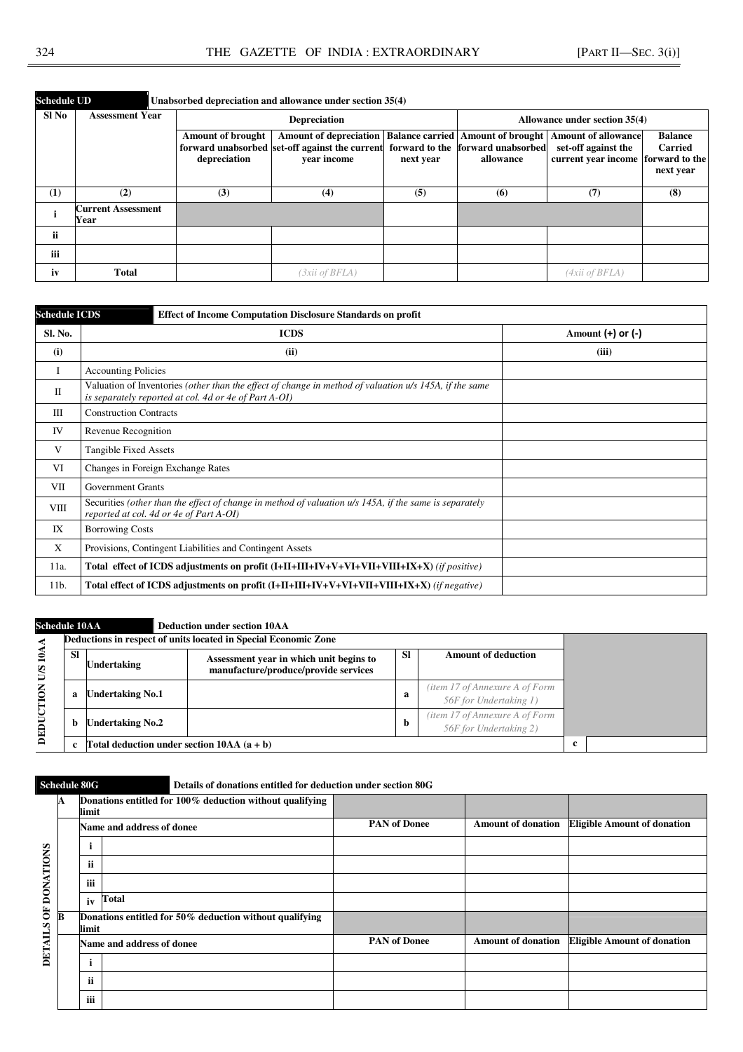**Schedule UD** — Unabsorbed depreciation and allowance under section 35(4)

| Sl No | Assessment Year | Depreciation | | | Allowance under section 35(4) | | |
|---|---|---|---|---|---|---|---|
| | | Amount of brought forward unabsorbed depreciation | Amount of depreciation set-off against the current year income | Balance carried forward to the next year | Amount of brought forward unabsorbed allowance | Amount of allowance set-off against the current year income | Balance Carried forward to the next year |
| (1) | (2) | (3) | (4) | (5) | (6) | (7) | (8) |
| i | Current Assessment Year | | | | | | |
| ii | | | | | | | |
| iii | | | | | | | |
| iv | Total | | *(3xii of BFLA)* | | | *(4xii of BFLA)* | |

**Schedule ICDS** — Effect of Income Computation Disclosure Standards on profit

| Sl. No. | ICDS | Amount (+) or (-) |
|---|---|---|
| (i) | (ii) | (iii) |
| I | Accounting Policies | |
| II | Valuation of Inventories *(other than the effect of change in method of valuation u/s 145A, if the same is separately reported at col. 4d or 4e of Part A-OI)* | |
| III | Construction Contracts | |
| IV | Revenue Recognition | |
| V | Tangible Fixed Assets | |
| VI | Changes in Foreign Exchange Rates | |
| VII | Government Grants | |
| VIII | Securities *(other than the effect of change in method of valuation u/s 145A, if the same is separately reported at col. 4d or 4e of Part A-OI)* | |
| IX | Borrowing Costs | |
| X | Provisions, Contingent Liabilities and Contingent Assets | |
| 11a. | **Total effect of ICDS adjustments on profit (I+II+III+IV+V+VI+VII+VIII+IX+X)** *(if positive)* | |
| 11b. | **Total effect of ICDS adjustments on profit (I+II+III+IV+V+VI+VII+VIII+IX+X)** *(if negative)* | |

**Schedule 10AA** — Deduction under section 10AA

DEDUCTION U/S 10AA

Deductions in respect of units located in Special Economic Zone

| Sl | Undertaking | Assessment year in which unit begins to manufacture/produce/provide services | Sl | Amount of deduction | | |
|---|---|---|---|---|---|---|
| a | Undertaking No.1 | | a | *(item 17 of Annexure A of Form 56F for Undertaking 1)* | | |
| b | Undertaking No.2 | | b | *(item 17 of Annexure A of Form 56F for Undertaking 2)* | | |
| c | Total deduction under section 10AA (a + b) | | | | c | |

**Schedule 80G** — Details of donations entitled for deduction under section 80G

DETAILS OF DONATIONS

| | | | PAN of Donee | Amount of donation | Eligible Amount of donation |
|---|---|---|---|---|---|
| A | Donations entitled for 100% deduction without qualifying limit | | | | |
| | Name and address of donee | | PAN of Donee | Amount of donation | Eligible Amount of donation |
| | i | | | | |
| | ii | | | | |
| | iii | | | | |
| | iv | Total | | | |
| B | Donations entitled for 50% deduction without qualifying limit | | | | |
| | Name and address of donee | | PAN of Donee | Amount of donation | Eligible Amount of donation |
| | i | | | | |
| | ii | | | | |
| | iii | | | | |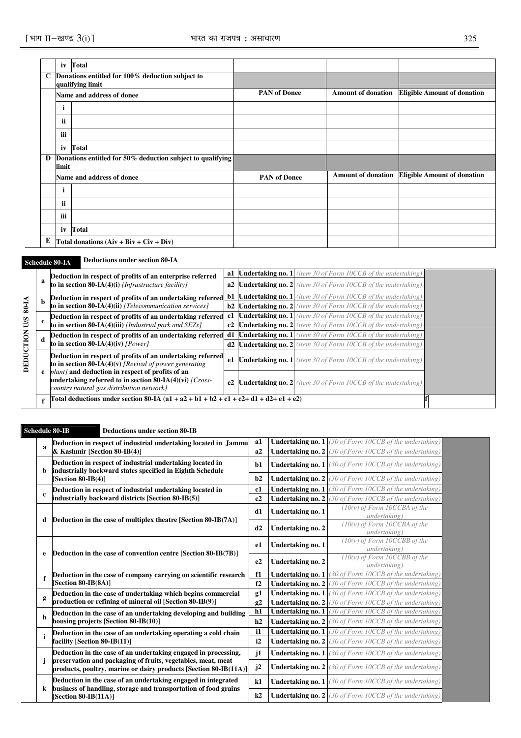|  |  |  | PAN of Donee | Amount of donation | Eligible Amount of donation |
|---|---|---|---|---|---|
|  | iv | Total |  |  |  |
| C | Donations entitled for 100% deduction subject to qualifying limit | |  |  |  |
|  | Name and address of donee | | PAN of Donee | Amount of donation | Eligible Amount of donation |
|  | i |  |  |  |  |
|  | ii |  |  |  |  |
|  | iii |  |  |  |  |
|  | iv | Total |  |  |  |
| D | Donations entitled for 50% deduction subject to qualifying limit | |  |  |  |
|  | Name and address of donee | | PAN of Donee | Amount of donation | Eligible Amount of donation |
|  | i |  |  |  |  |
|  | ii |  |  |  |  |
|  | iii |  |  |  |  |
|  | iv | Total |  |  |  |
| E | Total donations (Aiv + Biv + Civ + Div) | |  |  |  |

**Schedule 80-IA** Deductions under section 80-IA

| DEDUCTION U/S 80-IA | | | | |
|---|---|---|---|---|
| a | Deduction in respect of profits of an enterprise referred to in section 80-IA(4)(i) *[Infrastructure facility]* | a1 | **Undertaking no. 1** *(item 30 of Form 10CCB of the undertaking)* |  |
|  |  | a2 | **Undertaking no. 2** *(item 30 of Form 10CCB of the undertaking)* |  |
| b | Deduction in respect of profits of an undertaking referred to in section 80-IA(4)(ii) *[Telecommunication services]* | b1 | **Undertaking no. 1** *(item 30 of Form 10CCB of the undertaking)* |  |
|  |  | b2 | **Undertaking no. 2** *(item 30 of Form 10CCB of the undertaking)* |  |
| c | Deduction in respect of profits of an undertaking referred to in section 80-IA(4)(iii) *[Industrial park and SEZs]* | c1 | **Undertaking no. 1** *(item 30 of Form 10CCB of the undertaking)* |  |
|  |  | c2 | **Undertaking no. 2** *(item 30 of Form 10CCB of the undertaking)* |  |
| d | Deduction in respect of profits of an undertaking referred to in section 80-IA(4)(iv) *[Power]* | d1 | **Undertaking no. 1** *(item 30 of Form 10CCB of the undertaking)* |  |
|  |  | d2 | **Undertaking no. 2** *(item 30 of Form 10CCB of the undertaking)* |  |
| e | Deduction in respect of profits of an undertaking referred to in section 80-IA(4)(v) *[Revival of power generating plant]* and deduction in respect of profits of an undertaking referred to in section 80-IA(4)(vi) *[Cross-country natural gas distribution network]* | e1 | **Undertaking no. 1** *(item 30 of Form 10CCB of the undertaking)* |  |
|  |  | e2 | **Undertaking no. 2** *(item 30 of Form 10CCB of the undertaking)* |  |
| f | Total deductions under section 80-IA (a1 + a2 + b1 + b2 + c1 + c2+ d1 + d2+ e1 + e2) | | f |  |

**Schedule 80-IB** Deductions under section 80-IB

| | | | | | |
|---|---|---|---|---|---|
| a | Deduction in respect of industrial undertaking located in Jammu & Kashmir [Section 80-IB(4)] | a1 | **Undertaking no. 1** | *(30 of Form 10CCB of the undertaking)* |  |
|  |  | a2 | **Undertaking no. 2** | *(30 of Form 10CCB of the undertaking)* |  |
| b | Deduction in respect of industrial undertaking located in industrially backward states specified in Eighth Schedule [Section 80-IB(4)] | b1 | **Undertaking no. 1** | *(30 of Form 10CCB of the undertaking)* |  |
|  |  | b2 | **Undertaking no. 2** | *(30 of Form 10CCB of the undertaking)* |  |
| c | Deduction in respect of industrial undertaking located in industrially backward districts [Section 80-IB(5)] | c1 | **Undertaking no. 1** | *(30 of Form 10CCB of the undertaking)* |  |
|  |  | c2 | **Undertaking no. 2** | *(30 of Form 10CCB of the undertaking)* |  |
| d | Deduction in the case of multiplex theatre [Section 80-IB(7A)] | d1 | **Undertaking no. 1** | *(10(v) of Form 10CCBA of the undertaking)* |  |
|  |  | d2 | **Undertaking no. 2** | *(10(v) of Form 10CCBA of the undertaking)* |  |
| e | Deduction in the case of convention centre [Section 80-IB(7B)] | e1 | **Undertaking no. 1** | *(10(v) of Form 10CCBB of the undertaking)* |  |
|  |  | e2 | **Undertaking no. 2** | *(10(v) of Form 10CCBB of the undertaking)* |  |
| f | Deduction in the case of company carrying on scientific research [Section 80-IB(8A)] | f1 | **Undertaking no. 1** | *(30 of Form 10CCB of the undertaking)* |  |
|  |  | f2 | **Undertaking no. 2** | *(30 of Form 10CCB of the undertaking)* |  |
| g | Deduction in the case of undertaking which begins commercial production or refining of mineral oil [Section 80-IB(9)] | g1 | **Undertaking no. 1** | *(30 of Form 10CCB of the undertaking)* |  |
|  |  | g2 | **Undertaking no. 2** | *(30 of Form 10CCB of the undertaking)* |  |
| h | Deduction in the case of an undertaking developing and building housing projects [Section 80-IB(10)] | h1 | **Undertaking no. 1** | *(30 of Form 10CCB of the undertaking)* |  |
|  |  | h2 | **Undertaking no. 2** | *(30 of Form 10CCB of the undertaking)* |  |
| i | Deduction in the case of an undertaking operating a cold chain facility [Section 80-IB(11)] | i1 | **Undertaking no. 1** | *(30 of Form 10CCB of the undertaking)* |  |
|  |  | i2 | **Undertaking no. 2** | *(30 of Form 10CCB of the undertaking)* |  |
| j | Deduction in the case of an undertaking engaged in processing, preservation and packaging of fruits, vegetables, meat, meat products, poultry, marine or dairy products [Section 80-IB(11A)] | j1 | **Undertaking no. 1** | *(30 of Form 10CCB of the undertaking)* |  |
|  |  | j2 | **Undertaking no. 2** | *(30 of Form 10CCB of the undertaking)* |  |
| k | Deduction in the case of an undertaking engaged in integrated business of handling, storage and transportation of food grains [Section 80-IB(11A)] | k1 | **Undertaking no. 1** | *(30 of Form 10CCB of the undertaking)* |  |
|  |  | k2 | **Undertaking no. 2** | *(30 of Form 10CCB of the undertaking)* |  |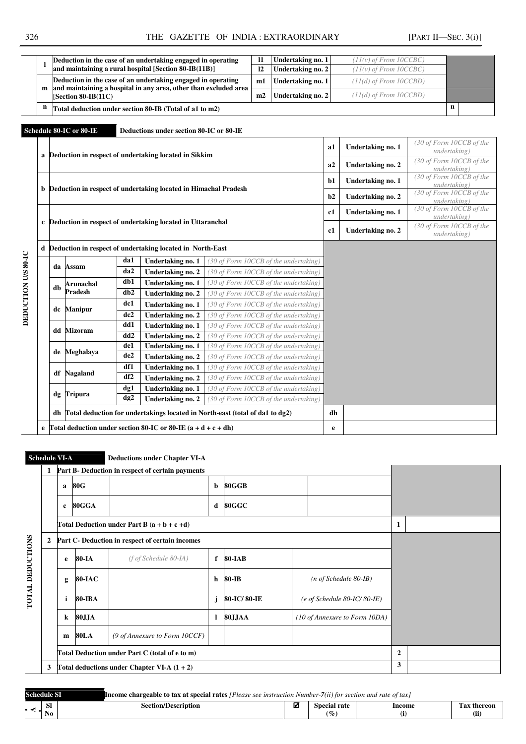| | | | | |
|---|---|---|---|---|
| l | Deduction in the case of an undertaking engaged in operating and maintaining a rural hospital [Section 80-IB(11B)] | l1 | Undertaking no. 1 | *(11(v) of From 10CCBC)* |
| | | l2 | Undertaking no. 2 | *(11(v) of From 10CCBC)* |
| m | Deduction in the case of an undertaking engaged in operating and maintaining a hospital in any area, other than excluded area [Section 80-IB(11C) | m1 | Undertaking no. 1 | *(11(d) of From 10CCBD)* |
| | | m2 | Undertaking no. 2 | *(11(d) of From 10CCBD)* |
| n | Total deduction under section 80-IB (Total of a1 to m2) | | | n |

**Schedule 80-IC or 80-IE** — **Deductions under section 80-IC or 80-IE**

DEDUCTION U/S 80-IC

| | | | | | |
|---|---|---|---|---|---|
| a | Deduction in respect of undertaking located in Sikkim | | a1 | Undertaking no. 1 | *(30 of Form 10CCB of the undertaking)* |
| | | | a2 | Undertaking no. 2 | *(30 of Form 10CCB of the undertaking)* |
| b | Deduction in respect of undertaking located in Himachal Pradesh | | b1 | Undertaking no. 1 | *(30 of Form 10CCB of the undertaking)* |
| | | | b2 | Undertaking no. 2 | *(30 of Form 10CCB of the undertaking)* |
| c | Deduction in respect of undertaking located in Uttaranchal | | c1 | Undertaking no. 1 | *(30 of Form 10CCB of the undertaking)* |
| | | | c1 | Undertaking no. 2 | *(30 of Form 10CCB of the undertaking)* |
| d | Deduction in respect of undertaking located in North-East | | | | |
| | da Assam | da1 | Undertaking no. 1 | *(30 of Form 10CCB of the undertaking)* | |
| | | da2 | Undertaking no. 2 | *(30 of Form 10CCB of the undertaking)* | |
| | db Arunachal Pradesh | db1 | Undertaking no. 1 | *(30 of Form 10CCB of the undertaking)* | |
| | | db2 | Undertaking no. 2 | *(30 of Form 10CCB of the undertaking)* | |
| | dc Manipur | dc1 | Undertaking no. 1 | *(30 of Form 10CCB of the undertaking)* | |
| | | dc2 | Undertaking no. 2 | *(30 of Form 10CCB of the undertaking)* | |
| | dd Mizoram | dd1 | Undertaking no. 1 | *(30 of Form 10CCB of the undertaking)* | |
| | | dd2 | Undertaking no. 2 | *(30 of Form 10CCB of the undertaking)* | |
| | de Meghalaya | de1 | Undertaking no. 1 | *(30 of Form 10CCB of the undertaking)* | |
| | | de2 | Undertaking no. 2 | *(30 of Form 10CCB of the undertaking)* | |
| | df Nagaland | df1 | Undertaking no. 1 | *(30 of Form 10CCB of the undertaking)* | |
| | | df2 | Undertaking no. 2 | *(30 of Form 10CCB of the undertaking)* | |
| | dg Tripura | dg1 | Undertaking no. 1 | *(30 of Form 10CCB of the undertaking)* | |
| | | dg2 | Undertaking no. 2 | *(30 of Form 10CCB of the undertaking)* | |
| | dh Total deduction for undertakings located in North-east (total of da1 to dg2) | | | dh | |
| e | Total deduction under section 80-IC or 80-IE (a + d + c + dh) | | | e | |

**Schedule VI-A** — **Deductions under Chapter VI-A**

TOTAL DEDUCTIONS

| | | | | | | | |
|---|---|---|---|---|---|---|---|
| 1 | Part B- Deduction in respect of certain payments | | | | | | |
| | a | 80G | | b | 80GGB | | |
| | c | 80GGA | | d | 80GGC | | |
| | Total Deduction under Part B (a + b + c +d) | | | | | 1 | |
| 2 | Part C- Deduction in respect of certain incomes | | | | | | |
| | e | 80-IA | *(f of Schedule 80-IA)* | f | 80-IAB | | |
| | g | 80-IAC | | h | 80-IB | *(n of Schedule 80-IB)* | |
| | i | 80-IBA | | j | 80-IC/ 80-IE | *(e of Schedule 80-IC/ 80-IE)* | |
| | k | 80JJA | | l | 80JJAA | *(10 of Annexure to Form 10DA)* | |
| | m | 80LA | *(9 of Annexure to Form 10CCF)* | | | | |
| | Total Deduction under Part C (total of e to m) | | | | | 2 | |
| 3 | Total deductions under Chapter VI-A (1 + 2) | | | | | 3 | |

**Schedule SI** — **Income chargeable to tax at special rates** *[Please see instruction Number-7(ii) for section and rate of tax]*

| Sl No | Section/Description | ☑ | Special rate (%) | Income (i) | Tax thereon (ii) |
|---|---|---|---|---|---|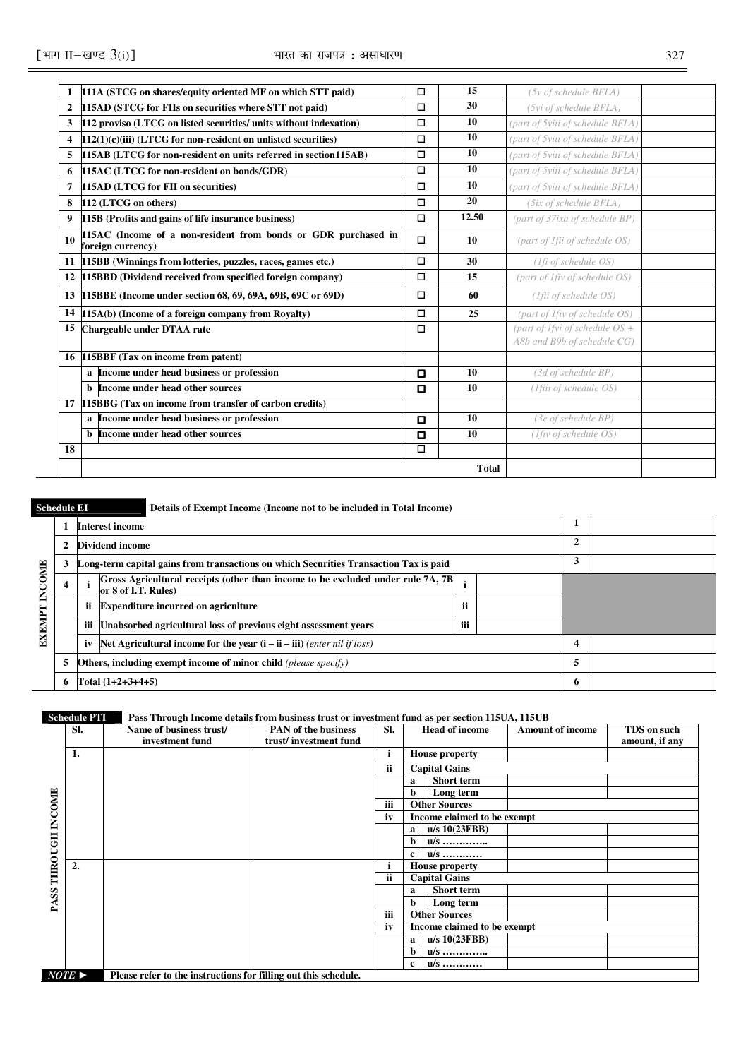| | | | | | |
|---|---|---|---|---|---|
| 1 | 111A (STCG on shares/equity oriented MF on which STT paid) | ☐ | 15 | *(5v of schedule BFLA)* | |
| 2 | 115AD (STCG for FIIs on securities where STT not paid) | ☐ | 30 | *(5vi of schedule BFLA)* | |
| 3 | 112 proviso (LTCG on listed securities/ units without indexation) | ☐ | 10 | *(part of 5viii of schedule BFLA)* | |
| 4 | 112(1)(c)(iii) (LTCG for non-resident on unlisted securities) | ☐ | 10 | *(part of 5viii of schedule BFLA)* | |
| 5 | 115AB (LTCG for non-resident on units referred in section115AB) | ☐ | 10 | *(part of 5viii of schedule BFLA)* | |
| 6 | 115AC (LTCG for non-resident on bonds/GDR) | ☐ | 10 | *(part of 5viii of schedule BFLA)* | |
| 7 | 115AD (LTCG for FII on securities) | ☐ | 10 | *(part of 5viii of schedule BFLA)* | |
| 8 | 112 (LTCG on others) | ☐ | 20 | *(5ix of schedule BFLA)* | |
| 9 | 115B (Profits and gains of life insurance business) | ☐ | 12.50 | *(part of 37ixa of schedule BP)* | |
| 10 | 115AC (Income of a non-resident from bonds or GDR purchased in foreign currency) | ☐ | 10 | *(part of 1fii of schedule OS)* | |
| 11 | 115BB (Winnings from lotteries, puzzles, races, games etc.) | ☐ | 30 | *(1fi of schedule OS)* | |
| 12 | 115BBD (Dividend received from specified foreign company) | ☐ | 15 | *(part of 1fiv of schedule OS)* | |
| 13 | 115BBE (Income under section 68, 69, 69A, 69B, 69C or 69D) | ☐ | 60 | *(1fii of schedule OS)* | |
| 14 | 115A(b) (Income of a foreign company from Royalty) | ☐ | 25 | *(part of 1fiv of schedule OS)* | |
| 15 | Chargeable under DTAA rate | ☐ | | *(part of 1fvi of schedule OS + A8b and B9b of schedule CG)* | |
| 16 | 115BBF (Tax on income from patent) | | | | |
| | a Income under head business or profession | ☐ | 10 | *(3d of schedule BP)* | |
| | b Income under head other sources | ☐ | 10 | *(1fiii of schedule OS)* | |
| 17 | 115BBG (Tax on income from transfer of carbon credits) | | | | |
| | a Income under head business or profession | ☐ | 10 | *(3e of schedule BP)* | |
| | b Income under head other sources | ☐ | 10 | *(1fiv of schedule OS)* | |
| 18 | | ☐ | | | |
| | | | | **Total** | |

**Schedule EI** — **Details of Exempt Income (Income not to be included in Total Income)**

| EXEMPT INCOME | | | | | | |
|---|---|---|---|---|---|---|
| 1 | | Interest income | | | 1 | |
| 2 | | Dividend income | | | 2 | |
| 3 | | Long-term capital gains from transactions on which Securities Transaction Tax is paid | | | 3 | |
| 4 | i | Gross Agricultural receipts (other than income to be excluded under rule 7A, 7B or 8 of I.T. Rules) | i | | | |
| | ii | Expenditure incurred on agriculture | ii | | | |
| | iii | Unabsorbed agricultural loss of previous eight assessment years | iii | | | |
| | iv | Net Agricultural income for the year (i – ii – iii) *(enter nil if loss)* | | | 4 | |
| 5 | | Others, including exempt income of minor child *(please specify)* | | | 5 | |
| 6 | | Total (1+2+3+4+5) | | | 6 | |

**Schedule PTI** — **Pass Through Income details from business trust or investment fund as per section 115UA, 115UB**

| Sl. | Name of business trust/ investment fund | PAN of the business trust/ investment fund | Sl. | Head of income | | Amount of income | TDS on such amount, if any |
|---|---|---|---|---|---|---|---|
| 1. | | | i | House property | | | |
| | | | ii | Capital Gains | | | |
| | | | | a | Short term | | |
| | | | | b | Long term | | |
| | | | iii | Other Sources | | | |
| | | | iv | Income claimed to be exempt | | | |
| | | | | a | u/s 10(23FBB) | | |
| | | | | b | u/s ………….. | | |
| | | | | c | u/s ………… | | |
| 2. | | | i | House property | | | |
| | | | ii | Capital Gains | | | |
| | | | | a | Short term | | |
| | | | | b | Long term | | |
| | | | iii | Other Sources | | | |
| | | | iv | Income claimed to be exempt | | | |
| | | | | a | u/s 10(23FBB) | | |
| | | | | b | u/s ………….. | | |
| | | | | c | u/s ………… | | |

*NOTE* ► Please refer to the instructions for filling out this schedule.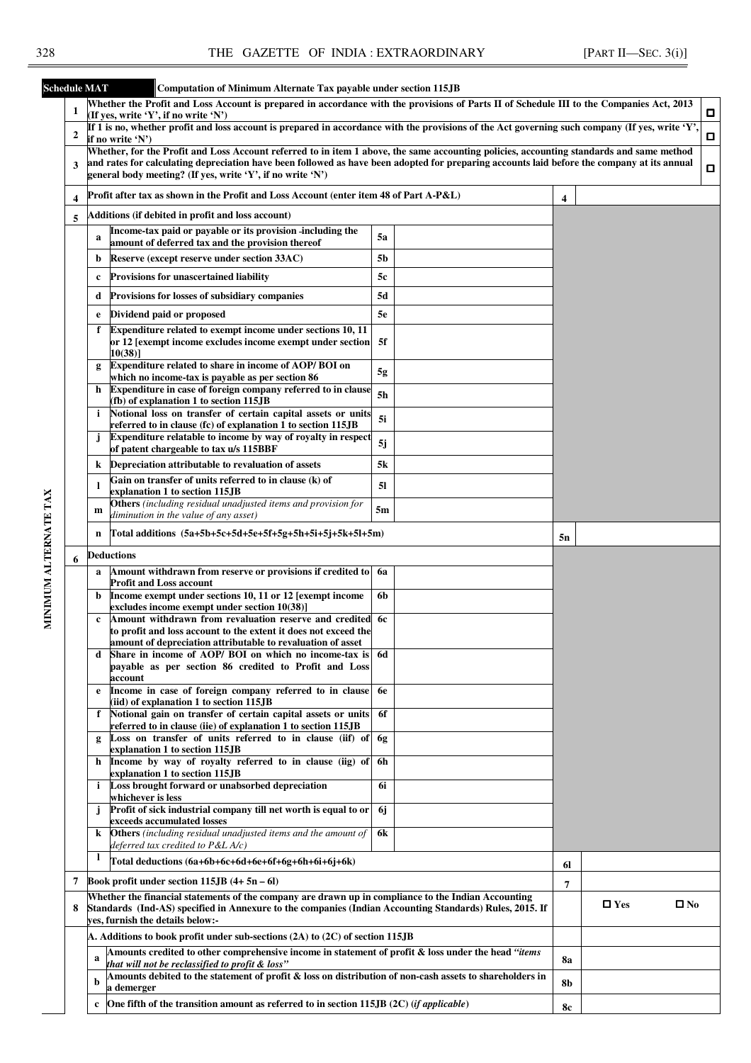**Schedule MAT** — **Computation of Minimum Alternate Tax payable under section 115JB**

MINIMUM ALTERNATE TAX

| | | | | | | |
|---|---|---|---|---|---|---|
| 1 | Whether the Profit and Loss Account is prepared in accordance with the provisions of Parts II of Schedule III to the Companies Act, 2013 (If yes, write 'Y', if no write 'N') | | | | | ☐ |
| 2 | If 1 is no, whether profit and loss account is prepared in accordance with the provisions of the Act governing such company (If yes, write 'Y', if no write 'N') | | | | | ☐ |
| 3 | Whether, for the Profit and Loss Account referred to in item 1 above, the same accounting policies, accounting standards and same method and rates for calculating depreciation have been followed as have been adopted for preparing accounts laid before the company at its annual general body meeting? (If yes, write 'Y', if no write 'N') | | | | | ☐ |
| 4 | Profit after tax as shown in the Profit and Loss Account (enter item 48 of Part A-P&L) | | | 4 | | |
| 5 | Additions (if debited in profit and loss account) | | | | | |
| | a | Income-tax paid or payable or its provision -including the amount of deferred tax and the provision thereof | 5a | | | |
| | b | Reserve (except reserve under section 33AC) | 5b | | | |
| | c | Provisions for unascertained liability | 5c | | | |
| | d | Provisions for losses of subsidiary companies | 5d | | | |
| | e | Dividend paid or proposed | 5e | | | |
| | f | Expenditure related to exempt income under sections 10, 11 or 12 [exempt income excludes income exempt under section 10(38)] | 5f | | | |
| | g | Expenditure related to share in income of AOP/ BOI on which no income-tax is payable as per section 86 | 5g | | | |
| | h | Expenditure in case of foreign company referred to in clause (fb) of explanation 1 to section 115JB | 5h | | | |
| | i | Notional loss on transfer of certain capital assets or units referred to in clause (fc) of explanation 1 to section 115JB | 5i | | | |
| | j | Expenditure relatable to income by way of royalty in respect of patent chargeable to tax u/s 115BBF | 5j | | | |
| | k | Depreciation attributable to revaluation of assets | 5k | | | |
| | l | Gain on transfer of units referred to in clause (k) of explanation 1 to section 115JB | 5l | | | |
| | m | **Others** *(including residual unadjusted items and provision for diminution in the value of any asset)* | 5m | | | |
| | n | Total additions (5a+5b+5c+5d+5e+5f+5g+5h+5i+5j+5k+5l+5m) | | 5n | | |
| 6 | Deductions | | | | | |
| | a | Amount withdrawn from reserve or provisions if credited to Profit and Loss account | 6a | | | |
| | b | Income exempt under sections 10, 11 or 12 [exempt income excludes income exempt under section 10(38)] | 6b | | | |
| | c | Amount withdrawn from revaluation reserve and credited to profit and loss account to the extent it does not exceed the amount of depreciation attributable to revaluation of asset | 6c | | | |
| | d | Share in income of AOP/ BOI on which no income-tax is payable as per section 86 credited to Profit and Loss account | 6d | | | |
| | e | Income in case of foreign company referred to in clause (iid) of explanation 1 to section 115JB | 6e | | | |
| | f | Notional gain on transfer of certain capital assets or units referred to in clause (iie) of explanation 1 to section 115JB | 6f | | | |
| | g | Loss on transfer of units referred to in clause (iif) of explanation 1 to section 115JB | 6g | | | |
| | h | Income by way of royalty referred to in clause (iig) of explanation 1 to section 115JB | 6h | | | |
| | i | Loss brought forward or unabsorbed depreciation whichever is less | 6i | | | |
| | j | Profit of sick industrial company till net worth is equal to or exceeds accumulated losses | 6j | | | |
| | k | **Others** *(including residual unadjusted items and the amount of deferred tax credited to P&L A/c)* | 6k | | | |
| | l | Total deductions (6a+6b+6c+6d+6e+6f+6g+6h+6i+6j+6k) | | 6l | | |
| 7 | Book profit under section 115JB (4+ 5n – 6l) | | | 7 | | |
| 8 | Whether the financial statements of the company are drawn up in compliance to the Indian Accounting Standards (Ind-AS) specified in Annexure to the companies (Indian Accounting Standards) Rules, 2015. If yes, furnish the details below:- | | | | ☐ Yes | ☐ No |
| | A. Additions to book profit under sub-sections (2A) to (2C) of section 115JB | | | | | |
| | a | Amounts credited to other comprehensive income in statement of profit & loss under the head *"items that will not be reclassified to profit & loss"* | | 8a | | |
| | b | Amounts debited to the statement of profit & loss on distribution of non-cash assets to shareholders in a demerger | | 8b | | |
| | c | One fifth of the transition amount as referred to in section 115JB (2C) (*if applicable*) | | 8c | | |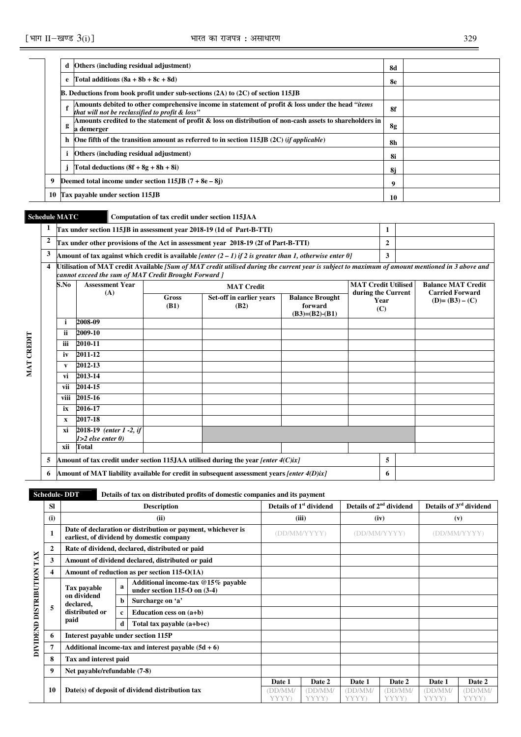| | | | |
|---|---|---|---|
| d | Others (including residual adjustment) | 8d | |
| e | Total additions (8a + 8b + 8c + 8d) | 8e | |
| B. Deductions from book profit under sub-sections (2A) to (2C) of section 115JB | | | |
| f | Amounts debited to other comprehensive income in statement of profit & loss under the head *"items that will not be reclassified to profit & loss"* | 8f | |
| g | Amounts credited to the statement of profit & loss on distribution of non-cash assets to shareholders in a demerger | 8g | |
| h | One fifth of the transition amount as referred to in section 115JB (2C) (*if applicable*) | 8h | |
| i | Others (including residual adjustment) | 8i | |
| j | Total deductions (8f + 8g + 8h + 8i) | 8j | |
| 9 | Deemed total income under section 115JB (7 + 8e – 8j) | 9 | |
| 10 | Tax payable under section 115JB | 10 | |

**Schedule MATC** **Computation of tax credit under section 115JAA**

**MAT CREDIT**

| | | |
|---|---|---|
| 1 | Tax under section 115JB in assessment year 2018-19 (1d of Part-B-TTI) | 1 | |
| 2 | Tax under other provisions of the Act in assessment year 2018-19 (2f of Part-B-TTI) | 2 | |
| 3 | Amount of tax against which credit is available *[enter (2 – 1) if 2 is greater than 1, otherwise enter 0]* | 3 | |

4 Utilisation of MAT credit Available *[Sum of MAT credit utilised during the current year is subject to maximum of amount mentioned in 3 above and cannot exceed the sum of MAT Credit Brought Forward ]*

| S.No | Assessment Year (A) | MAT Credit | | | MAT Credit Utilised during the Current Year (C) | Balance MAT Credit Carried Forward (D)= (B3) – (C) |
|---|---|---|---|---|---|---|
| | | Gross (B1) | Set-off in earlier years (B2) | Balance Brought forward (B3)=(B2)-(B1) | | |
| i | 2008-09 | | | | | |
| ii | 2009-10 | | | | | |
| iii | 2010-11 | | | | | |
| iv | 2011-12 | | | | | |
| v | 2012-13 | | | | | |
| vi | 2013-14 | | | | | |
| vii | 2014-15 | | | | | |
| viii | 2015-16 | | | | | |
| ix | 2016-17 | | | | | |
| x | 2017-18 | | | | | |
| xi | 2018-19 *(enter 1 -2, if 1>2 else enter 0)* | | | | | |
| xii | Total | | | | | |

| | | | |
|---|---|---|---|
| 5 | Amount of tax credit under section 115JAA utilised during the year *[enter 4(C)ix]* | 5 | |
| 6 | Amount of MAT liability available for credit in subsequent assessment years *[enter 4(D)ix]* | 6 | |

**Schedule- DDT** **Details of tax on distributed profits of domestic companies and its payment**

**DIVIDEND DISTRIBUTION TAX**

| Sl | Description | | | Details of 1st dividend | | Details of 2nd dividend | | Details of 3rd dividend | |
|---|---|---|---|---|---|---|---|---|---|
| (i) | (ii) | | | (iii) | | (iv) | | (v) | |
| 1 | Date of declaration or distribution or payment, whichever is earliest, of dividend by domestic company | | | (DD/MM/YYYY) | | (DD/MM/YYYY) | | (DD/MM/YYYY) | |
| 2 | Rate of dividend, declared, distributed or paid | | | | | | | | |
| 3 | Amount of dividend declared, distributed or paid | | | | | | | | |
| 4 | Amount of reduction as per section 115-O(1A) | | | | | | | | |
| 5 | Tax payable on dividend declared, distributed or paid | a | Additional income-tax @15% payable under section 115-O on (3-4) | | | | | | |
| | | b | Surcharge on 'a' | | | | | | |
| | | c | Education cess on (a+b) | | | | | | |
| | | d | Total tax payable (a+b+c) | | | | | | |
| 6 | Interest payable under section 115P | | | | | | | | |
| 7 | Additional income-tax and interest payable (5d + 6) | | | | | | | | |
| 8 | Tax and interest paid | | | | | | | | |
| 9 | Net payable/refundable (7-8) | | | | | | | | |
| 10 | Date(s) of deposit of dividend distribution tax | | | Date 1 (DD/MM/YYYY) | Date 2 (DD/MM/YYYY) | Date 1 (DD/MM/YYYY) | Date 2 (DD/MM/YYYY) | Date 1 (DD/MM/YYYY) | Date 2 (DD/MM/YYYY) |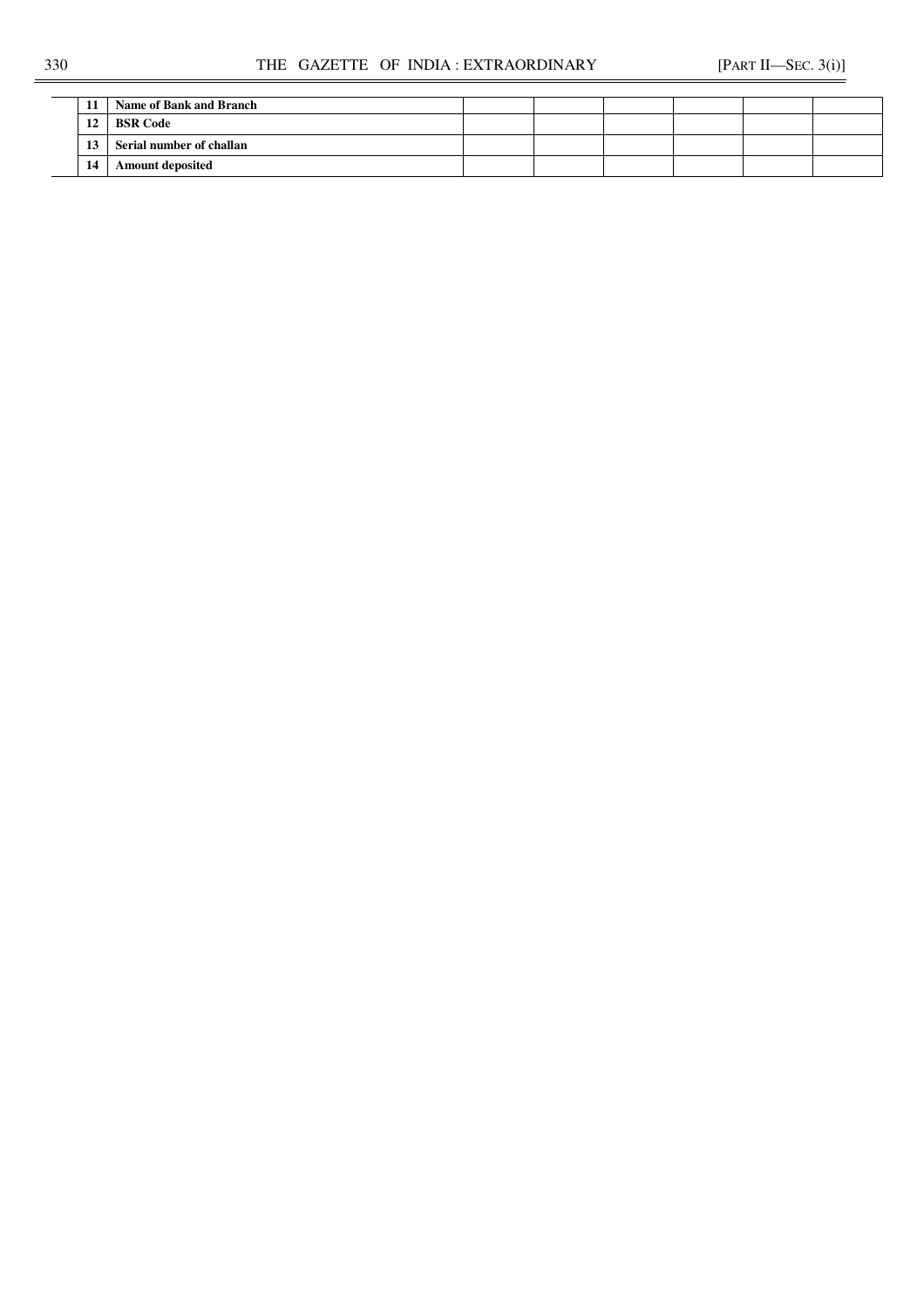| | | | | | | | |
|---|---|---|---|---|---|---|---|
| **11** | **Name of Bank and Branch** | | | | | | |
| **12** | **BSR Code** | | | | | | |
| **13** | **Serial number of challan** | | | | | | |
| **14** | **Amount deposited** | | | | | | |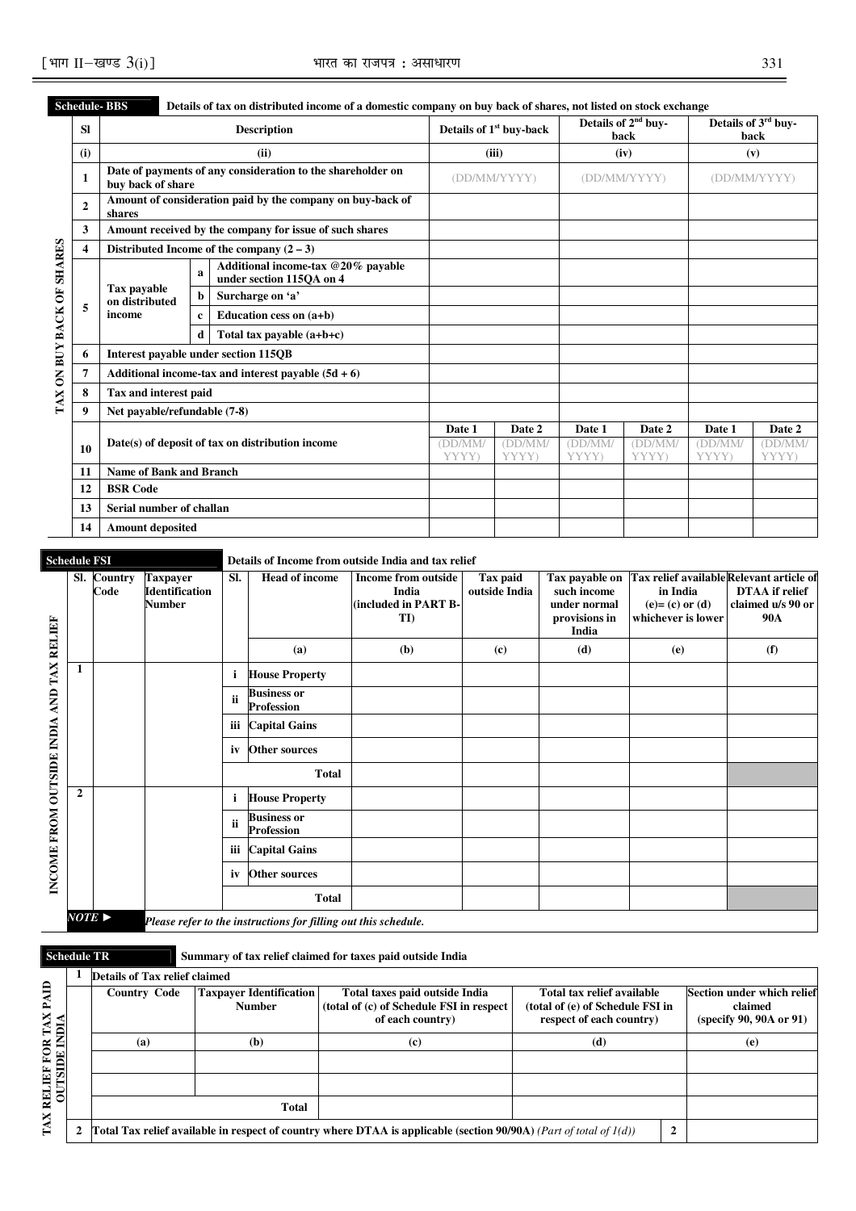**Schedule- BBS** Details of tax on distributed income of a domestic company on buy back of shares, not listed on stock exchange

TAX ON BUY BACK OF SHARES

| Sl | Description | | | Details of 1st buy-back | | Details of 2nd buy-back | | Details of 3rd buy-back | |
|---|---|---|---|---|---|---|---|---|---|
| (i) | (ii) | | | (iii) | | (iv) | | (v) | |
| 1 | Date of payments of any consideration to the shareholder on buy back of share | | | (DD/MM/YYYY) | | (DD/MM/YYYY) | | (DD/MM/YYYY) | |
| 2 | Amount of consideration paid by the company on buy-back of shares | | | | | | | | |
| 3 | Amount received by the company for issue of such shares | | | | | | | | |
| 4 | Distributed Income of the company (2 – 3) | | | | | | | | |
| 5 | Tax payable on distributed income | a | Additional income-tax @20% payable under section 115QA on 4 | | | | | | |
| | | b | Surcharge on 'a' | | | | | | |
| | | c | Education cess on (a+b) | | | | | | |
| | | d | Total tax payable (a+b+c) | | | | | | |
| 6 | Interest payable under section 115QB | | | | | | | | |
| 7 | Additional income-tax and interest payable (5d + 6) | | | | | | | | |
| 8 | Tax and interest paid | | | | | | | | |
| 9 | Net payable/refundable (7-8) | | | | | | | | |
| 10 | Date(s) of deposit of tax on distribution income | | | Date 1 (DD/MM/YYYY) | Date 2 (DD/MM/YYYY) | Date 1 (DD/MM/YYYY) | Date 2 (DD/MM/YYYY) | Date 1 (DD/MM/YYYY) | Date 2 (DD/MM/YYYY) |
| 11 | Name of Bank and Branch | | | | | | | | |
| 12 | BSR Code | | | | | | | | |
| 13 | Serial number of challan | | | | | | | | |
| 14 | Amount deposited | | | | | | | | |

**Schedule FSI** Details of Income from outside India and tax relief

INCOME FROM OUTSIDE INDIA AND TAX RELIEF

| Sl. | Country Code | Taxpayer Identification Number | Sl. | Head of income | Income from outside India (included in PART B-TI) | Tax paid outside India | Tax payable on such income under normal provisions in India | Tax relief available in India (e)= (c) or (d) whichever is lower | Relevant article of DTAA if relief claimed u/s 90 or 90A |
|---|---|---|---|---|---|---|---|---|---|
| | | | | (a) | (b) | (c) | (d) | (e) | (f) |
| 1 | | | i | House Property | | | | | |
| | | | ii | Business or Profession | | | | | |
| | | | iii | Capital Gains | | | | | |
| | | | iv | Other sources | | | | | |
| | | | | Total | | | | | |
| 2 | | | i | House Property | | | | | |
| | | | ii | Business or Profession | | | | | |
| | | | iii | Capital Gains | | | | | |
| | | | iv | Other sources | | | | | |
| | | | | Total | | | | | |

*NOTE ►* *Please refer to the instructions for filling out this schedule.*

**Schedule TR** Summary of tax relief claimed for taxes paid outside India

TAX RELIEF FOR TAX PAID OUTSIDE INDIA

| 1 | Details of Tax relief claimed | | | | |
|---|---|---|---|---|---|
| | Country Code | Taxpayer Identification Number | Total taxes paid outside India (total of (c) of Schedule FSI in respect of each country) | Total tax relief available (total of (e) of Schedule FSI in respect of each country) | Section under which relief claimed (specify 90, 90A or 91) |
| | (a) | (b) | (c) | (d) | (e) |
| | | | | | |
| | | | | | |
| | | Total | | | |
| 2 | Total Tax relief available in respect of country where DTAA is applicable (section 90/90A) *(Part of total of 1(d))* | | | 2 | |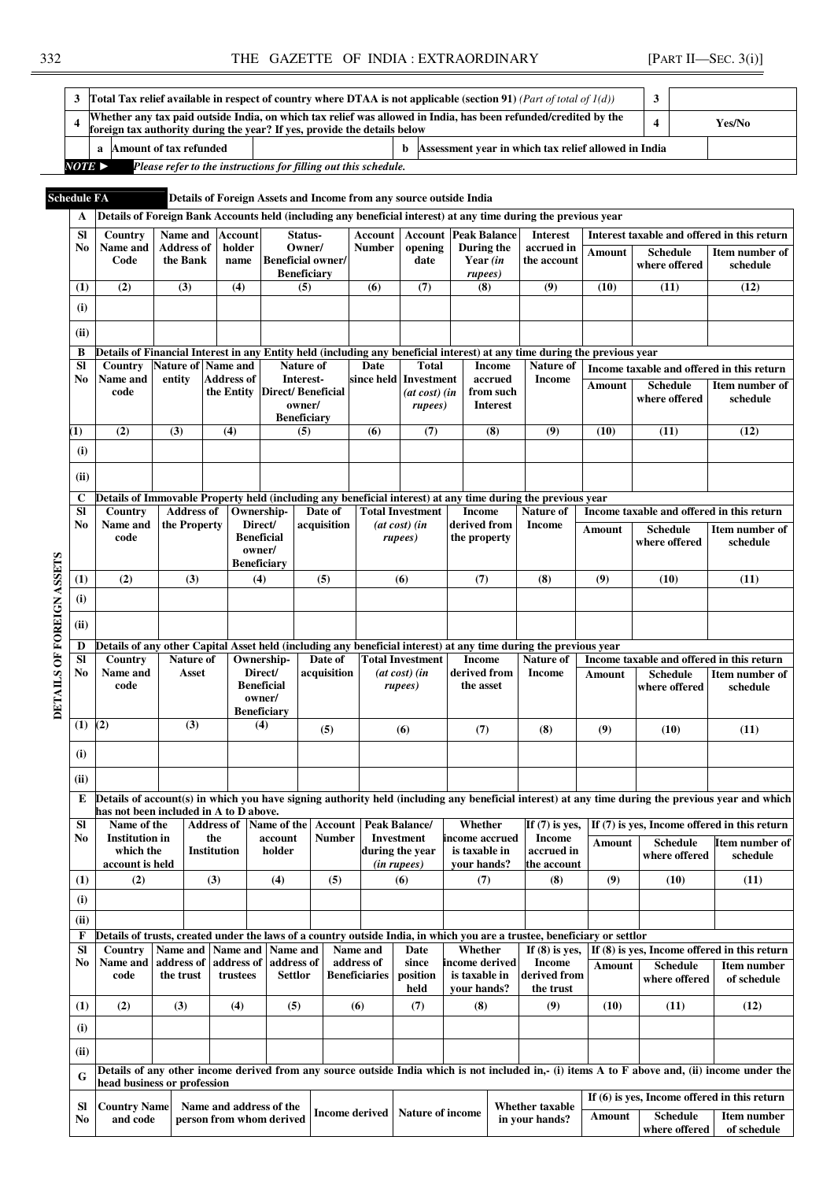| 3 | Total Tax relief available in respect of country where DTAA is not applicable (section 91) *(Part of total of 1(d))* | | | 3 | |
|---|---|---|---|---|---|
| 4 | Whether any tax paid outside India, on which tax relief was allowed in India, has been refunded/credited by the foreign tax authority during the year? If yes, provide the details below | | | 4 | Yes/No |
| | a Amount of tax refunded | | b Assessment year in which tax relief allowed in India | | |

*NOTE ► Please refer to the instructions for filling out this schedule.*

## Schedule FA — Details of Foreign Assets and Income from any source outside India

**DETAILS OF FOREIGN ASSETS**

**A Details of Foreign Bank Accounts held (including any beneficial interest) at any time during the previous year**

| Sl No | Country Name and Code | Name and Address of the Bank | Account holder name | Status- Owner/ Beneficial owner/ Beneficiary | Account Number | Account opening date | Peak Balance During the Year *(in rupees)* | Interest accrued in the account | Interest taxable and offered in this return | | |
|---|---|---|---|---|---|---|---|---|---|---|---|
| | | | | | | | | | Amount | Schedule where offered | Item number of schedule |
| (1) | (2) | (3) | (4) | (5) | (6) | (7) | (8) | (9) | (10) | (11) | (12) |
| (i) | | | | | | | | | | | |
| (ii) | | | | | | | | | | | |

**B Details of Financial Interest in any Entity held (including any beneficial interest) at any time during the previous year**

| Sl No | Country Name and code | Nature of entity | Name and Address of the Entity | Nature of Interest- Direct/ Beneficial owner/ Beneficiary | Date since held | Total Investment *(at cost) (in rupees)* | Income accrued from such Interest | Nature of Income | Income taxable and offered in this return | | |
|---|---|---|---|---|---|---|---|---|---|---|---|
| | | | | | | | | | Amount | Schedule where offered | Item number of schedule |
| (1) | (2) | (3) | (4) | (5) | (6) | (7) | (8) | (9) | (10) | (11) | (12) |
| (i) | | | | | | | | | | | |
| (ii) | | | | | | | | | | | |

**C Details of Immovable Property held (including any beneficial interest) at any time during the previous year**

| Sl No | Country Name and code | Address of the Property | Ownership- Direct/ Beneficial owner/ Beneficiary | Date of acquisition | Total Investment *(at cost) (in rupees)* | Income derived from the property | Nature of Income | Income taxable and offered in this return | | |
|---|---|---|---|---|---|---|---|---|---|---|
| | | | | | | | | Amount | Schedule where offered | Item number of schedule |
| (1) | (2) | (3) | (4) | (5) | (6) | (7) | (8) | (9) | (10) | (11) |
| (i) | | | | | | | | | | |
| (ii) | | | | | | | | | | |

**D Details of any other Capital Asset held (including any beneficial interest) at any time during the previous year**

| Sl No | Country Name and code | Nature of Asset | Ownership- Direct/ Beneficial owner/ Beneficiary | Date of acquisition | Total Investment *(at cost) (in rupees)* | Income derived from the asset | Nature of Income | Income taxable and offered in this return | | |
|---|---|---|---|---|---|---|---|---|---|---|
| | | | | | | | | Amount | Schedule where offered | Item number of schedule |
| (1) | (2) | (3) | (4) | (5) | (6) | (7) | (8) | (9) | (10) | (11) |
| (i) | | | | | | | | | | |
| (ii) | | | | | | | | | | |

**E Details of account(s) in which you have signing authority held (including any beneficial interest) at any time during the previous year and which has not been included in A to D above.**

| Sl No | Name of the Institution in which the account is held | Address of the Institution | Name of the account holder | Account Number | Peak Balance/ Investment during the year *(in rupees)* | Whether income accrued is taxable in your hands? | If (7) is yes, Income accrued in the account | If (7) is yes, Income offered in this return | | |
|---|---|---|---|---|---|---|---|---|---|---|
| | | | | | | | | Amount | Schedule where offered | Item number of schedule |
| (1) | (2) | (3) | (4) | (5) | (6) | (7) | (8) | (9) | (10) | (11) |
| (i) | | | | | | | | | | |
| (ii) | | | | | | | | | | |

**F Details of trusts, created under the laws of a country outside India, in which you are a trustee, beneficiary or settlor**

| Sl No | Country Name and code | Name and address of the trust | Name and address of trustees | Name and address of Settlor | Name and address of Beneficiaries | Date since position held | Whether income derived is taxable in your hands? | If (8) is yes, Income derived from the trust | If (8) is yes, Income offered in this return | | |
|---|---|---|---|---|---|---|---|---|---|---|---|
| | | | | | | | | | Amount | Schedule where offered | Item number of schedule |
| (1) | (2) | (3) | (4) | (5) | (6) | (7) | (8) | (9) | (10) | (11) | (12) |
| (i) | | | | | | | | | | | |
| (ii) | | | | | | | | | | | |

**G Details of any other income derived from any source outside India which is not included in,- (i) items A to F above and, (ii) income under the head business or profession**

| Sl No | Country Name and code | Name and address of the person from whom derived | Income derived | Nature of income | Whether taxable in your hands? | If (6) is yes, Income offered in this return | | |
|---|---|---|---|---|---|---|---|---|
| | | | | | | Amount | Schedule where offered | Item number of schedule |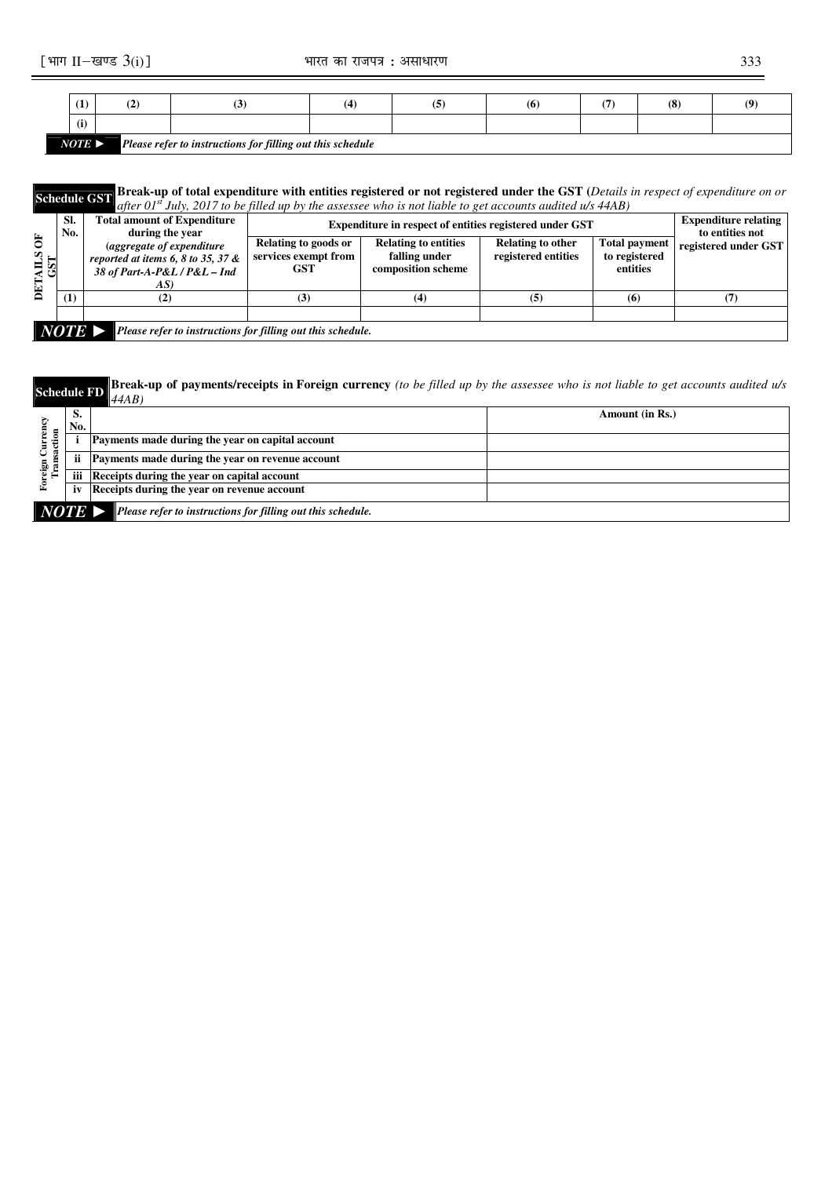| (1) | (2) | (3) | (4) | (5) | (6) | (7) | (8) | (9) |
|---|---|---|---|---|---|---|---|---|
| (i) | | | | | | | | |

*NOTE ►* *Please refer to instructions for filling out this schedule*

**Schedule GST** **Break-up of total expenditure with entities registered or not registered under the GST (***Details in respect of expenditure on or after 01st July, 2017 to be filled up by the assessee who is not liable to get accounts audited u/s 44AB***)**

**DETAILS OF GST**

| Sl. No. | Total amount of Expenditure during the year (*aggregate of expenditure reported at items 6, 8 to 35, 37 & 38 of Part-A-P&L / P&L – Ind AS*) | Expenditure in respect of entities registered under GST | | | | Expenditure relating to entities not registered under GST |
|---|---|---|---|---|---|---|
| | | Relating to goods or services exempt from GST | Relating to entities falling under composition scheme | Relating to other registered entities | Total payment to registered entities | |
| (1) | (2) | (3) | (4) | (5) | (6) | (7) |
| | | | | | | |

*NOTE ►* *Please refer to instructions for filling out this schedule.*

**Schedule FD** **Break-up of payments/receipts in Foreign currency** *(to be filled up by the assessee who is not liable to get accounts audited u/s 44AB)*

**Foreign Currency Transaction**

| S. No. | | Amount (in Rs.) |
|---|---|---|
| i | Payments made during the year on capital account | |
| ii | Payments made during the year on revenue account | |
| iii | Receipts during the year on capital account | |
| iv | Receipts during the year on revenue account | |

*NOTE ►* *Please refer to instructions for filling out this schedule.*